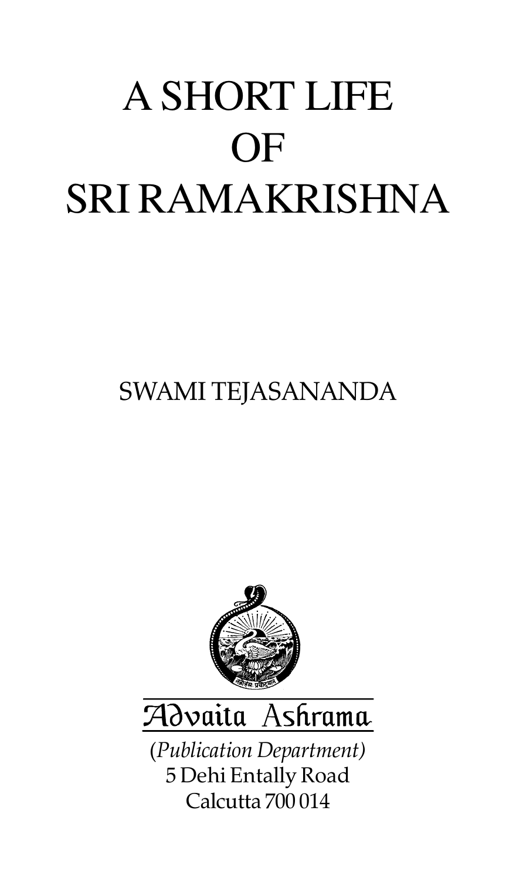# A SHORT LIFE OF SRI RAMAKRISHNA

SWAMI TEJASANANDA

Advaita Ashrama

(*Publication Department)*
5 Dehi Entally Road
Calcutta 700 014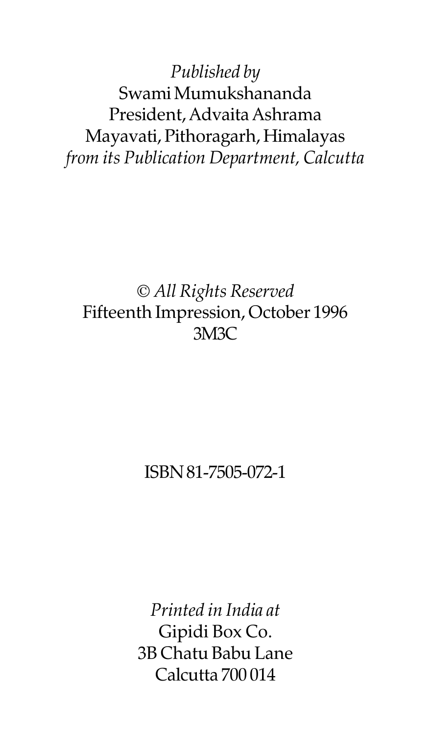*Published by*
Swami Mumukshananda
President, Advaita Ashrama
Mayavati, Pithoragarh, Himalayas
*from its Publication Department, Calcutta*

© *All Rights Reserved*
Fifteenth Impression, October 1996
3M3C

ISBN 81-7505-072-1

*Printed in India at*
Gipidi Box Co.
3B Chatu Babu Lane
Calcutta 700 014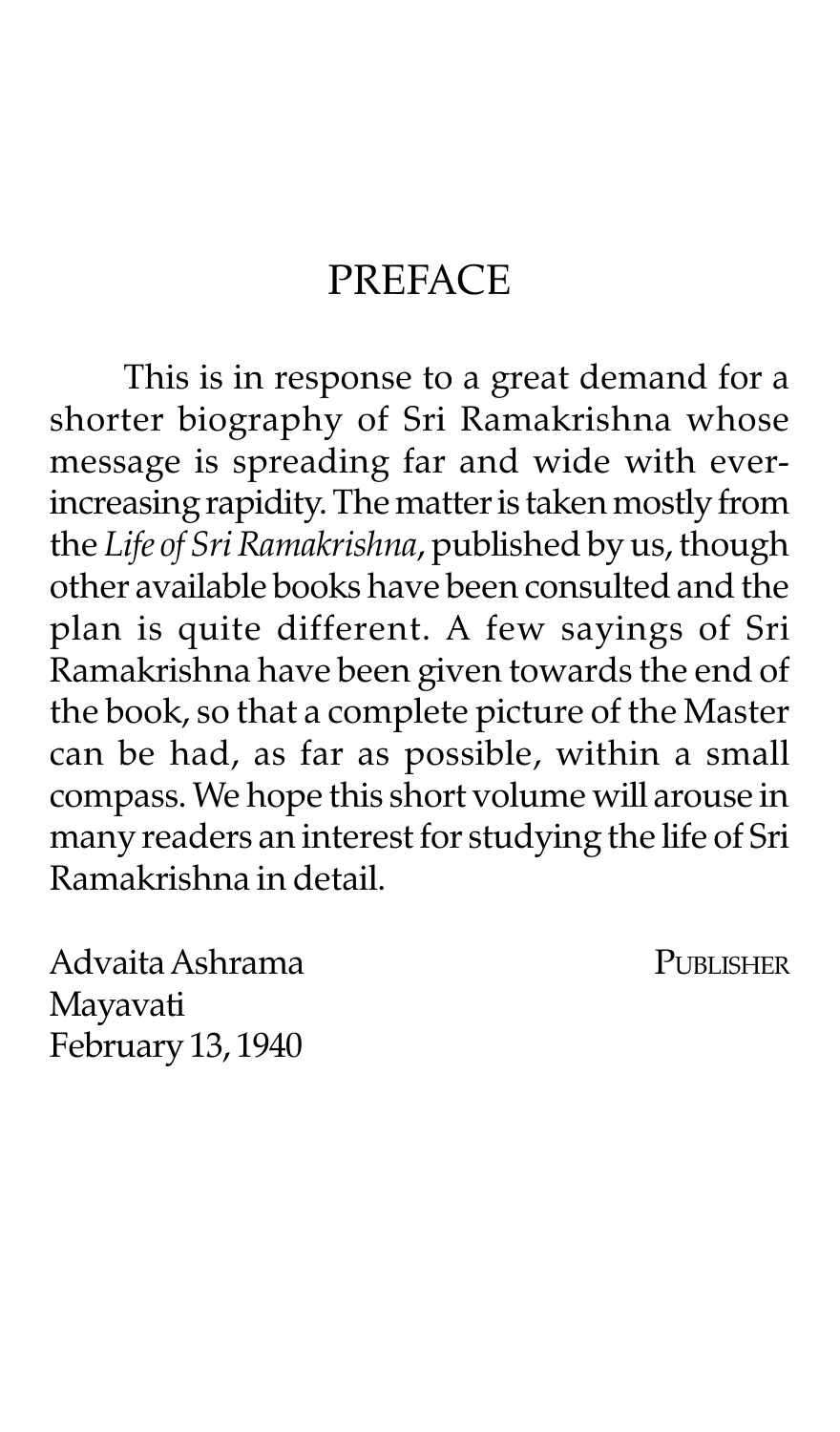# PREFACE

This is in response to a great demand for a shorter biography of Sri Ramakrishna whose message is spreading far and wide with ever-increasing rapidity. The matter is taken mostly from the *Life of Sri Ramakrishna*, published by us, though other available books have been consulted and the plan is quite different. A few sayings of Sri Ramakrishna have been given towards the end of the book, so that a complete picture of the Master can be had, as far as possible, within a small compass. We hope this short volume will arouse in many readers an interest for studying the life of Sri Ramakrishna in detail.

Advaita Ashrama
Mayavati
February 13, 1940

PUBLISHER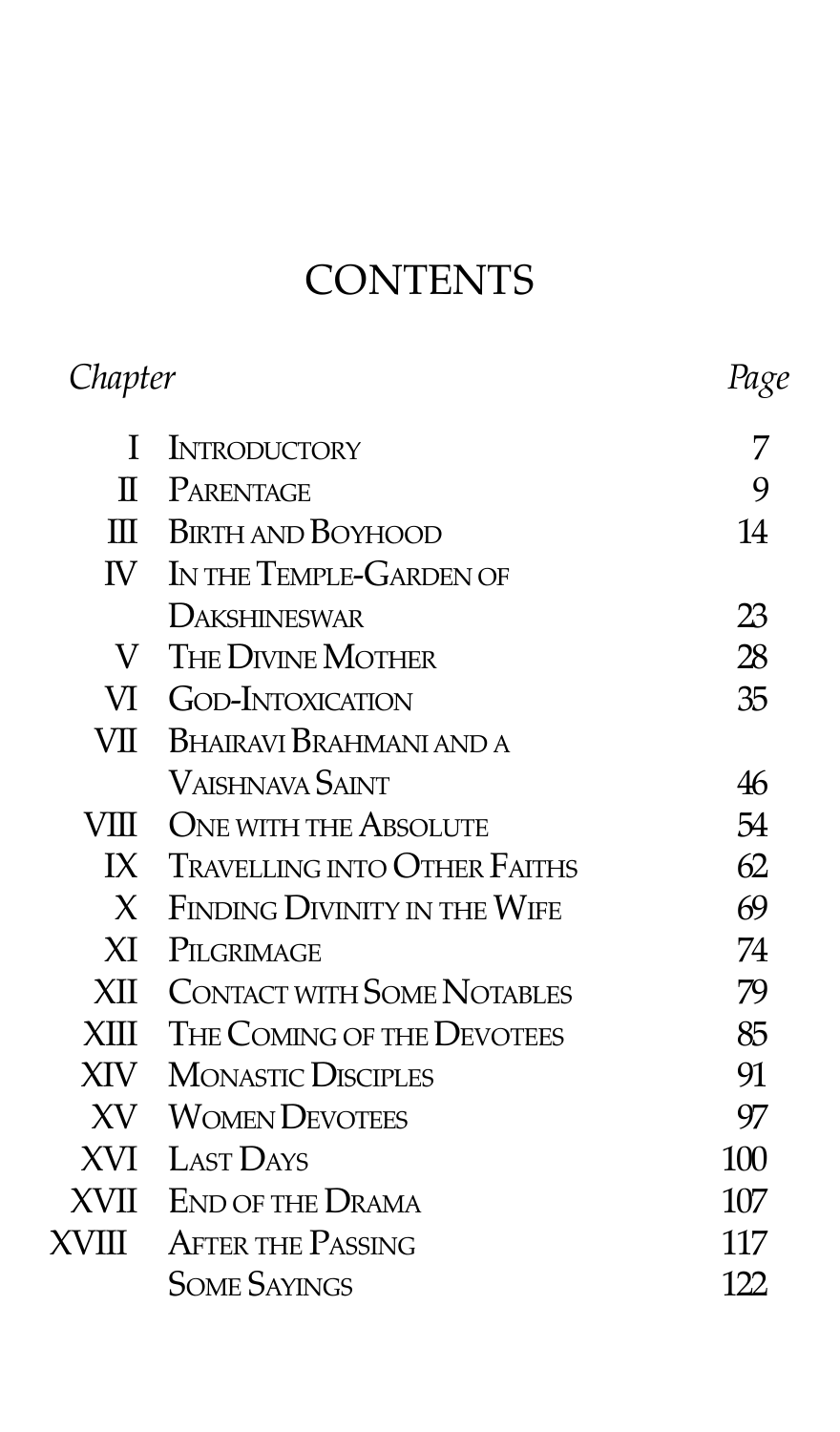# CONTENTS

| *Chapter* | | *Page* |
|---|---|---|
| I | Introductory | 7 |
| II | Parentage | 9 |
| III | Birth and Boyhood | 14 |
| IV | In the Temple-Garden of Dakshineswar | 23 |
| V | The Divine Mother | 28 |
| VI | God-Intoxication | 35 |
| VII | Bhairavi Brahmani and a Vaishnava Saint | 46 |
| VIII | One with the Absolute | 54 |
| IX | Travelling into Other Faiths | 62 |
| X | Finding Divinity in the Wife | 69 |
| XI | Pilgrimage | 74 |
| XII | Contact with Some Notables | 79 |
| XIII | The Coming of the Devotees | 85 |
| XIV | Monastic Disciples | 91 |
| XV | Women Devotees | 97 |
| XVI | Last Days | 100 |
| XVII | End of the Drama | 107 |
| XVIII | After the Passing | 117 |
| | Some Sayings | 122 |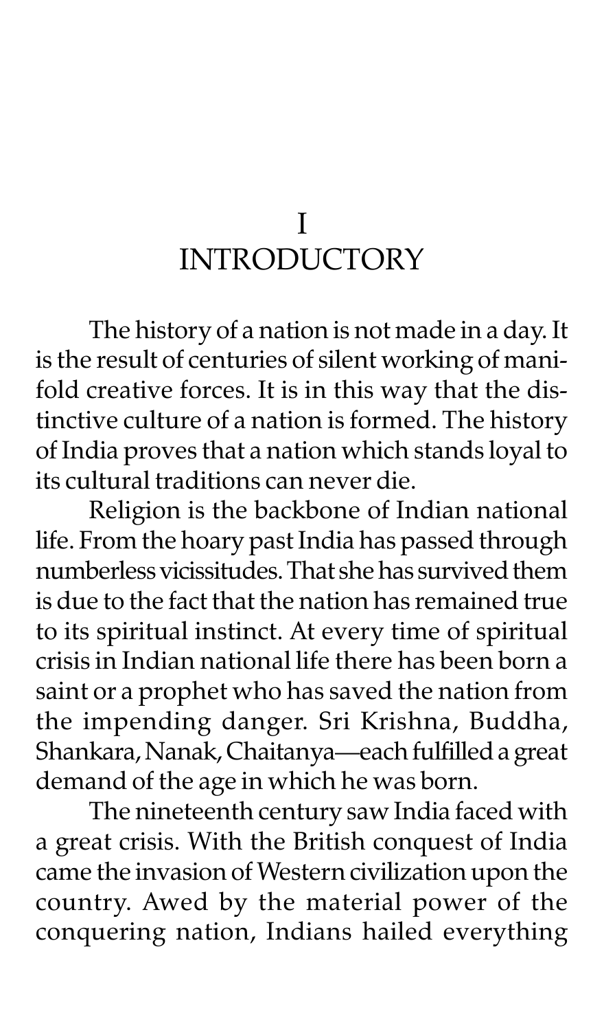# I
# INTRODUCTORY

The history of a nation is not made in a day. It is the result of centuries of silent working of manifold creative forces. It is in this way that the distinctive culture of a nation is formed. The history of India proves that a nation which stands loyal to its cultural traditions can never die.

Religion is the backbone of Indian national life. From the hoary past India has passed through numberless vicissitudes. That she has survived them is due to the fact that the nation has remained true to its spiritual instinct. At every time of spiritual crisis in Indian national life there has been born a saint or a prophet who has saved the nation from the impending danger. Sri Krishna, Buddha, Shankara, Nanak, Chaitanya—each fulfilled a great demand of the age in which he was born.

The nineteenth century saw India faced with a great crisis. With the British conquest of India came the invasion of Western civilization upon the country. Awed by the material power of the conquering nation, Indians hailed everything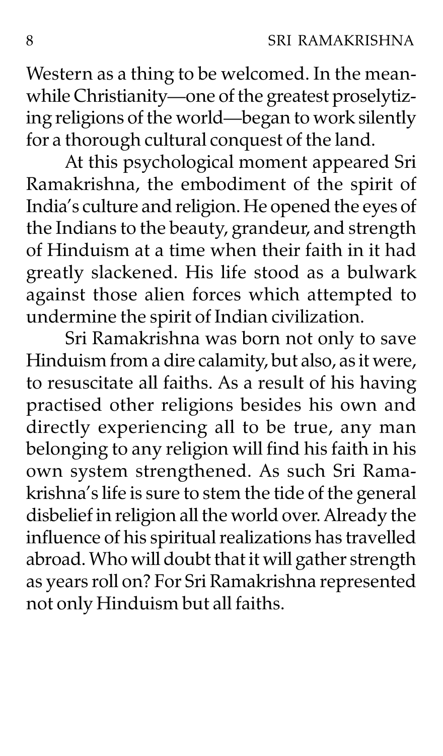Western as a thing to be welcomed. In the meanwhile Christianity—one of the greatest proselytizing religions of the world—began to work silently for a thorough cultural conquest of the land.

At this psychological moment appeared Sri Ramakrishna, the embodiment of the spirit of India's culture and religion. He opened the eyes of the Indians to the beauty, grandeur, and strength of Hinduism at a time when their faith in it had greatly slackened. His life stood as a bulwark against those alien forces which attempted to undermine the spirit of Indian civilization.

Sri Ramakrishna was born not only to save Hinduism from a dire calamity, but also, as it were, to resuscitate all faiths. As a result of his having practised other religions besides his own and directly experiencing all to be true, any man belonging to any religion will find his faith in his own system strengthened. As such Sri Ramakrishna's life is sure to stem the tide of the general disbelief in religion all the world over. Already the influence of his spiritual realizations has travelled abroad. Who will doubt that it will gather strength as years roll on? For Sri Ramakrishna represented not only Hinduism but all faiths.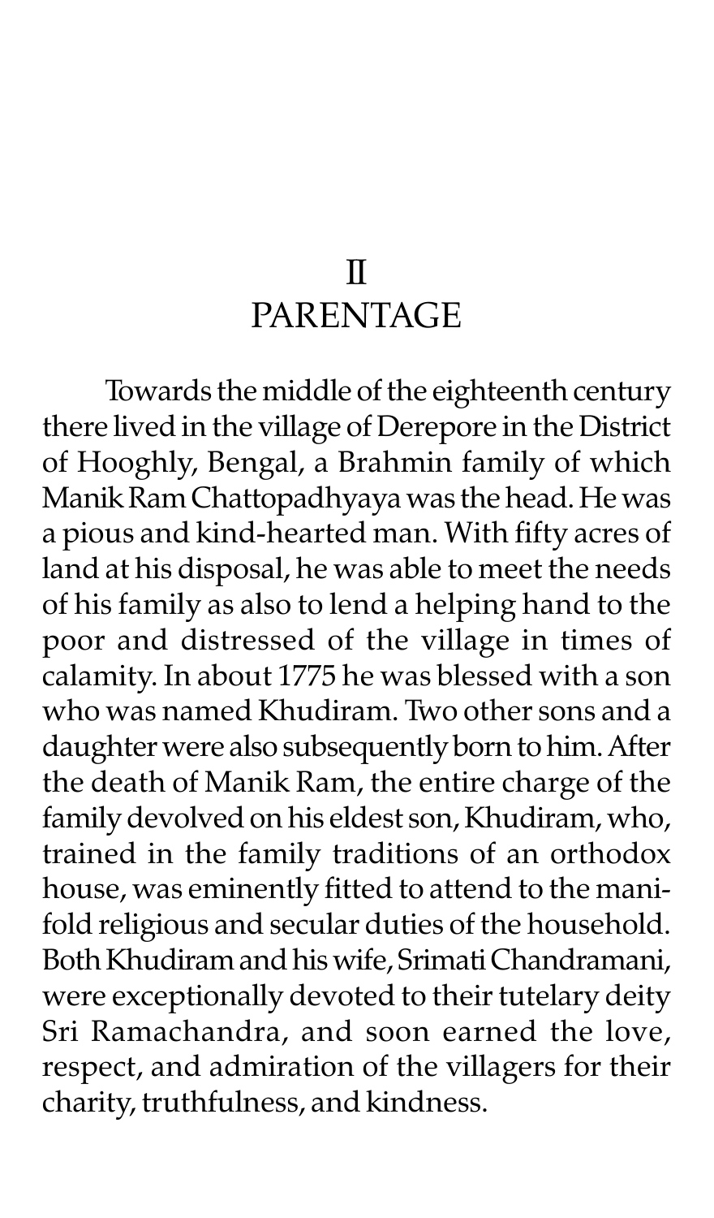# II
# PARENTAGE

Towards the middle of the eighteenth century there lived in the village of Derepore in the District of Hooghly, Bengal, a Brahmin family of which Manik Ram Chattopadhyaya was the head. He was a pious and kind-hearted man. With fifty acres of land at his disposal, he was able to meet the needs of his family as also to lend a helping hand to the poor and distressed of the village in times of calamity. In about 1775 he was blessed with a son who was named Khudiram. Two other sons and a daughter were also subsequently born to him. After the death of Manik Ram, the entire charge of the family devolved on his eldest son, Khudiram, who, trained in the family traditions of an orthodox house, was eminently fitted to attend to the manifold religious and secular duties of the household. Both Khudiram and his wife, Srimati Chandramani, were exceptionally devoted to their tutelary deity Sri Ramachandra, and soon earned the love, respect, and admiration of the villagers for their charity, truthfulness, and kindness.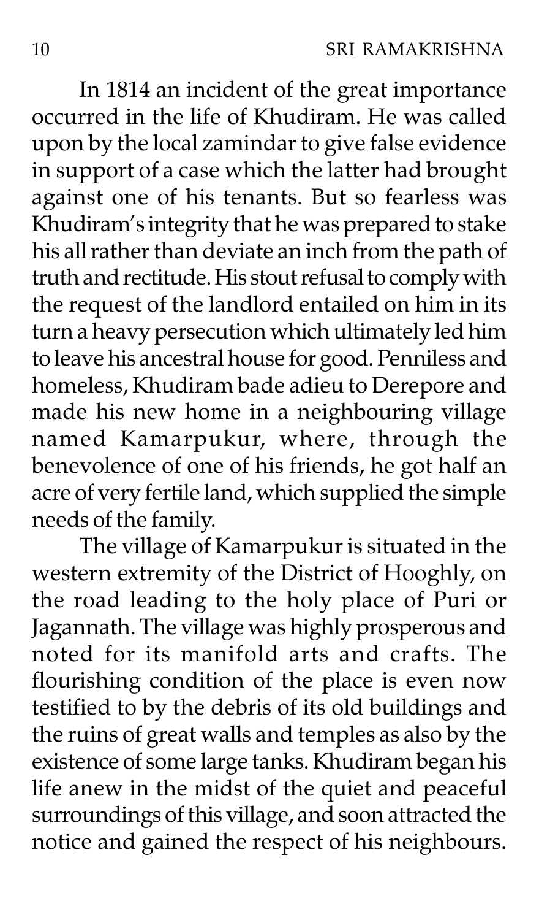In 1814 an incident of the great importance occurred in the life of Khudiram. He was called upon by the local zamindar to give false evidence in support of a case which the latter had brought against one of his tenants. But so fearless was Khudiram's integrity that he was prepared to stake his all rather than deviate an inch from the path of truth and rectitude. His stout refusal to comply with the request of the landlord entailed on him in its turn a heavy persecution which ultimately led him to leave his ancestral house for good. Penniless and homeless, Khudiram bade adieu to Derepore and made his new home in a neighbouring village named Kamarpukur, where, through the benevolence of one of his friends, he got half an acre of very fertile land, which supplied the simple needs of the family.

The village of Kamarpukur is situated in the western extremity of the District of Hooghly, on the road leading to the holy place of Puri or Jagannath. The village was highly prosperous and noted for its manifold arts and crafts. The flourishing condition of the place is even now testified to by the debris of its old buildings and the ruins of great walls and temples as also by the existence of some large tanks. Khudiram began his life anew in the midst of the quiet and peaceful surroundings of this village, and soon attracted the notice and gained the respect of his neighbours.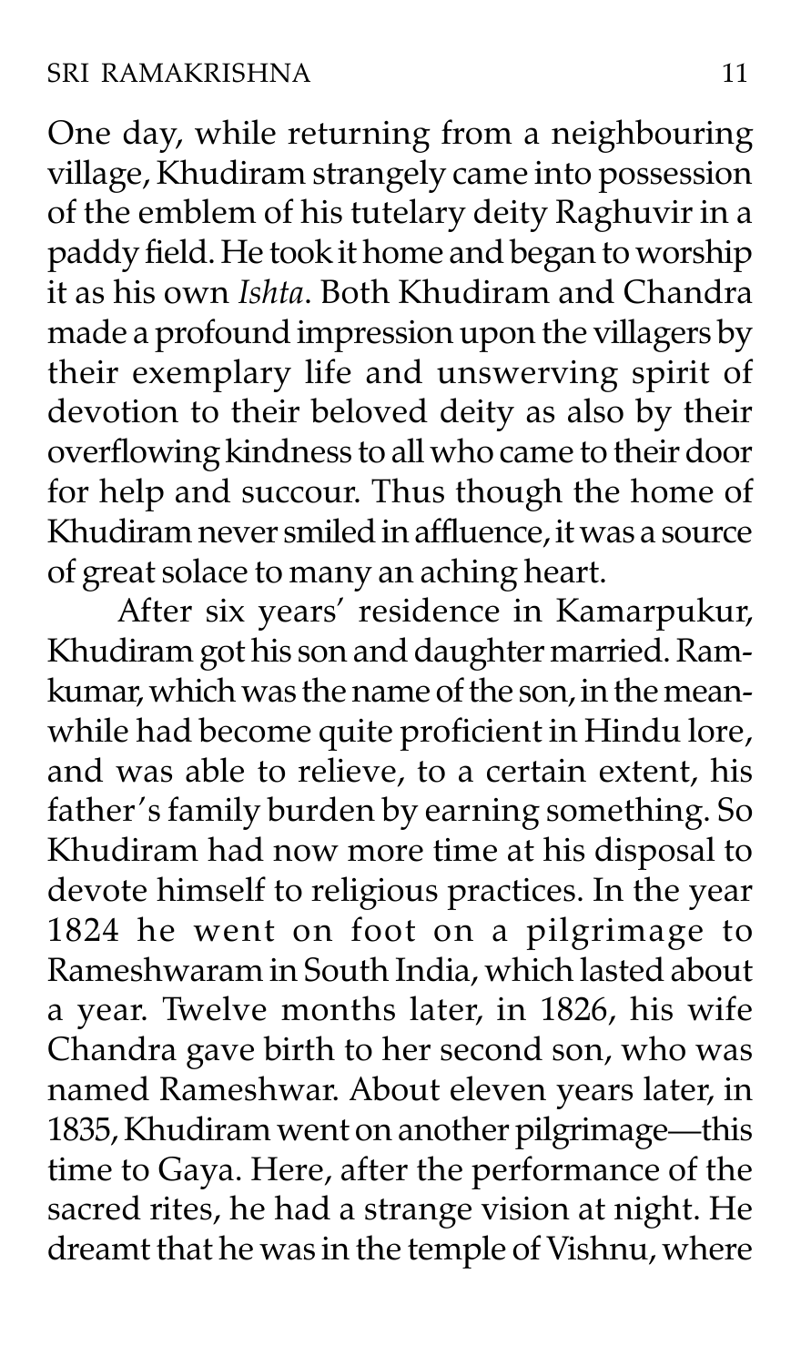One day, while returning from a neighbouring village, Khudiram strangely came into possession of the emblem of his tutelary deity Raghuvir in a paddy field. He took it home and began to worship it as his own *Ishta*. Both Khudiram and Chandra made a profound impression upon the villagers by their exemplary life and unswerving spirit of devotion to their beloved deity as also by their overflowing kindness to all who came to their door for help and succour. Thus though the home of Khudiram never smiled in affluence, it was a source of great solace to many an aching heart.

After six years' residence in Kamarpukur, Khudiram got his son and daughter married. Ramkumar, which was the name of the son, in the meanwhile had become quite proficient in Hindu lore, and was able to relieve, to a certain extent, his father's family burden by earning something. So Khudiram had now more time at his disposal to devote himself to religious practices. In the year 1824 he went on foot on a pilgrimage to Rameshwaram in South India, which lasted about a year. Twelve months later, in 1826, his wife Chandra gave birth to her second son, who was named Rameshwar. About eleven years later, in 1835, Khudiram went on another pilgrimage—this time to Gaya. Here, after the performance of the sacred rites, he had a strange vision at night. He dreamt that he was in the temple of Vishnu, where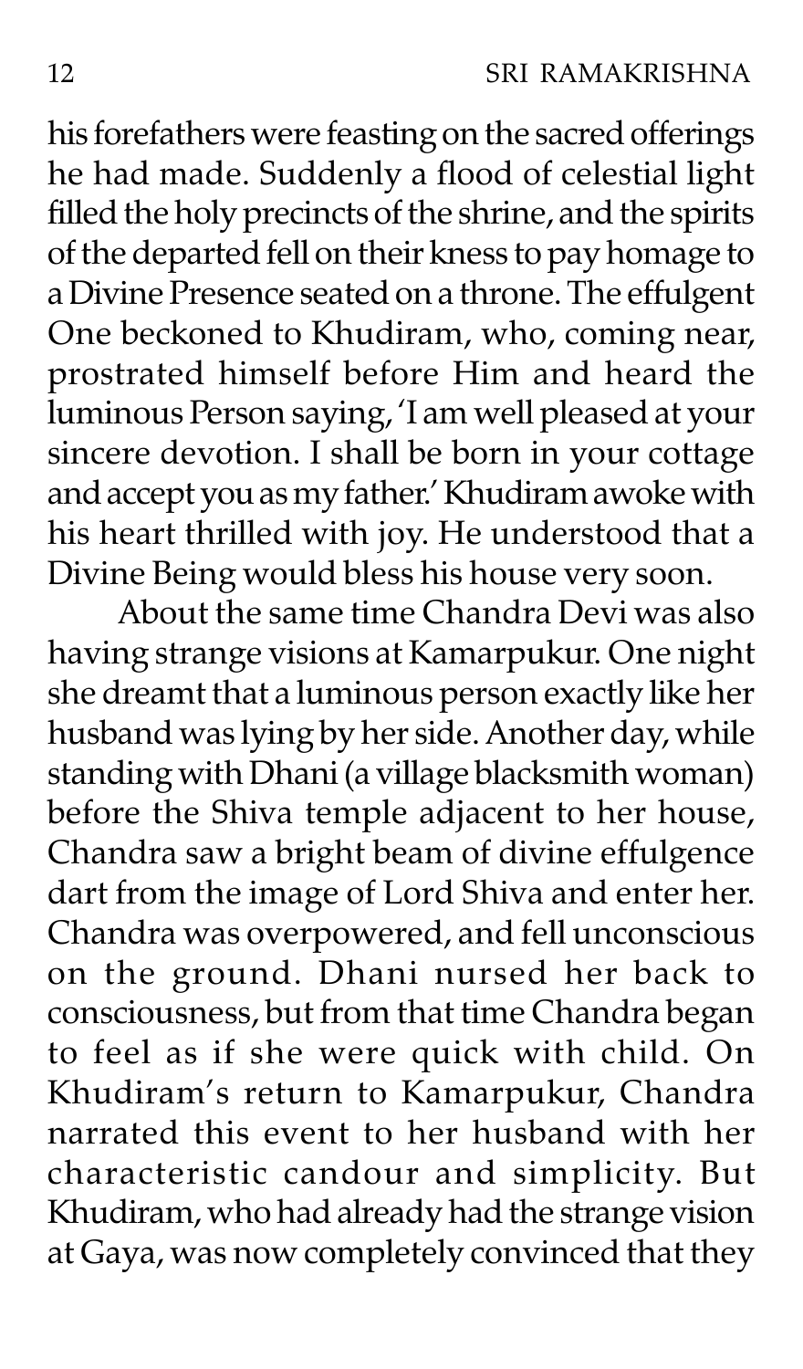his forefathers were feasting on the sacred offerings he had made. Suddenly a flood of celestial light filled the holy precincts of the shrine, and the spirits of the departed fell on their kness to pay homage to a Divine Presence seated on a throne. The effulgent One beckoned to Khudiram, who, coming near, prostrated himself before Him and heard the luminous Person saying, 'I am well pleased at your sincere devotion. I shall be born in your cottage and accept you as my father.' Khudiram awoke with his heart thrilled with joy. He understood that a Divine Being would bless his house very soon.

About the same time Chandra Devi was also having strange visions at Kamarpukur. One night she dreamt that a luminous person exactly like her husband was lying by her side. Another day, while standing with Dhani (a village blacksmith woman) before the Shiva temple adjacent to her house, Chandra saw a bright beam of divine effulgence dart from the image of Lord Shiva and enter her. Chandra was overpowered, and fell unconscious on the ground. Dhani nursed her back to consciousness, but from that time Chandra began to feel as if she were quick with child. On Khudiram's return to Kamarpukur, Chandra narrated this event to her husband with her characteristic candour and simplicity. But Khudiram, who had already had the strange vision at Gaya, was now completely convinced that they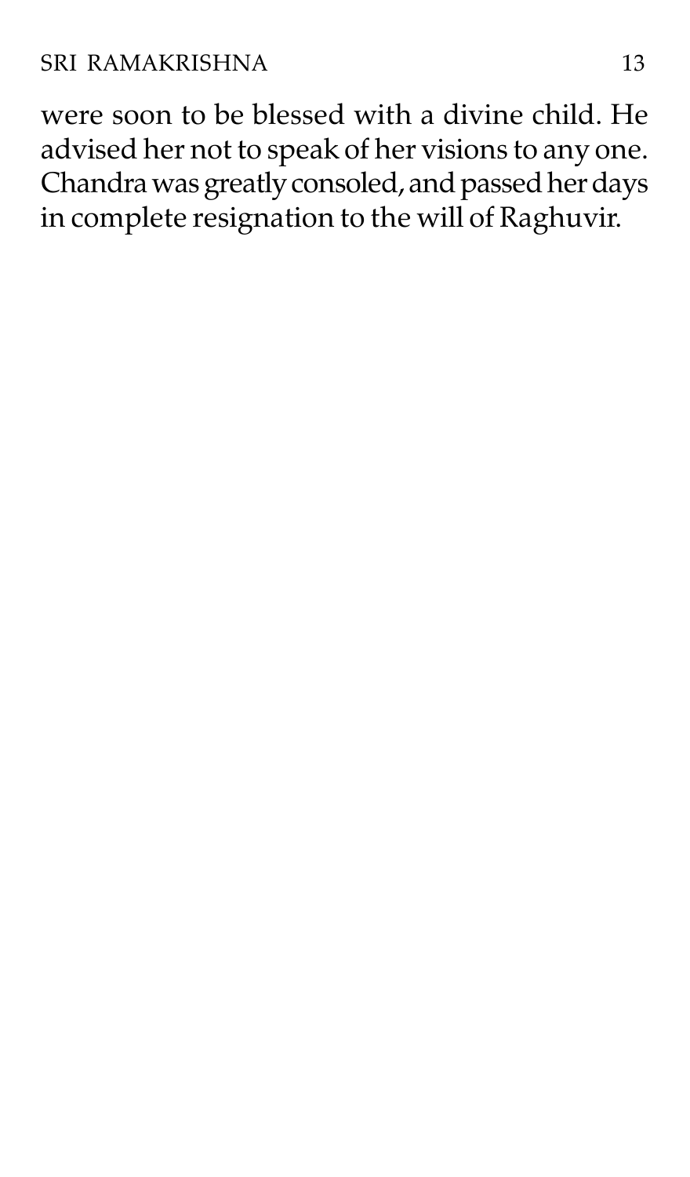were soon to be blessed with a divine child. He advised her not to speak of her visions to any one. Chandra was greatly consoled, and passed her days in complete resignation to the will of Raghuvir.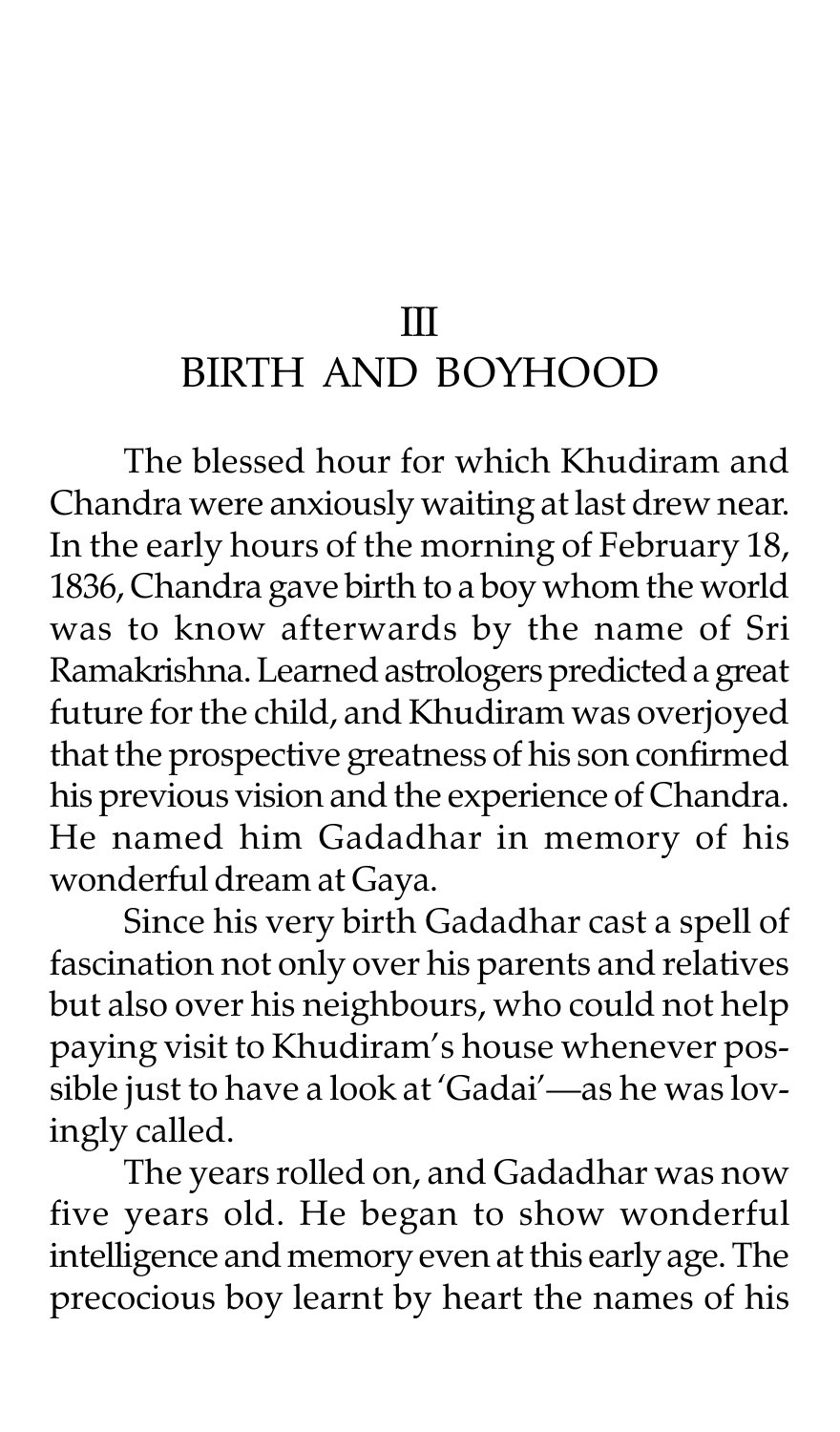# III
# BIRTH AND BOYHOOD

The blessed hour for which Khudiram and Chandra were anxiously waiting at last drew near. In the early hours of the morning of February 18, 1836, Chandra gave birth to a boy whom the world was to know afterwards by the name of Sri Ramakrishna. Learned astrologers predicted a great future for the child, and Khudiram was overjoyed that the prospective greatness of his son confirmed his previous vision and the experience of Chandra. He named him Gadadhar in memory of his wonderful dream at Gaya.

Since his very birth Gadadhar cast a spell of fascination not only over his parents and relatives but also over his neighbours, who could not help paying visit to Khudiram's house whenever possible just to have a look at 'Gadai'—as he was lovingly called.

The years rolled on, and Gadadhar was now five years old. He began to show wonderful intelligence and memory even at this early age. The precocious boy learnt by heart the names of his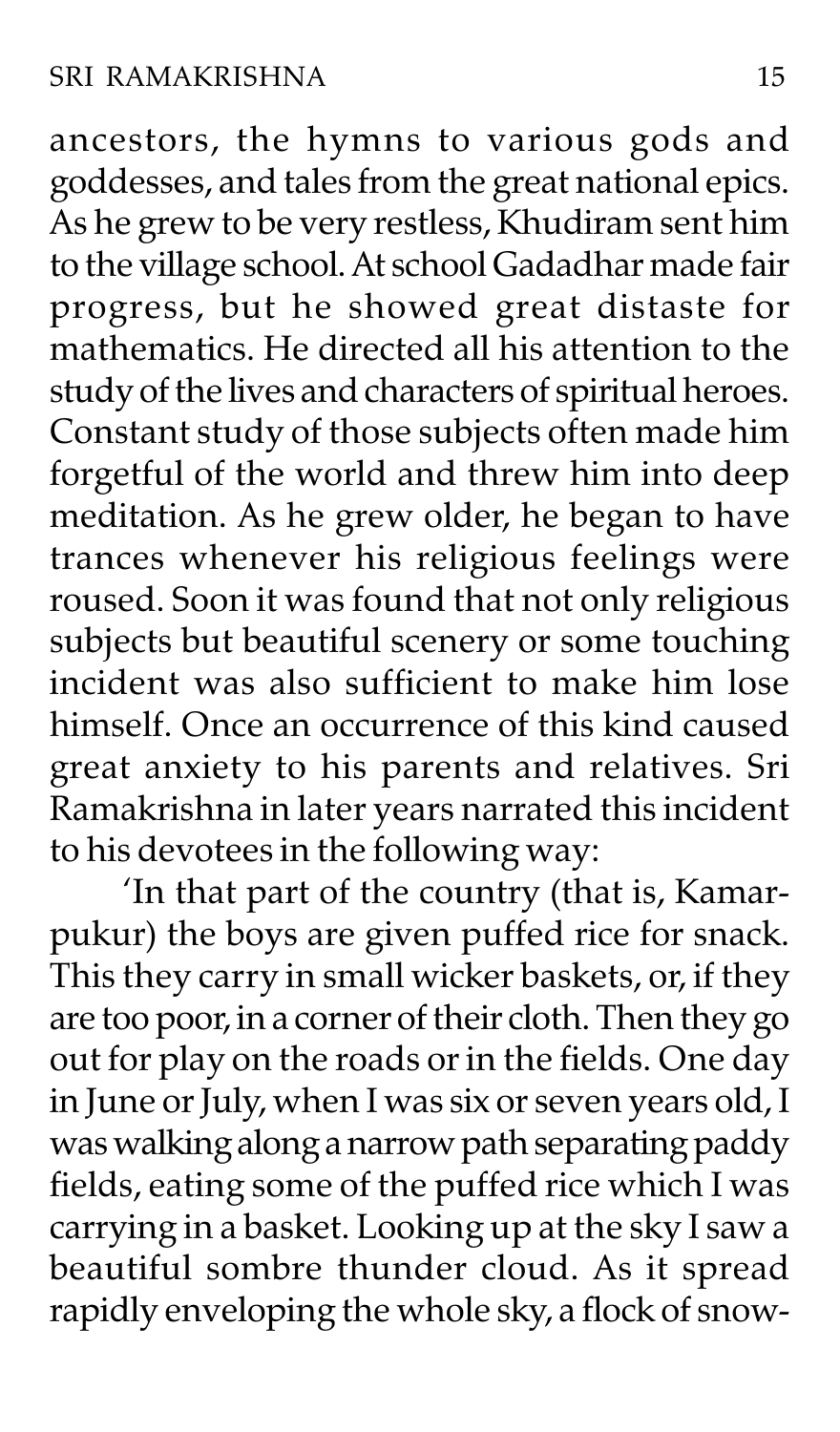ancestors, the hymns to various gods and goddesses, and tales from the great national epics. As he grew to be very restless, Khudiram sent him to the village school. At school Gadadhar made fair progress, but he showed great distaste for mathematics. He directed all his attention to the study of the lives and characters of spiritual heroes. Constant study of those subjects often made him forgetful of the world and threw him into deep meditation. As he grew older, he began to have trances whenever his religious feelings were roused. Soon it was found that not only religious subjects but beautiful scenery or some touching incident was also sufficient to make him lose himself. Once an occurrence of this kind caused great anxiety to his parents and relatives. Sri Ramakrishna in later years narrated this incident to his devotees in the following way:

'In that part of the country (that is, Kamarpukur) the boys are given puffed rice for snack. This they carry in small wicker baskets, or, if they are too poor, in a corner of their cloth. Then they go out for play on the roads or in the fields. One day in June or July, when I was six or seven years old, I was walking along a narrow path separating paddy fields, eating some of the puffed rice which I was carrying in a basket. Looking up at the sky I saw a beautiful sombre thunder cloud. As it spread rapidly enveloping the whole sky, a flock of snow-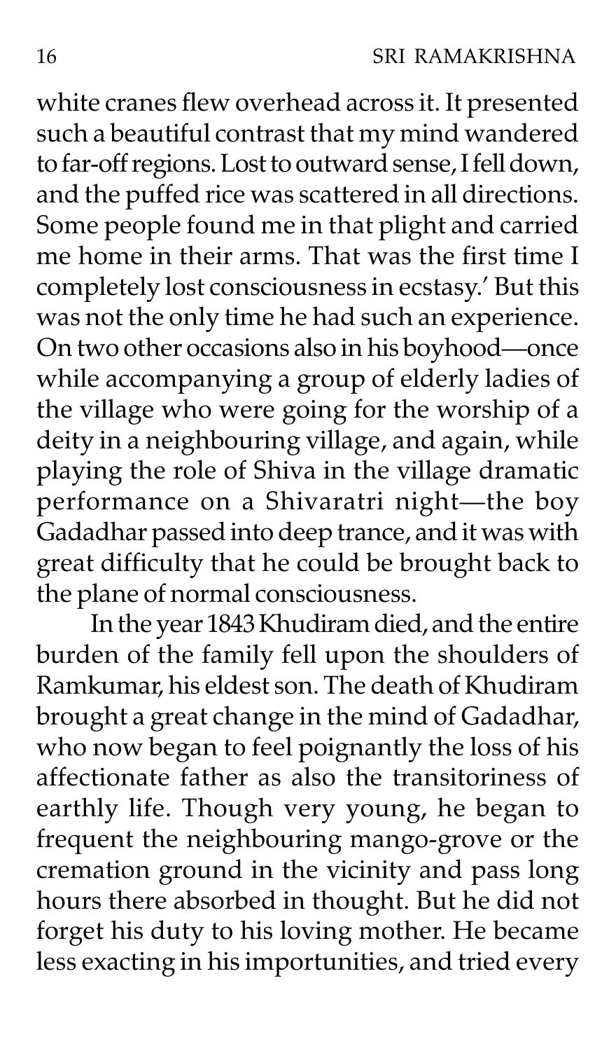white cranes flew overhead across it. It presented such a beautiful contrast that my mind wandered to far-off regions. Lost to outward sense, I fell down, and the puffed rice was scattered in all directions. Some people found me in that plight and carried me home in their arms. That was the first time I completely lost consciousness in ecstasy.' But this was not the only time he had such an experience. On two other occasions also in his boyhood—once while accompanying a group of elderly ladies of the village who were going for the worship of a deity in a neighbouring village, and again, while playing the role of Shiva in the village dramatic performance on a Shivaratri night—the boy Gadadhar passed into deep trance, and it was with great difficulty that he could be brought back to the plane of normal consciousness.

In the year 1843 Khudiram died, and the entire burden of the family fell upon the shoulders of Ramkumar, his eldest son. The death of Khudiram brought a great change in the mind of Gadadhar, who now began to feel poignantly the loss of his affectionate father as also the transitoriness of earthly life. Though very young, he began to frequent the neighbouring mango-grove or the cremation ground in the vicinity and pass long hours there absorbed in thought. But he did not forget his duty to his loving mother. He became less exacting in his importunities, and tried every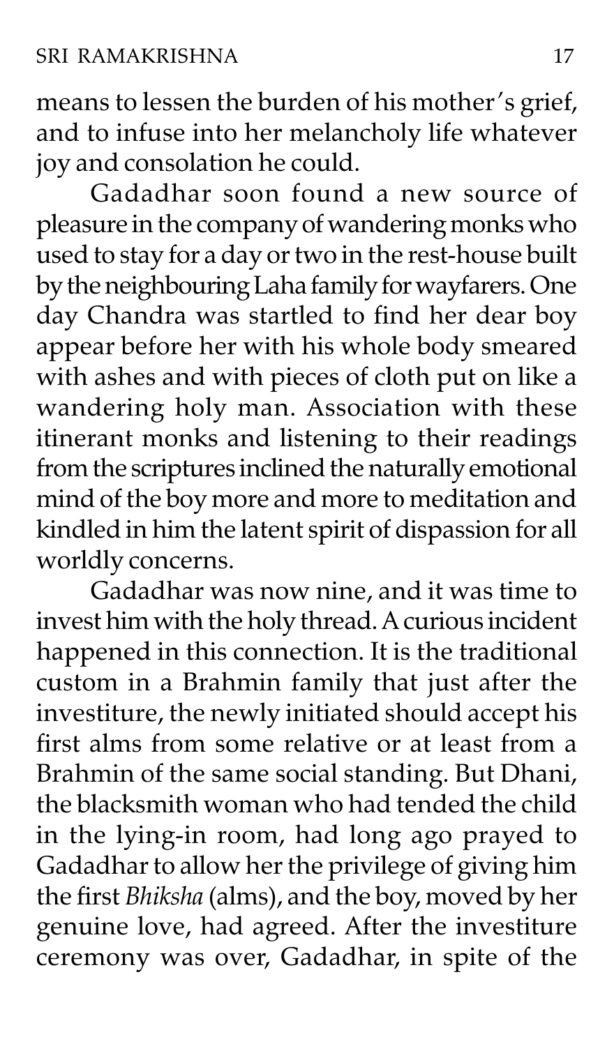means to lessen the burden of his mother's grief, and to infuse into her melancholy life whatever joy and consolation he could.

Gadadhar soon found a new source of pleasure in the company of wandering monks who used to stay for a day or two in the rest-house built by the neighbouring Laha family for wayfarers. One day Chandra was startled to find her dear boy appear before her with his whole body smeared with ashes and with pieces of cloth put on like a wandering holy man. Association with these itinerant monks and listening to their readings from the scriptures inclined the naturally emotional mind of the boy more and more to meditation and kindled in him the latent spirit of dispassion for all worldly concerns.

Gadadhar was now nine, and it was time to invest him with the holy thread. A curious incident happened in this connection. It is the traditional custom in a Brahmin family that just after the investiture, the newly initiated should accept his first alms from some relative or at least from a Brahmin of the same social standing. But Dhani, the blacksmith woman who had tended the child in the lying-in room, had long ago prayed to Gadadhar to allow her the privilege of giving him the first *Bhiksha* (alms), and the boy, moved by her genuine love, had agreed. After the investiture ceremony was over, Gadadhar, in spite of the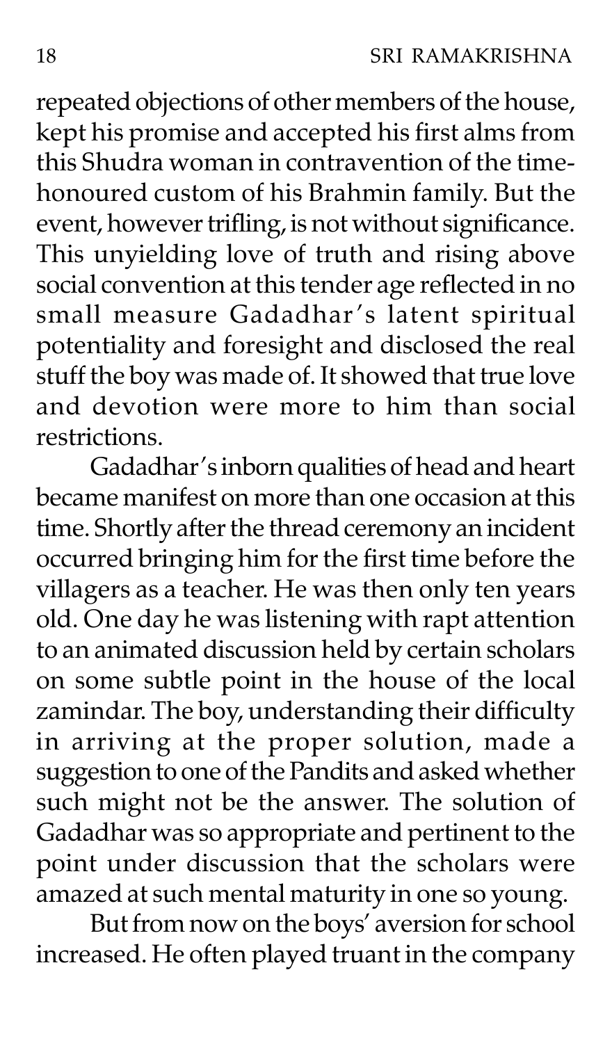repeated objections of other members of the house, kept his promise and accepted his first alms from this Shudra woman in contravention of the time-honoured custom of his Brahmin family. But the event, however trifling, is not without significance. This unyielding love of truth and rising above social convention at this tender age reflected in no small measure Gadadhar's latent spiritual potentiality and foresight and disclosed the real stuff the boy was made of. It showed that true love and devotion were more to him than social restrictions.

Gadadhar's inborn qualities of head and heart became manifest on more than one occasion at this time. Shortly after the thread ceremony an incident occurred bringing him for the first time before the villagers as a teacher. He was then only ten years old. One day he was listening with rapt attention to an animated discussion held by certain scholars on some subtle point in the house of the local zamindar. The boy, understanding their difficulty in arriving at the proper solution, made a suggestion to one of the Pandits and asked whether such might not be the answer. The solution of Gadadhar was so appropriate and pertinent to the point under discussion that the scholars were amazed at such mental maturity in one so young.

But from now on the boys' aversion for school increased. He often played truant in the company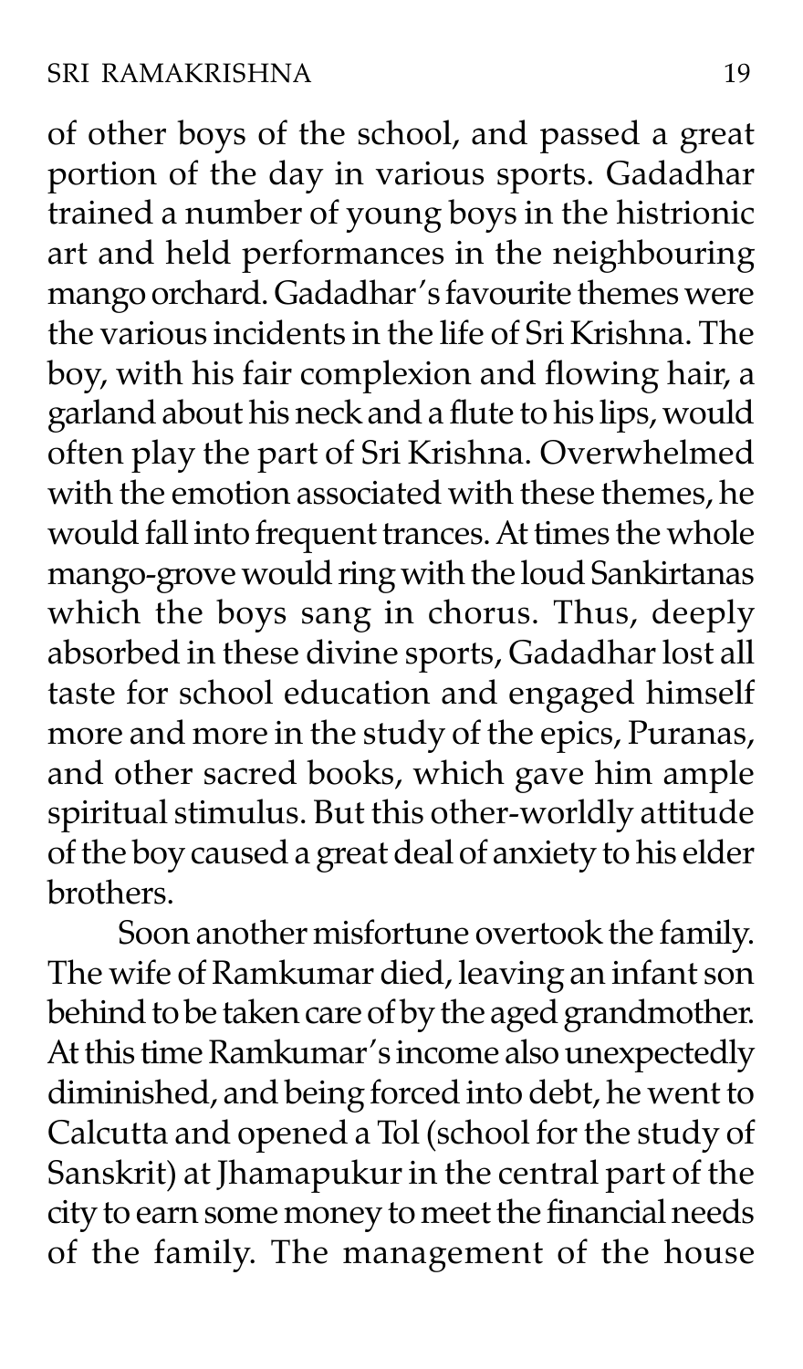of other boys of the school, and passed a great portion of the day in various sports. Gadadhar trained a number of young boys in the histrionic art and held performances in the neighbouring mango orchard. Gadadhar's favourite themes were the various incidents in the life of Sri Krishna. The boy, with his fair complexion and flowing hair, a garland about his neck and a flute to his lips, would often play the part of Sri Krishna. Overwhelmed with the emotion associated with these themes, he would fall into frequent trances. At times the whole mango-grove would ring with the loud Sankirtanas which the boys sang in chorus. Thus, deeply absorbed in these divine sports, Gadadhar lost all taste for school education and engaged himself more and more in the study of the epics, Puranas, and other sacred books, which gave him ample spiritual stimulus. But this other-worldly attitude of the boy caused a great deal of anxiety to his elder brothers.

Soon another misfortune overtook the family. The wife of Ramkumar died, leaving an infant son behind to be taken care of by the aged grandmother. At this time Ramkumar's income also unexpectedly diminished, and being forced into debt, he went to Calcutta and opened a Tol (school for the study of Sanskrit) at Jhamapukur in the central part of the city to earn some money to meet the financial needs of the family. The management of the house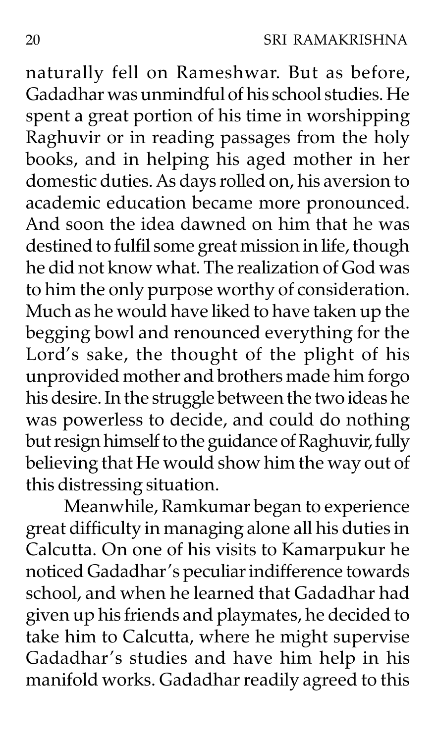naturally fell on Rameshwar. But as before, Gadadhar was unmindful of his school studies. He spent a great portion of his time in worshipping Raghuvir or in reading passages from the holy books, and in helping his aged mother in her domestic duties. As days rolled on, his aversion to academic education became more pronounced. And soon the idea dawned on him that he was destined to fulfil some great mission in life, though he did not know what. The realization of God was to him the only purpose worthy of consideration. Much as he would have liked to have taken up the begging bowl and renounced everything for the Lord's sake, the thought of the plight of his unprovided mother and brothers made him forgo his desire. In the struggle between the two ideas he was powerless to decide, and could do nothing but resign himself to the guidance of Raghuvir, fully believing that He would show him the way out of this distressing situation.

Meanwhile, Ramkumar began to experience great difficulty in managing alone all his duties in Calcutta. On one of his visits to Kamarpukur he noticed Gadadhar's peculiar indifference towards school, and when he learned that Gadadhar had given up his friends and playmates, he decided to take him to Calcutta, where he might supervise Gadadhar's studies and have him help in his manifold works. Gadadhar readily agreed to this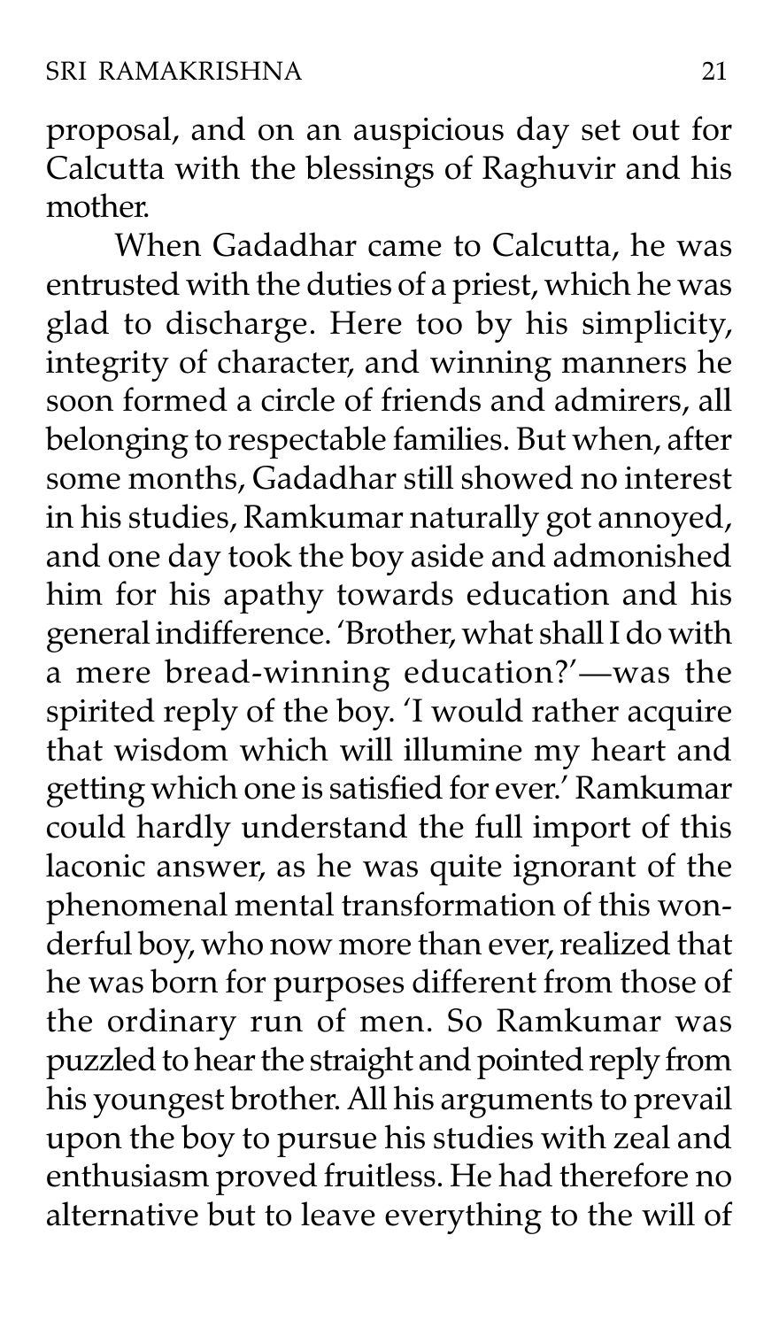proposal, and on an auspicious day set out for Calcutta with the blessings of Raghuvir and his mother.

When Gadadhar came to Calcutta, he was entrusted with the duties of a priest, which he was glad to discharge. Here too by his simplicity, integrity of character, and winning manners he soon formed a circle of friends and admirers, all belonging to respectable families. But when, after some months, Gadadhar still showed no interest in his studies, Ramkumar naturally got annoyed, and one day took the boy aside and admonished him for his apathy towards education and his general indifference. 'Brother, what shall I do with a mere bread-winning education?'—was the spirited reply of the boy. 'I would rather acquire that wisdom which will illumine my heart and getting which one is satisfied for ever.' Ramkumar could hardly understand the full import of this laconic answer, as he was quite ignorant of the phenomenal mental transformation of this wonderful boy, who now more than ever, realized that he was born for purposes different from those of the ordinary run of men. So Ramkumar was puzzled to hear the straight and pointed reply from his youngest brother. All his arguments to prevail upon the boy to pursue his studies with zeal and enthusiasm proved fruitless. He had therefore no alternative but to leave everything to the will of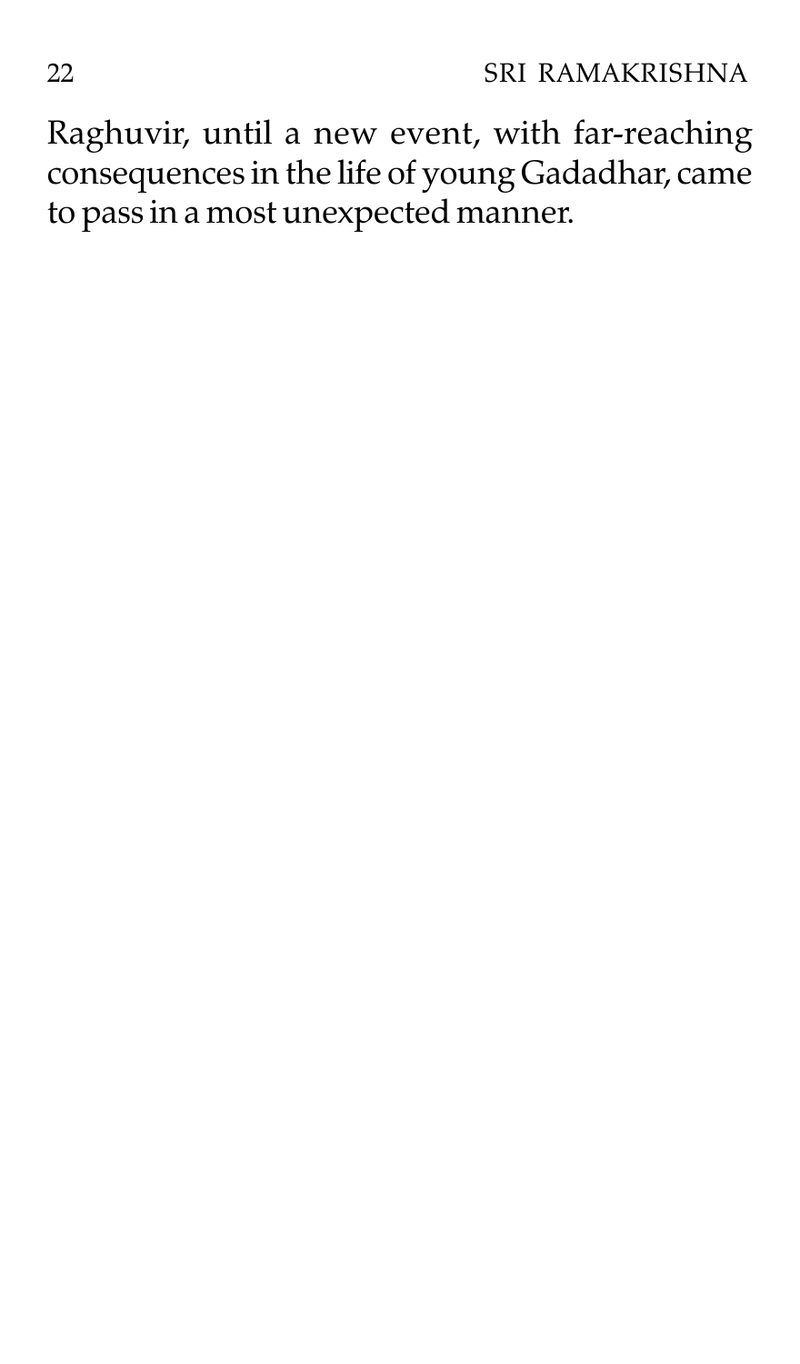Raghuvir, until a new event, with far-reaching consequences in the life of young Gadadhar, came to pass in a most unexpected manner.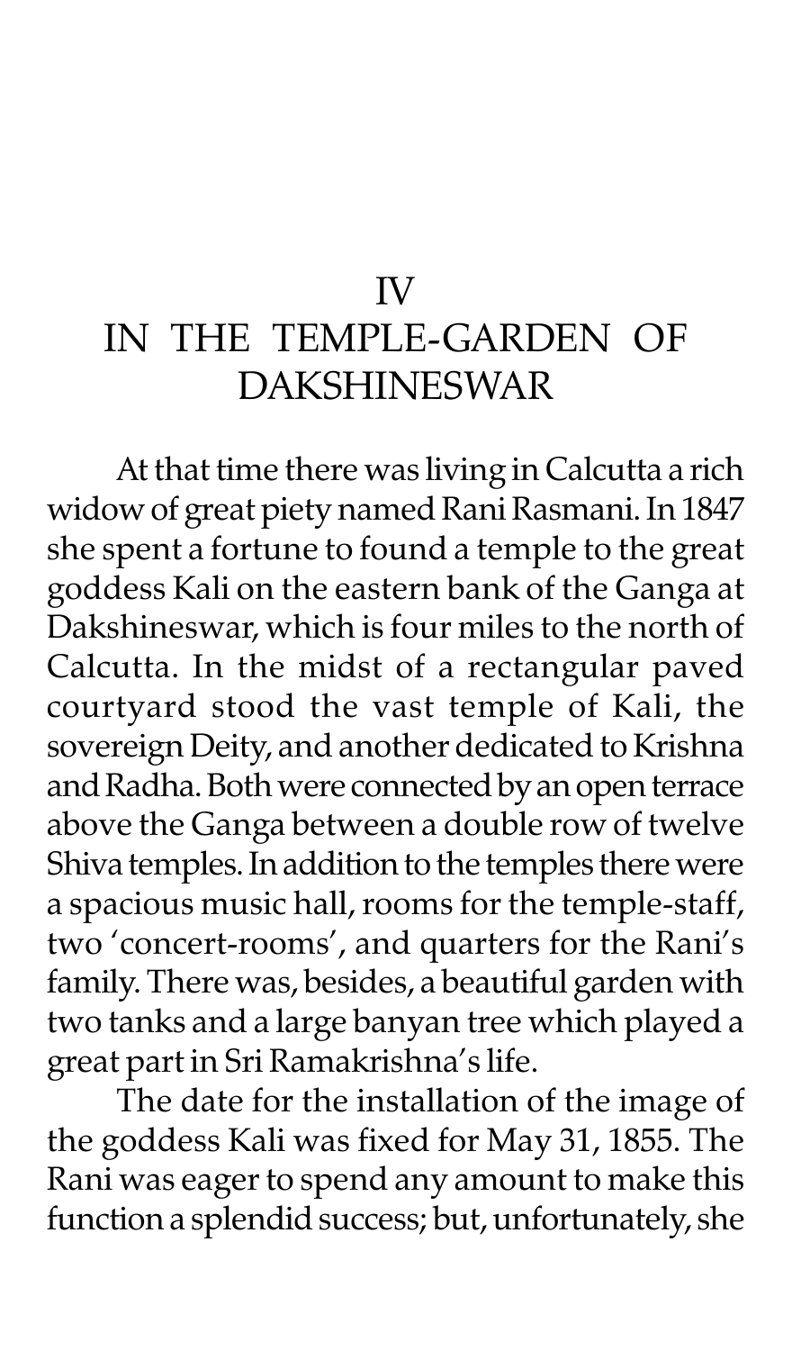# IV
# IN THE TEMPLE-GARDEN OF DAKSHINESWAR

At that time there was living in Calcutta a rich widow of great piety named Rani Rasmani. In 1847 she spent a fortune to found a temple to the great goddess Kali on the eastern bank of the Ganga at Dakshineswar, which is four miles to the north of Calcutta. In the midst of a rectangular paved courtyard stood the vast temple of Kali, the sovereign Deity, and another dedicated to Krishna and Radha. Both were connected by an open terrace above the Ganga between a double row of twelve Shiva temples. In addition to the temples there were a spacious music hall, rooms for the temple-staff, two 'concert-rooms', and quarters for the Rani's family. There was, besides, a beautiful garden with two tanks and a large banyan tree which played a great part in Sri Ramakrishna's life.

The date for the installation of the image of the goddess Kali was fixed for May 31, 1855. The Rani was eager to spend any amount to make this function a splendid success; but, unfortunately, she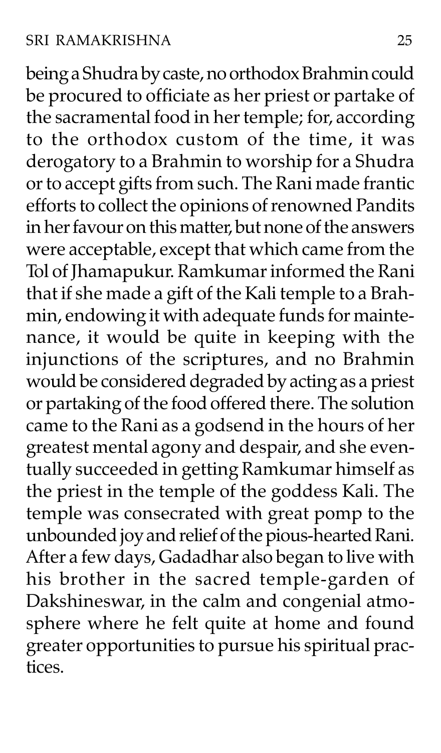being a Shudra by caste, no orthodox Brahmin could be procured to officiate as her priest or partake of the sacramental food in her temple; for, according to the orthodox custom of the time, it was derogatory to a Brahmin to worship for a Shudra or to accept gifts from such. The Rani made frantic efforts to collect the opinions of renowned Pandits in her favour on this matter, but none of the answers were acceptable, except that which came from the Tol of Jhamapukur. Ramkumar informed the Rani that if she made a gift of the Kali temple to a Brahmin, endowing it with adequate funds for maintenance, it would be quite in keeping with the injunctions of the scriptures, and no Brahmin would be considered degraded by acting as a priest or partaking of the food offered there. The solution came to the Rani as a godsend in the hours of her greatest mental agony and despair, and she eventually succeeded in getting Ramkumar himself as the priest in the temple of the goddess Kali. The temple was consecrated with great pomp to the unbounded joy and relief of the pious-hearted Rani. After a few days, Gadadhar also began to live with his brother in the sacred temple-garden of Dakshineswar, in the calm and congenial atmosphere where he felt quite at home and found greater opportunities to pursue his spiritual practices.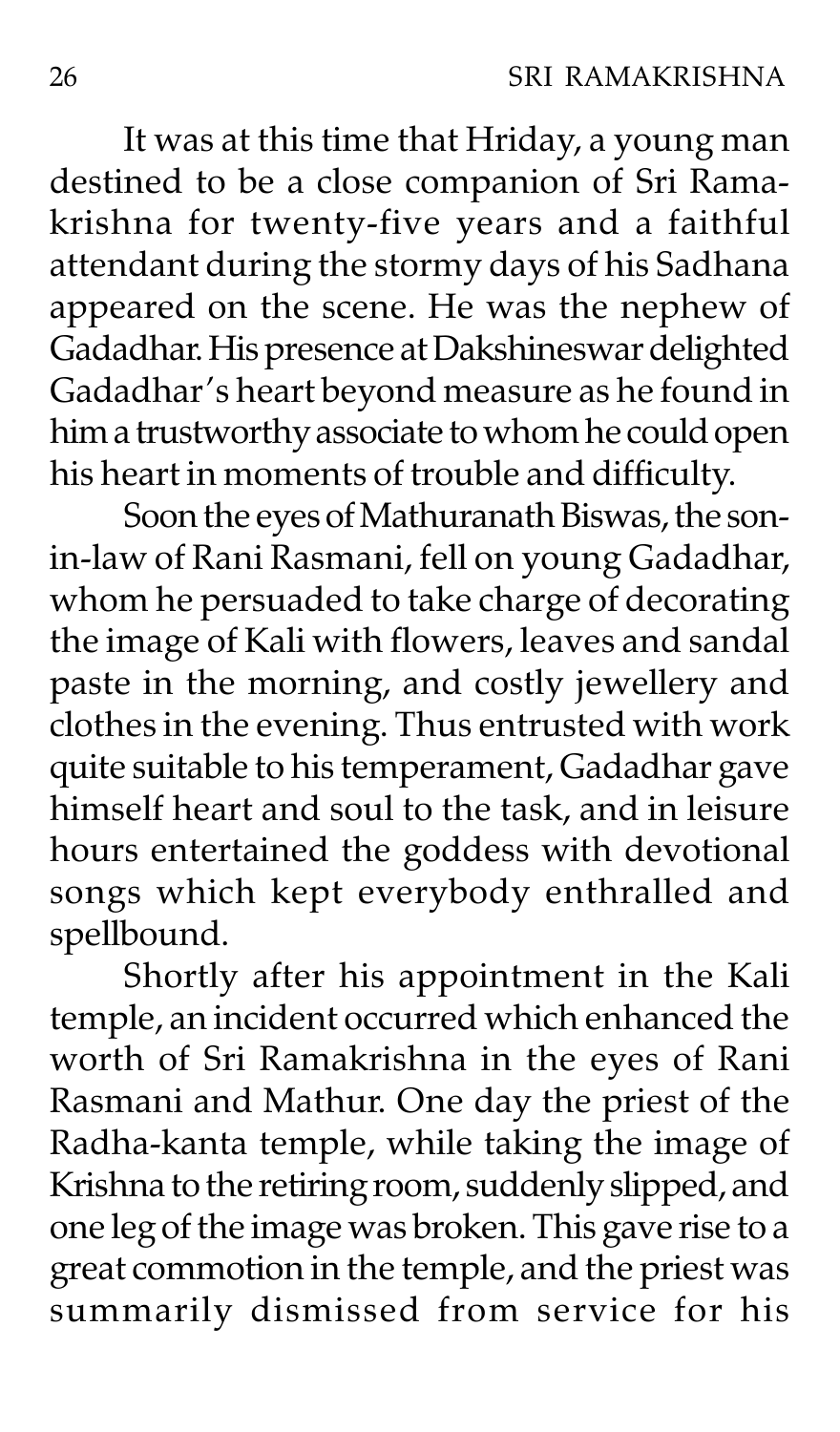It was at this time that Hriday, a young man destined to be a close companion of Sri Ramakrishna for twenty-five years and a faithful attendant during the stormy days of his Sadhana appeared on the scene. He was the nephew of Gadadhar. His presence at Dakshineswar delighted Gadadhar's heart beyond measure as he found in him a trustworthy associate to whom he could open his heart in moments of trouble and difficulty.

Soon the eyes of Mathuranath Biswas, the son-in-law of Rani Rasmani, fell on young Gadadhar, whom he persuaded to take charge of decorating the image of Kali with flowers, leaves and sandal paste in the morning, and costly jewellery and clothes in the evening. Thus entrusted with work quite suitable to his temperament, Gadadhar gave himself heart and soul to the task, and in leisure hours entertained the goddess with devotional songs which kept everybody enthralled and spellbound.

Shortly after his appointment in the Kali temple, an incident occurred which enhanced the worth of Sri Ramakrishna in the eyes of Rani Rasmani and Mathur. One day the priest of the Radha-kanta temple, while taking the image of Krishna to the retiring room, suddenly slipped, and one leg of the image was broken. This gave rise to a great commotion in the temple, and the priest was summarily dismissed from service for his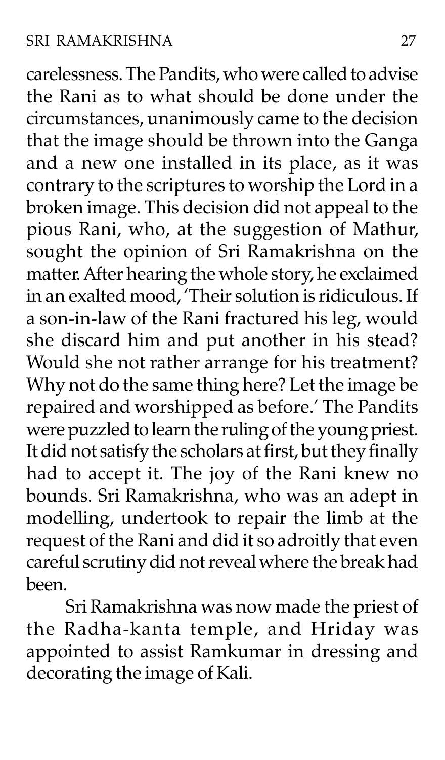carelessness. The Pandits, who were called to advise the Rani as to what should be done under the circumstances, unanimously came to the decision that the image should be thrown into the Ganga and a new one installed in its place, as it was contrary to the scriptures to worship the Lord in a broken image. This decision did not appeal to the pious Rani, who, at the suggestion of Mathur, sought the opinion of Sri Ramakrishna on the matter. After hearing the whole story, he exclaimed in an exalted mood, 'Their solution is ridiculous. If a son-in-law of the Rani fractured his leg, would she discard him and put another in his stead? Would she not rather arrange for his treatment? Why not do the same thing here? Let the image be repaired and worshipped as before.' The Pandits were puzzled to learn the ruling of the young priest. It did not satisfy the scholars at first, but they finally had to accept it. The joy of the Rani knew no bounds. Sri Ramakrishna, who was an adept in modelling, undertook to repair the limb at the request of the Rani and did it so adroitly that even careful scrutiny did not reveal where the break had been.

Sri Ramakrishna was now made the priest of the Radha-kanta temple, and Hriday was appointed to assist Ramkumar in dressing and decorating the image of Kali.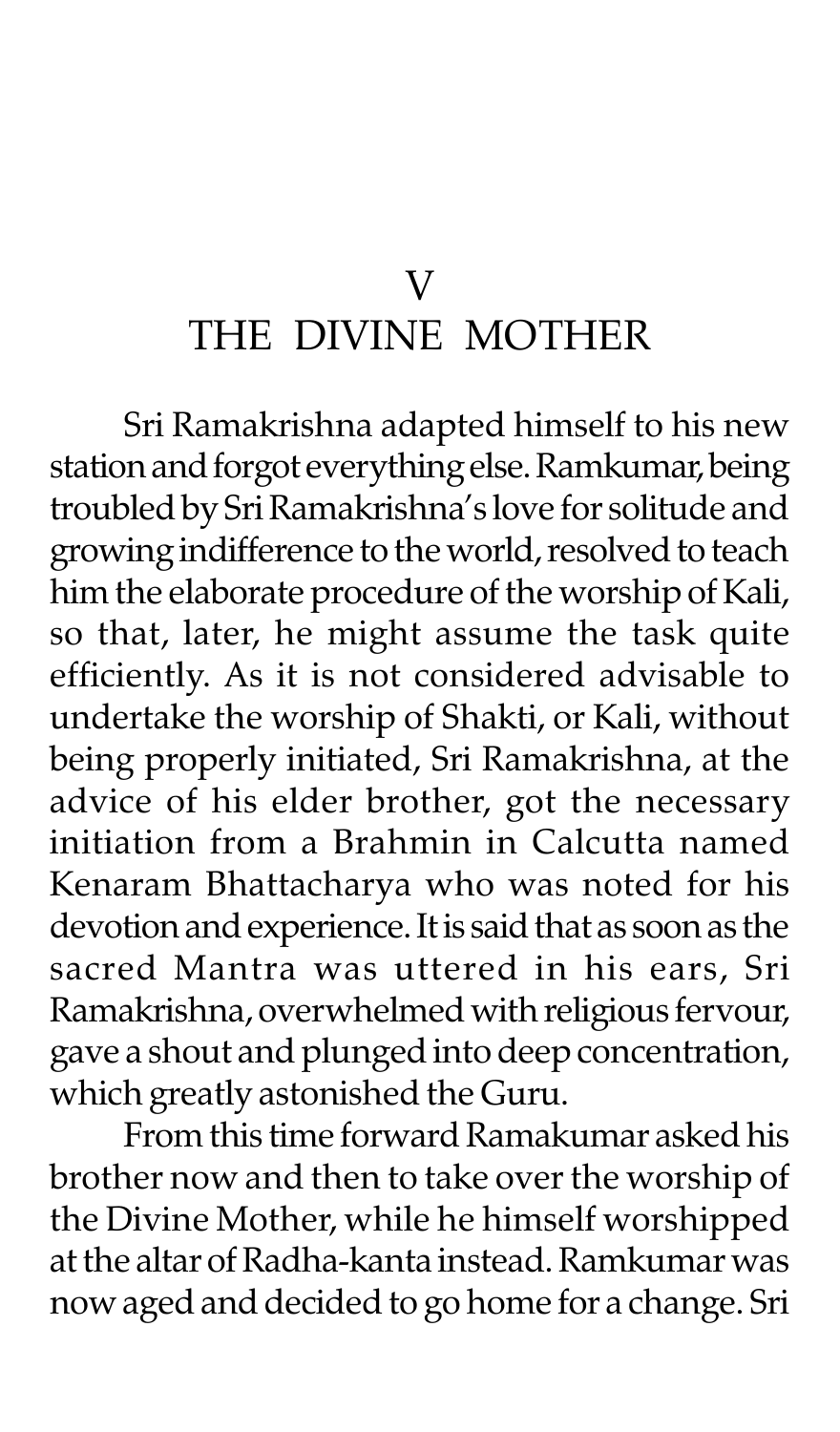# V
# THE DIVINE MOTHER

Sri Ramakrishna adapted himself to his new station and forgot everything else. Ramkumar, being troubled by Sri Ramakrishna's love for solitude and growing indifference to the world, resolved to teach him the elaborate procedure of the worship of Kali, so that, later, he might assume the task quite efficiently. As it is not considered advisable to undertake the worship of Shakti, or Kali, without being properly initiated, Sri Ramakrishna, at the advice of his elder brother, got the necessary initiation from a Brahmin in Calcutta named Kenaram Bhattacharya who was noted for his devotion and experience. It is said that as soon as the sacred Mantra was uttered in his ears, Sri Ramakrishna, overwhelmed with religious fervour, gave a shout and plunged into deep concentration, which greatly astonished the Guru.

From this time forward Ramakumar asked his brother now and then to take over the worship of the Divine Mother, while he himself worshipped at the altar of Radha-kanta instead. Ramkumar was now aged and decided to go home for a change. Sri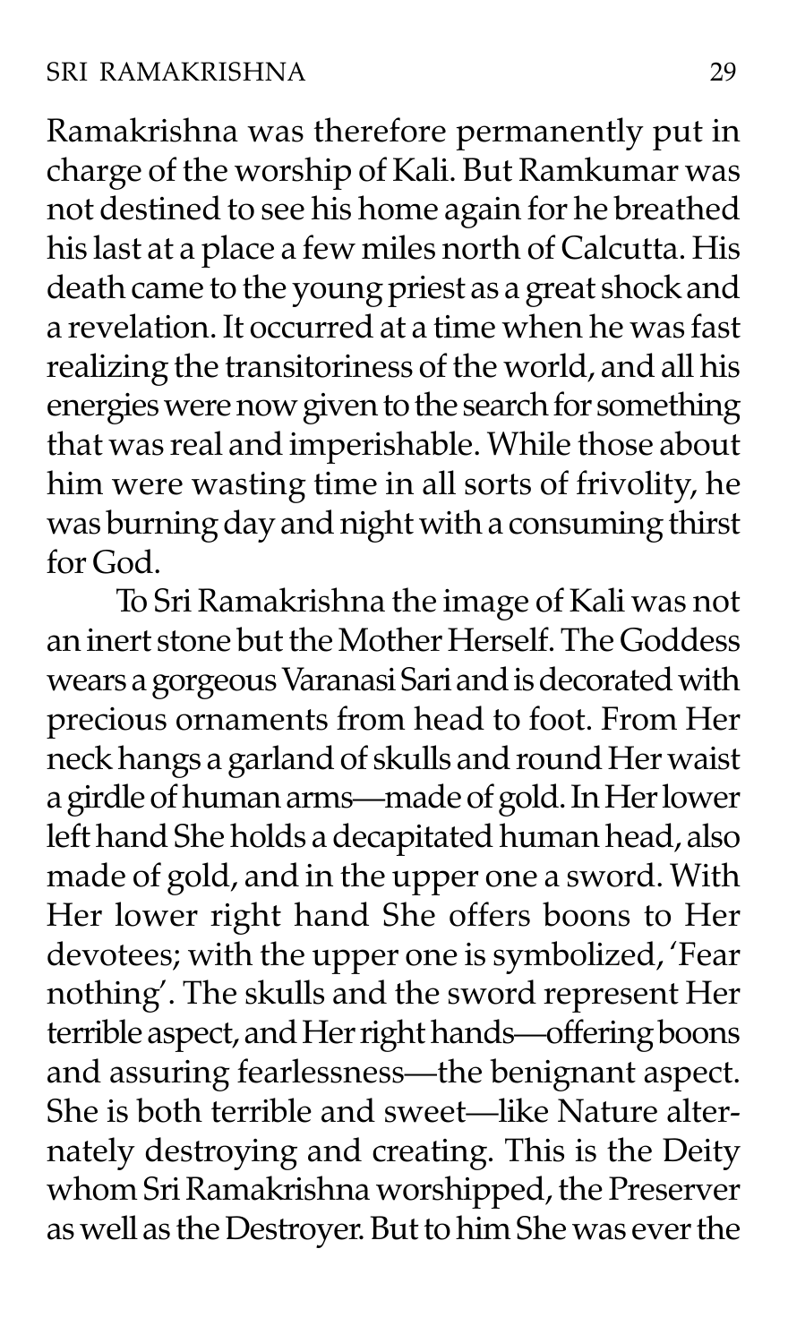Ramakrishna was therefore permanently put in charge of the worship of Kali. But Ramkumar was not destined to see his home again for he breathed his last at a place a few miles north of Calcutta. His death came to the young priest as a great shock and a revelation. It occurred at a time when he was fast realizing the transitoriness of the world, and all his energies were now given to the search for something that was real and imperishable. While those about him were wasting time in all sorts of frivolity, he was burning day and night with a consuming thirst for God.

To Sri Ramakrishna the image of Kali was not an inert stone but the Mother Herself. The Goddess wears a gorgeous Varanasi Sari and is decorated with precious ornaments from head to foot. From Her neck hangs a garland of skulls and round Her waist a girdle of human arms—made of gold. In Her lower left hand She holds a decapitated human head, also made of gold, and in the upper one a sword. With Her lower right hand She offers boons to Her devotees; with the upper one is symbolized, 'Fear nothing'. The skulls and the sword represent Her terrible aspect, and Her right hands—offering boons and assuring fearlessness—the benignant aspect. She is both terrible and sweet—like Nature alternately destroying and creating. This is the Deity whom Sri Ramakrishna worshipped, the Preserver as well as the Destroyer. But to him She was ever the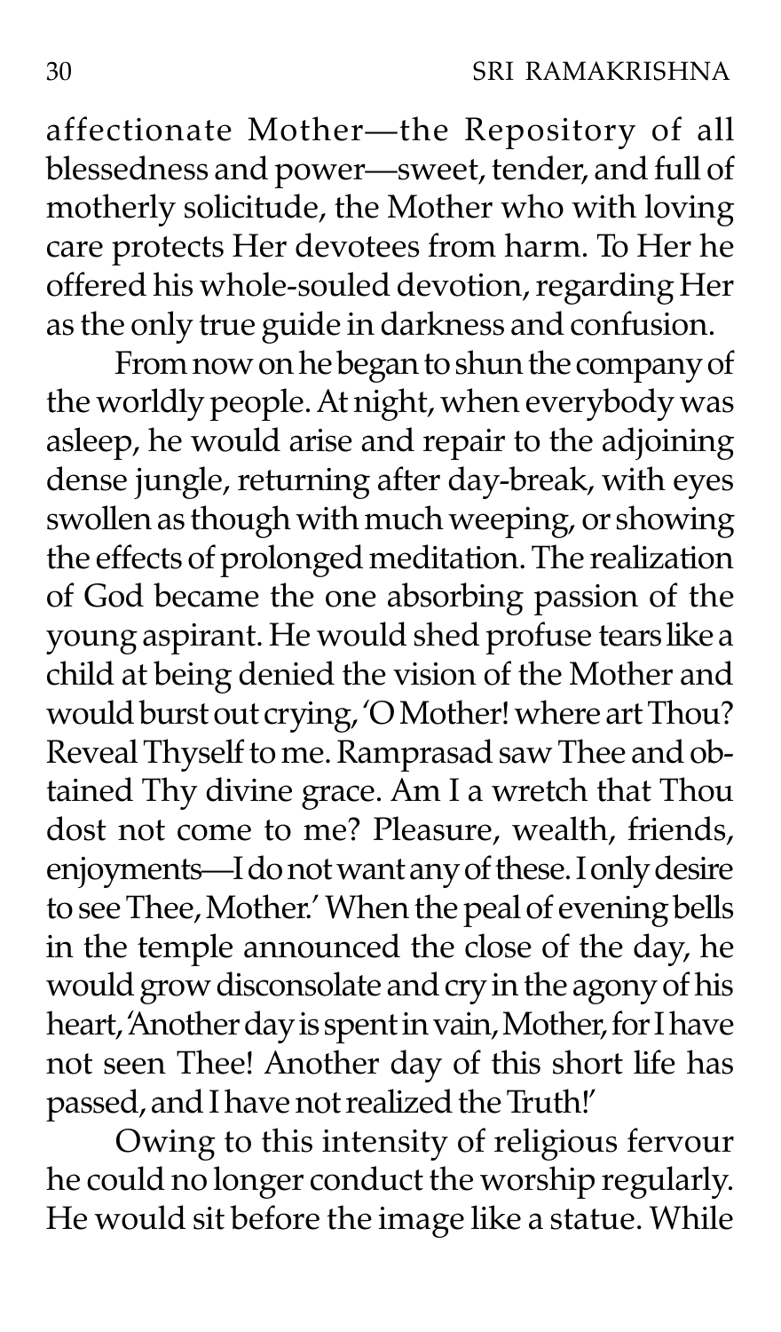affectionate Mother—the Repository of all blessedness and power—sweet, tender, and full of motherly solicitude, the Mother who with loving care protects Her devotees from harm. To Her he offered his whole-souled devotion, regarding Her as the only true guide in darkness and confusion.

From now on he began to shun the company of the worldly people. At night, when everybody was asleep, he would arise and repair to the adjoining dense jungle, returning after day-break, with eyes swollen as though with much weeping, or showing the effects of prolonged meditation. The realization of God became the one absorbing passion of the young aspirant. He would shed profuse tears like a child at being denied the vision of the Mother and would burst out crying, 'O Mother! where art Thou? Reveal Thyself to me. Ramprasad saw Thee and obtained Thy divine grace. Am I a wretch that Thou dost not come to me? Pleasure, wealth, friends, enjoyments—I do not want any of these. I only desire to see Thee, Mother.' When the peal of evening bells in the temple announced the close of the day, he would grow disconsolate and cry in the agony of his heart, 'Another day is spent in vain, Mother, for I have not seen Thee! Another day of this short life has passed, and I have not realized the Truth!'

Owing to this intensity of religious fervour he could no longer conduct the worship regularly. He would sit before the image like a statue. While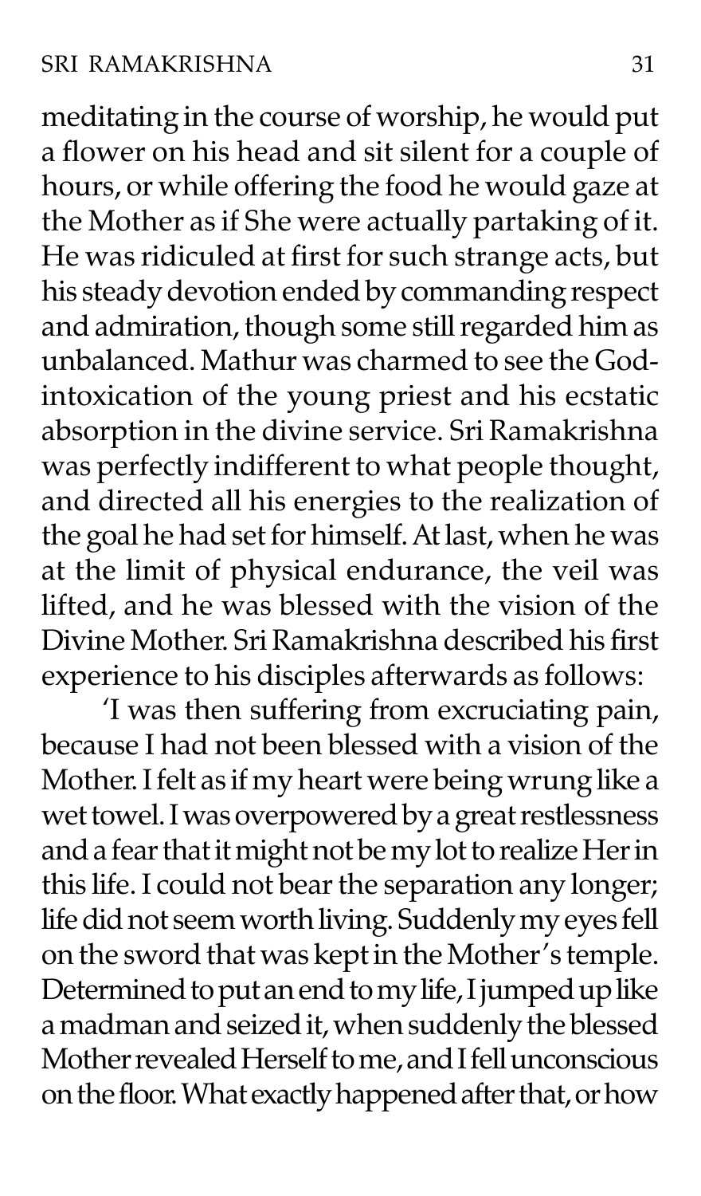meditating in the course of worship, he would put a flower on his head and sit silent for a couple of hours, or while offering the food he would gaze at the Mother as if She were actually partaking of it. He was ridiculed at first for such strange acts, but his steady devotion ended by commanding respect and admiration, though some still regarded him as unbalanced. Mathur was charmed to see the God-intoxication of the young priest and his ecstatic absorption in the divine service. Sri Ramakrishna was perfectly indifferent to what people thought, and directed all his energies to the realization of the goal he had set for himself. At last, when he was at the limit of physical endurance, the veil was lifted, and he was blessed with the vision of the Divine Mother. Sri Ramakrishna described his first experience to his disciples afterwards as follows:

'I was then suffering from excruciating pain, because I had not been blessed with a vision of the Mother. I felt as if my heart were being wrung like a wet towel. I was overpowered by a great restlessness and a fear that it might not be my lot to realize Her in this life. I could not bear the separation any longer; life did not seem worth living. Suddenly my eyes fell on the sword that was kept in the Mother's temple. Determined to put an end to my life, I jumped up like a madman and seized it, when suddenly the blessed Mother revealed Herself to me, and I fell unconscious on the floor. What exactly happened after that, or how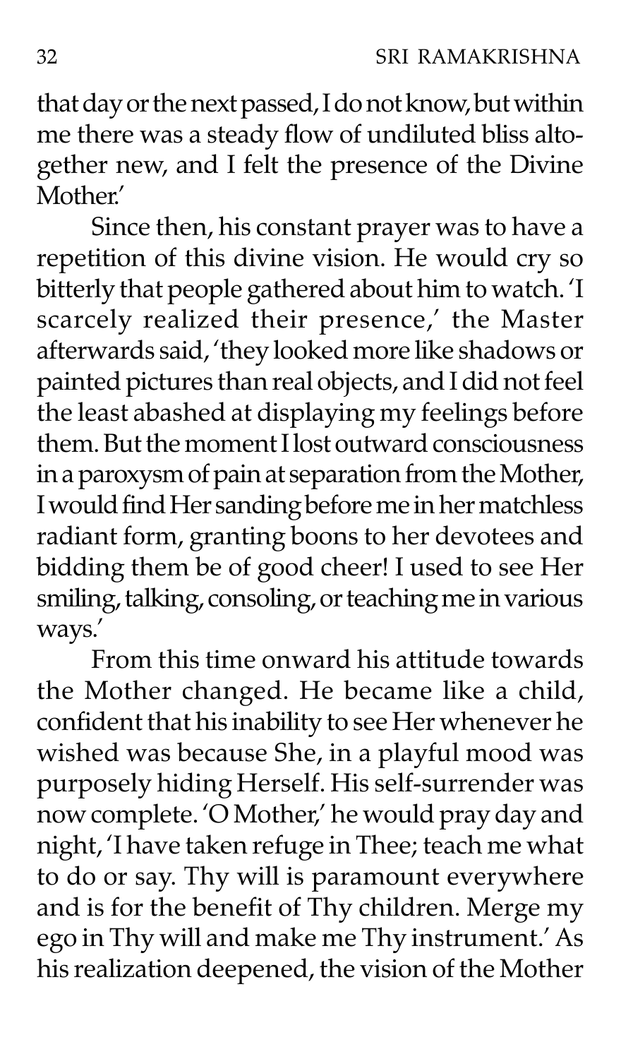that day or the next passed, I do not know, but within me there was a steady flow of undiluted bliss altogether new, and I felt the presence of the Divine Mother.'

Since then, his constant prayer was to have a repetition of this divine vision. He would cry so bitterly that people gathered about him to watch. 'I scarcely realized their presence,' the Master afterwards said, 'they looked more like shadows or painted pictures than real objects, and I did not feel the least abashed at displaying my feelings before them. But the moment I lost outward consciousness in a paroxysm of pain at separation from the Mother, I would find Her sanding before me in her matchless radiant form, granting boons to her devotees and bidding them be of good cheer! I used to see Her smiling, talking, consoling, or teaching me in various ways.'

From this time onward his attitude towards the Mother changed. He became like a child, confident that his inability to see Her whenever he wished was because She, in a playful mood was purposely hiding Herself. His self-surrender was now complete. 'O Mother,' he would pray day and night, 'I have taken refuge in Thee; teach me what to do or say. Thy will is paramount everywhere and is for the benefit of Thy children. Merge my ego in Thy will and make me Thy instrument.' As his realization deepened, the vision of the Mother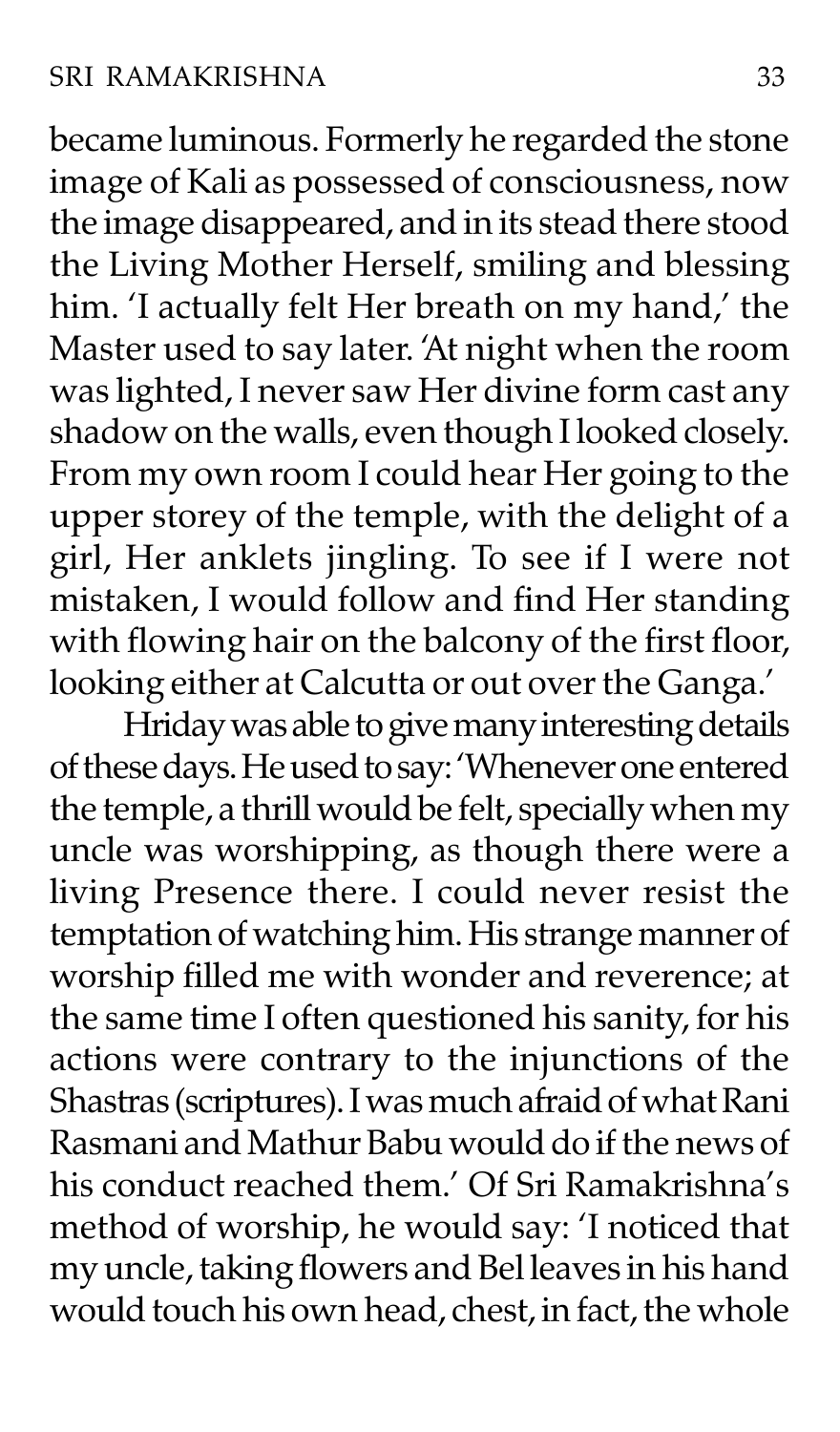became luminous. Formerly he regarded the stone image of Kali as possessed of consciousness, now the image disappeared, and in its stead there stood the Living Mother Herself, smiling and blessing him. 'I actually felt Her breath on my hand,' the Master used to say later. 'At night when the room was lighted, I never saw Her divine form cast any shadow on the walls, even though I looked closely. From my own room I could hear Her going to the upper storey of the temple, with the delight of a girl, Her anklets jingling. To see if I were not mistaken, I would follow and find Her standing with flowing hair on the balcony of the first floor, looking either at Calcutta or out over the Ganga.'

Hriday was able to give many interesting details of these days. He used to say: 'Whenever one entered the temple, a thrill would be felt, specially when my uncle was worshipping, as though there were a living Presence there. I could never resist the temptation of watching him. His strange manner of worship filled me with wonder and reverence; at the same time I often questioned his sanity, for his actions were contrary to the injunctions of the Shastras (scriptures). I was much afraid of what Rani Rasmani and Mathur Babu would do if the news of his conduct reached them.' Of Sri Ramakrishna's method of worship, he would say: 'I noticed that my uncle, taking flowers and Bel leaves in his hand would touch his own head, chest, in fact, the whole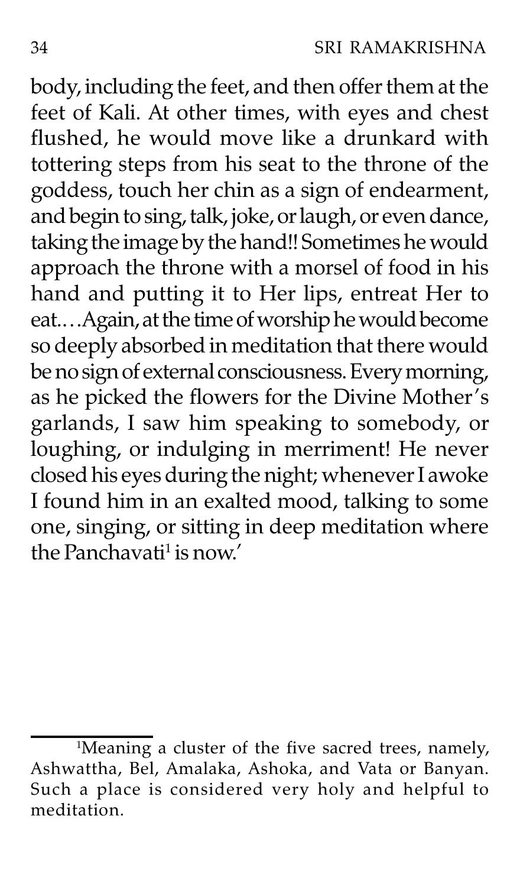body, including the feet, and then offer them at the feet of Kali. At other times, with eyes and chest flushed, he would move like a drunkard with tottering steps from his seat to the throne of the goddess, touch her chin as a sign of endearment, and begin to sing, talk, joke, or laugh, or even dance, taking the image by the hand!! Sometimes he would approach the throne with a morsel of food in his hand and putting it to Her lips, entreat Her to eat.…Again, at the time of worship he would become so deeply absorbed in meditation that there would be no sign of external consciousness. Every morning, as he picked the flowers for the Divine Mother's garlands, I saw him speaking to somebody, or loughing, or indulging in merriment! He never closed his eyes during the night; whenever I awoke I found him in an exalted mood, talking to some one, singing, or sitting in deep meditation where the Panchavati[1] is now.'

---

[1]Meaning a cluster of the five sacred trees, namely, Ashwattha, Bel, Amalaka, Ashoka, and Vata or Banyan. Such a place is considered very holy and helpful to meditation.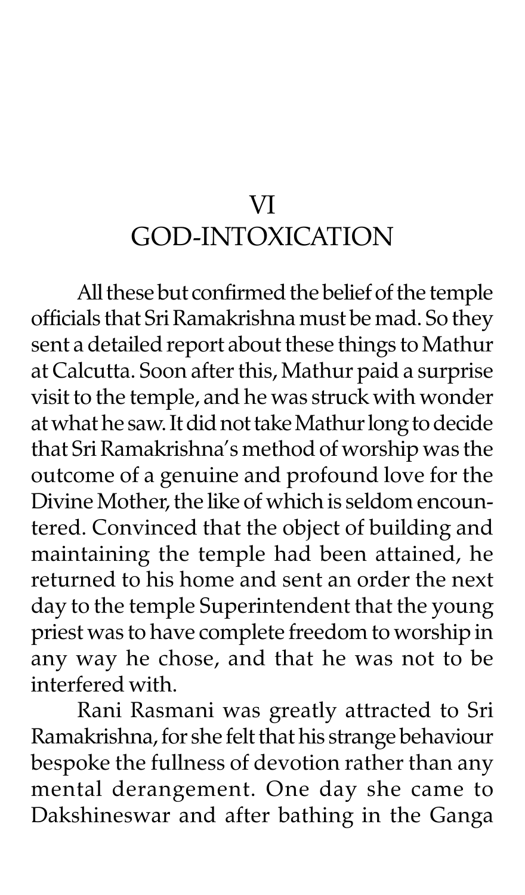# VI
# GOD-INTOXICATION

All these but confirmed the belief of the temple officials that Sri Ramakrishna must be mad. So they sent a detailed report about these things to Mathur at Calcutta. Soon after this, Mathur paid a surprise visit to the temple, and he was struck with wonder at what he saw. It did not take Mathur long to decide that Sri Ramakrishna's method of worship was the outcome of a genuine and profound love for the Divine Mother, the like of which is seldom encountered. Convinced that the object of building and maintaining the temple had been attained, he returned to his home and sent an order the next day to the temple Superintendent that the young priest was to have complete freedom to worship in any way he chose, and that he was not to be interfered with.

Rani Rasmani was greatly attracted to Sri Ramakrishna, for she felt that his strange behaviour bespoke the fullness of devotion rather than any mental derangement. One day she came to Dakshineswar and after bathing in the Ganga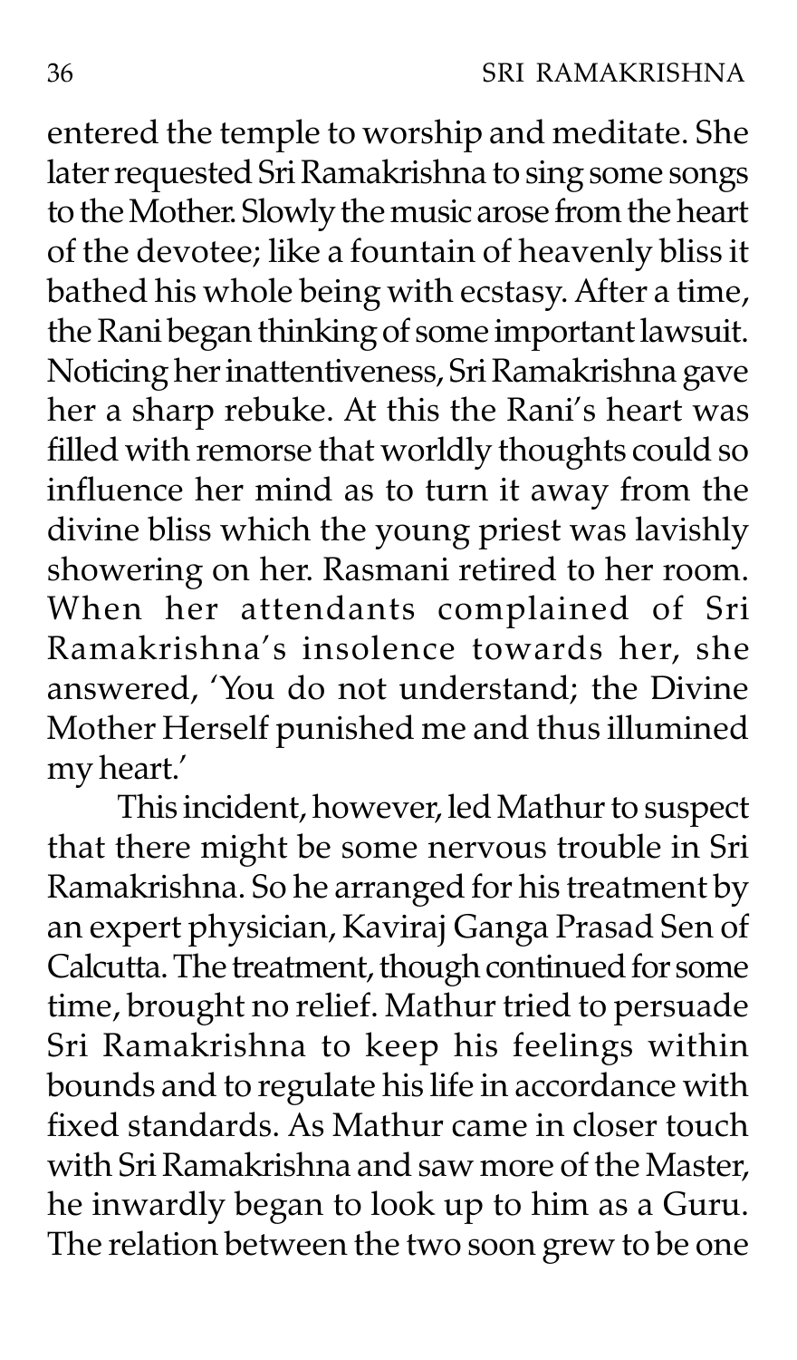entered the temple to worship and meditate. She later requested Sri Ramakrishna to sing some songs to the Mother. Slowly the music arose from the heart of the devotee; like a fountain of heavenly bliss it bathed his whole being with ecstasy. After a time, the Rani began thinking of some important lawsuit. Noticing her inattentiveness, Sri Ramakrishna gave her a sharp rebuke. At this the Rani's heart was filled with remorse that worldly thoughts could so influence her mind as to turn it away from the divine bliss which the young priest was lavishly showering on her. Rasmani retired to her room. When her attendants complained of Sri Ramakrishna's insolence towards her, she answered, 'You do not understand; the Divine Mother Herself punished me and thus illumined my heart.'

This incident, however, led Mathur to suspect that there might be some nervous trouble in Sri Ramakrishna. So he arranged for his treatment by an expert physician, Kaviraj Ganga Prasad Sen of Calcutta. The treatment, though continued for some time, brought no relief. Mathur tried to persuade Sri Ramakrishna to keep his feelings within bounds and to regulate his life in accordance with fixed standards. As Mathur came in closer touch with Sri Ramakrishna and saw more of the Master, he inwardly began to look up to him as a Guru. The relation between the two soon grew to be one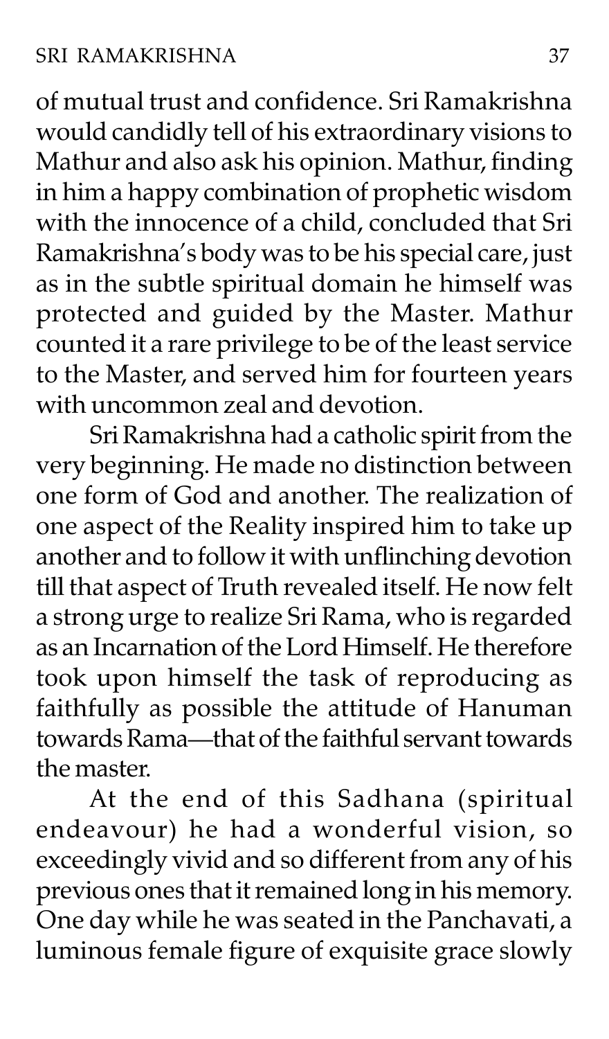of mutual trust and confidence. Sri Ramakrishna would candidly tell of his extraordinary visions to Mathur and also ask his opinion. Mathur, finding in him a happy combination of prophetic wisdom with the innocence of a child, concluded that Sri Ramakrishna's body was to be his special care, just as in the subtle spiritual domain he himself was protected and guided by the Master. Mathur counted it a rare privilege to be of the least service to the Master, and served him for fourteen years with uncommon zeal and devotion.

Sri Ramakrishna had a catholic spirit from the very beginning. He made no distinction between one form of God and another. The realization of one aspect of the Reality inspired him to take up another and to follow it with unflinching devotion till that aspect of Truth revealed itself. He now felt a strong urge to realize Sri Rama, who is regarded as an Incarnation of the Lord Himself. He therefore took upon himself the task of reproducing as faithfully as possible the attitude of Hanuman towards Rama—that of the faithful servant towards the master.

At the end of this Sadhana (spiritual endeavour) he had a wonderful vision, so exceedingly vivid and so different from any of his previous ones that it remained long in his memory. One day while he was seated in the Panchavati, a luminous female figure of exquisite grace slowly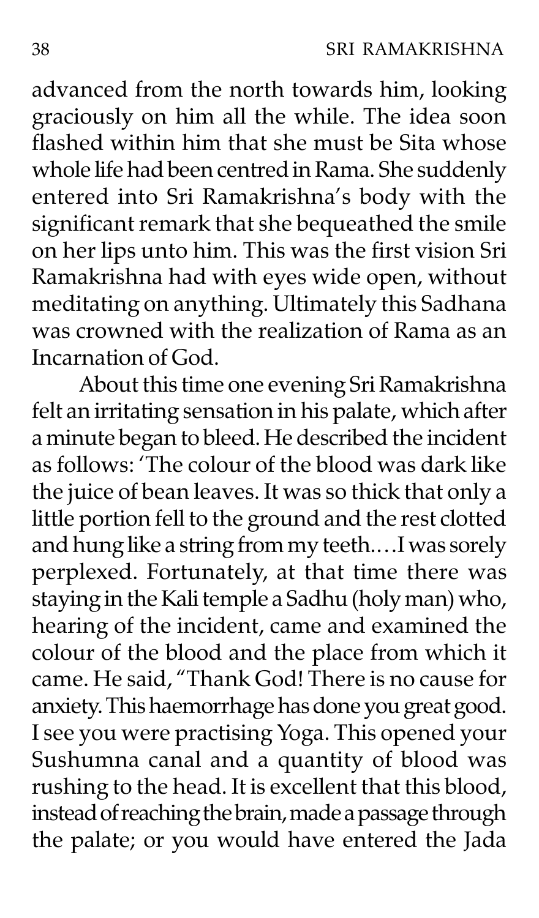advanced from the north towards him, looking graciously on him all the while. The idea soon flashed within him that she must be Sita whose whole life had been centred in Rama. She suddenly entered into Sri Ramakrishna's body with the significant remark that she bequeathed the smile on her lips unto him. This was the first vision Sri Ramakrishna had with eyes wide open, without meditating on anything. Ultimately this Sadhana was crowned with the realization of Rama as an Incarnation of God.

About this time one evening Sri Ramakrishna felt an irritating sensation in his palate, which after a minute began to bleed. He described the incident as follows: 'The colour of the blood was dark like the juice of bean leaves. It was so thick that only a little portion fell to the ground and the rest clotted and hung like a string from my teeth.…I was sorely perplexed. Fortunately, at that time there was staying in the Kali temple a Sadhu (holy man) who, hearing of the incident, came and examined the colour of the blood and the place from which it came. He said, "Thank God! There is no cause for anxiety. This haemorrhage has done you great good. I see you were practising Yoga. This opened your Sushumna canal and a quantity of blood was rushing to the head. It is excellent that this blood, instead of reaching the brain, made a passage through the palate; or you would have entered the Jada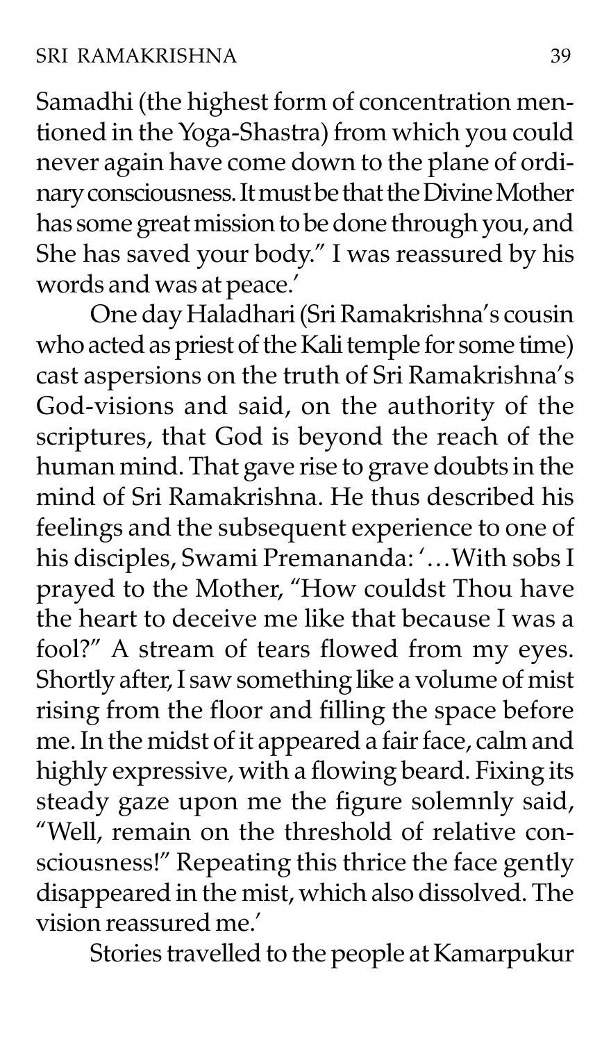Samadhi (the highest form of concentration mentioned in the Yoga-Shastra) from which you could never again have come down to the plane of ordinary consciousness. It must be that the Divine Mother has some great mission to be done through you, and She has saved your body." I was reassured by his words and was at peace.'

One day Haladhari (Sri Ramakrishna's cousin who acted as priest of the Kali temple for some time) cast aspersions on the truth of Sri Ramakrishna's God-visions and said, on the authority of the scriptures, that God is beyond the reach of the human mind. That gave rise to grave doubts in the mind of Sri Ramakrishna. He thus described his feelings and the subsequent experience to one of his disciples, Swami Premananda: '…With sobs I prayed to the Mother, "How couldst Thou have the heart to deceive me like that because I was a fool?" A stream of tears flowed from my eyes. Shortly after, I saw something like a volume of mist rising from the floor and filling the space before me. In the midst of it appeared a fair face, calm and highly expressive, with a flowing beard. Fixing its steady gaze upon me the figure solemnly said, "Well, remain on the threshold of relative consciousness!" Repeating this thrice the face gently disappeared in the mist, which also dissolved. The vision reassured me.'

Stories travelled to the people at Kamarpukur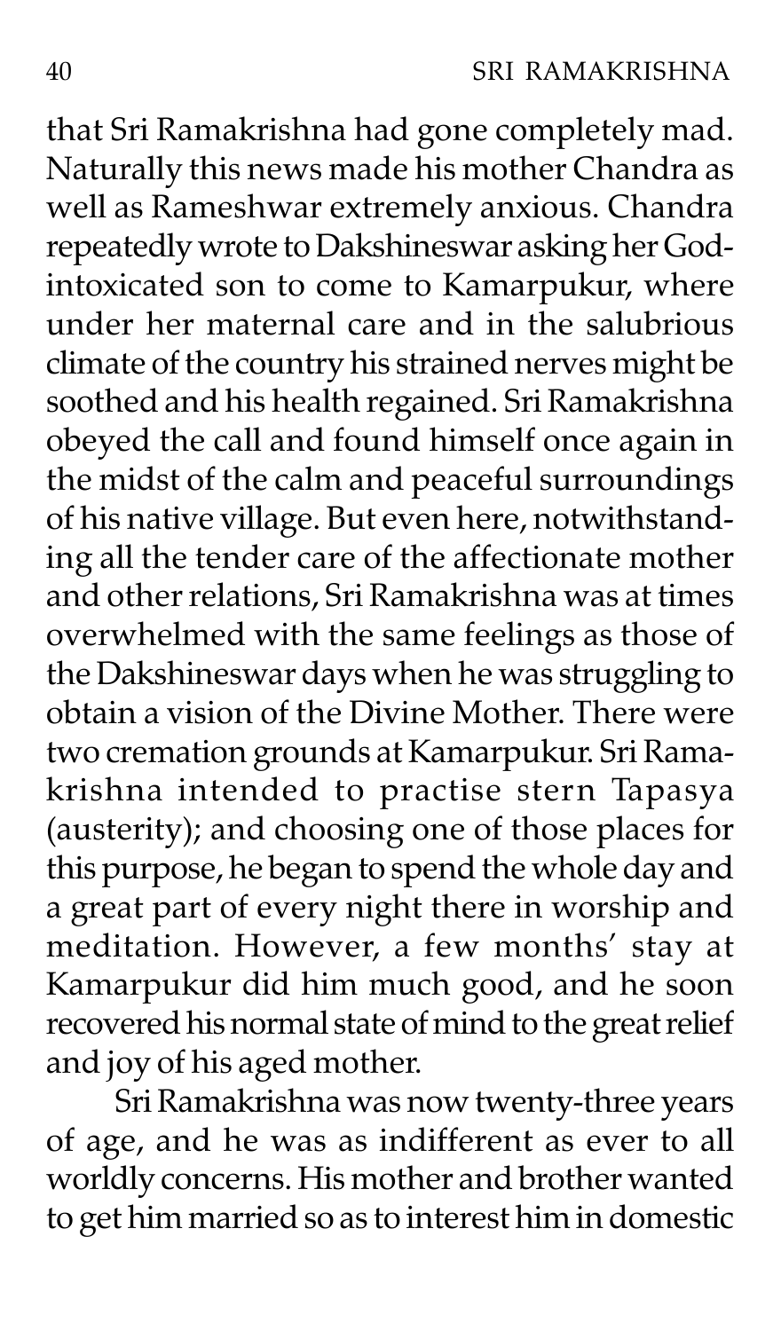that Sri Ramakrishna had gone completely mad. Naturally this news made his mother Chandra as well as Rameshwar extremely anxious. Chandra repeatedly wrote to Dakshineswar asking her God-intoxicated son to come to Kamarpukur, where under her maternal care and in the salubrious climate of the country his strained nerves might be soothed and his health regained. Sri Ramakrishna obeyed the call and found himself once again in the midst of the calm and peaceful surroundings of his native village. But even here, notwithstanding all the tender care of the affectionate mother and other relations, Sri Ramakrishna was at times overwhelmed with the same feelings as those of the Dakshineswar days when he was struggling to obtain a vision of the Divine Mother. There were two cremation grounds at Kamarpukur. Sri Ramakrishna intended to practise stern Tapasya (austerity); and choosing one of those places for this purpose, he began to spend the whole day and a great part of every night there in worship and meditation. However, a few months' stay at Kamarpukur did him much good, and he soon recovered his normal state of mind to the great relief and joy of his aged mother.

Sri Ramakrishna was now twenty-three years of age, and he was as indifferent as ever to all worldly concerns. His mother and brother wanted to get him married so as to interest him in domestic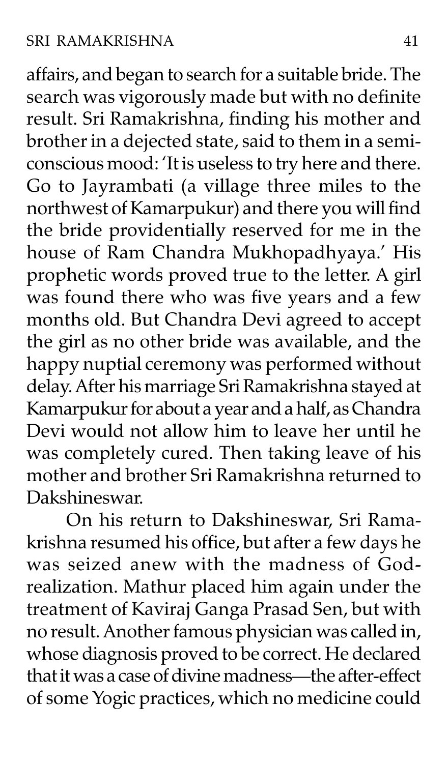affairs, and began to search for a suitable bride. The search was vigorously made but with no definite result. Sri Ramakrishna, finding his mother and brother in a dejected state, said to them in a semi-conscious mood: 'It is useless to try here and there. Go to Jayrambati (a village three miles to the northwest of Kamarpukur) and there you will find the bride providentially reserved for me in the house of Ram Chandra Mukhopadhyaya.' His prophetic words proved true to the letter. A girl was found there who was five years and a few months old. But Chandra Devi agreed to accept the girl as no other bride was available, and the happy nuptial ceremony was performed without delay. After his marriage Sri Ramakrishna stayed at Kamarpukur for about a year and a half, as Chandra Devi would not allow him to leave her until he was completely cured. Then taking leave of his mother and brother Sri Ramakrishna returned to Dakshineswar.

On his return to Dakshineswar, Sri Ramakrishna resumed his office, but after a few days he was seized anew with the madness of God-realization. Mathur placed him again under the treatment of Kaviraj Ganga Prasad Sen, but with no result. Another famous physician was called in, whose diagnosis proved to be correct. He declared that it was a case of divine madness—the after-effect of some Yogic practices, which no medicine could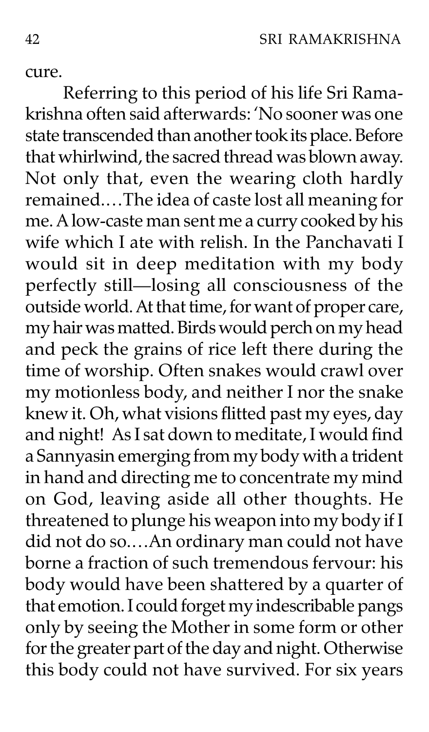cure.

Referring to this period of his life Sri Ramakrishna often said afterwards: 'No sooner was one state transcended than another took its place. Before that whirlwind, the sacred thread was blown away. Not only that, even the wearing cloth hardly remained.…The idea of caste lost all meaning for me. A low-caste man sent me a curry cooked by his wife which I ate with relish. In the Panchavati I would sit in deep meditation with my body perfectly still—losing all consciousness of the outside world. At that time, for want of proper care, my hair was matted. Birds would perch on my head and peck the grains of rice left there during the time of worship. Often snakes would crawl over my motionless body, and neither I nor the snake knew it. Oh, what visions flitted past my eyes, day and night! As I sat down to meditate, I would find a Sannyasin emerging from my body with a trident in hand and directing me to concentrate my mind on God, leaving aside all other thoughts. He threatened to plunge his weapon into my body if I did not do so.…An ordinary man could not have borne a fraction of such tremendous fervour: his body would have been shattered by a quarter of that emotion. I could forget my indescribable pangs only by seeing the Mother in some form or other for the greater part of the day and night. Otherwise this body could not have survived. For six years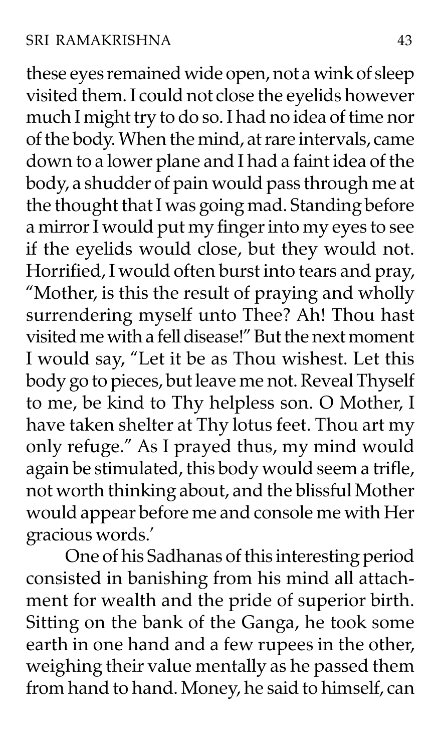these eyes remained wide open, not a wink of sleep visited them. I could not close the eyelids however much I might try to do so. I had no idea of time nor of the body. When the mind, at rare intervals, came down to a lower plane and I had a faint idea of the body, a shudder of pain would pass through me at the thought that I was going mad. Standing before a mirror I would put my finger into my eyes to see if the eyelids would close, but they would not. Horrified, I would often burst into tears and pray, "Mother, is this the result of praying and wholly surrendering myself unto Thee? Ah! Thou hast visited me with a fell disease!" But the next moment I would say, "Let it be as Thou wishest. Let this body go to pieces, but leave me not. Reveal Thyself to me, be kind to Thy helpless son. O Mother, I have taken shelter at Thy lotus feet. Thou art my only refuge." As I prayed thus, my mind would again be stimulated, this body would seem a trifle, not worth thinking about, and the blissful Mother would appear before me and console me with Her gracious words.'

One of his Sadhanas of this interesting period consisted in banishing from his mind all attachment for wealth and the pride of superior birth. Sitting on the bank of the Ganga, he took some earth in one hand and a few rupees in the other, weighing their value mentally as he passed them from hand to hand. Money, he said to himself, can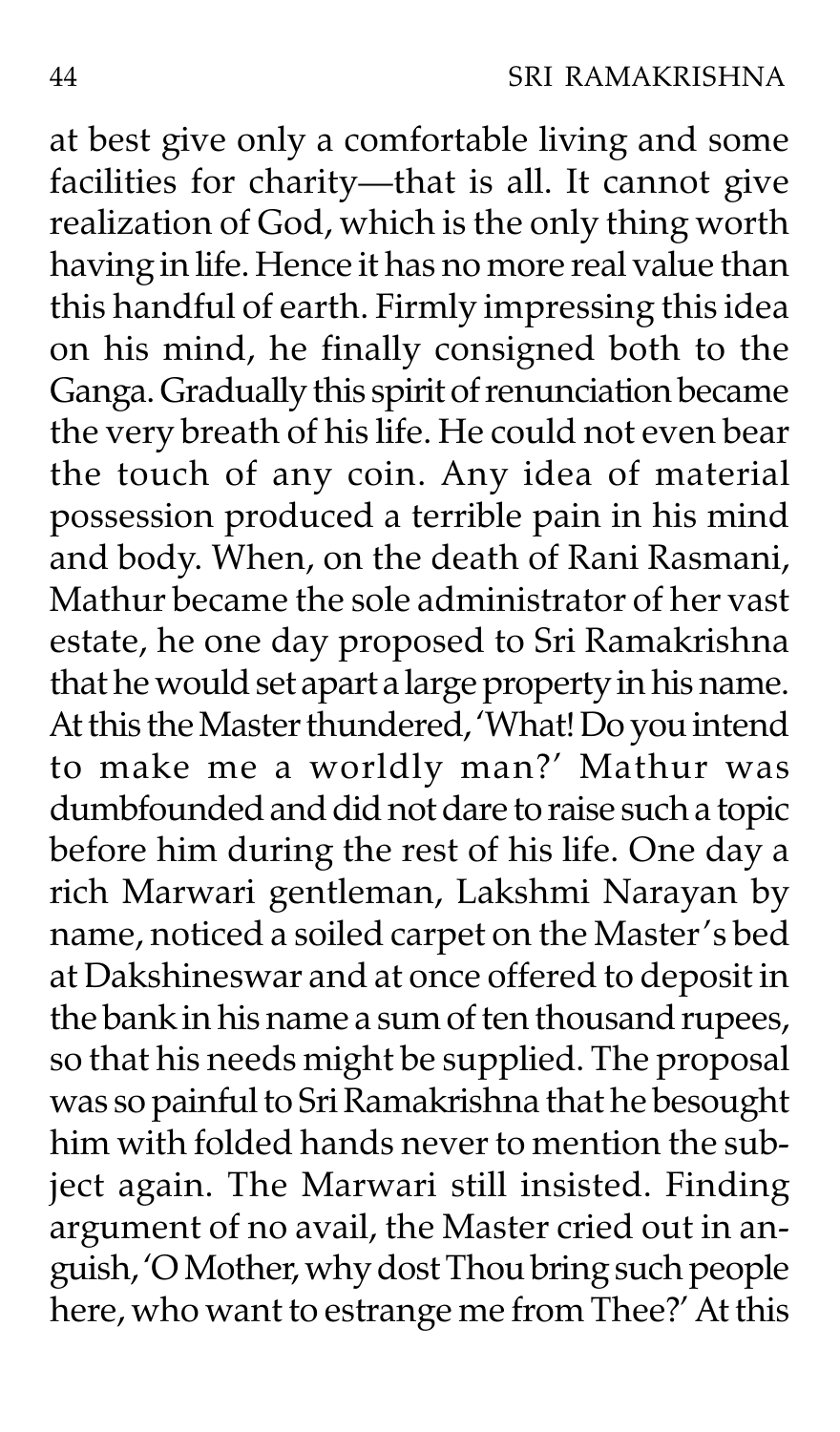at best give only a comfortable living and some facilities for charity—that is all. It cannot give realization of God, which is the only thing worth having in life. Hence it has no more real value than this handful of earth. Firmly impressing this idea on his mind, he finally consigned both to the Ganga. Gradually this spirit of renunciation became the very breath of his life. He could not even bear the touch of any coin. Any idea of material possession produced a terrible pain in his mind and body. When, on the death of Rani Rasmani, Mathur became the sole administrator of her vast estate, he one day proposed to Sri Ramakrishna that he would set apart a large property in his name. At this the Master thundered, 'What! Do you intend to make me a worldly man?' Mathur was dumbfounded and did not dare to raise such a topic before him during the rest of his life. One day a rich Marwari gentleman, Lakshmi Narayan by name, noticed a soiled carpet on the Master's bed at Dakshineswar and at once offered to deposit in the bank in his name a sum of ten thousand rupees, so that his needs might be supplied. The proposal was so painful to Sri Ramakrishna that he besought him with folded hands never to mention the subject again. The Marwari still insisted. Finding argument of no avail, the Master cried out in anguish, 'O Mother, why dost Thou bring such people here, who want to estrange me from Thee?' At this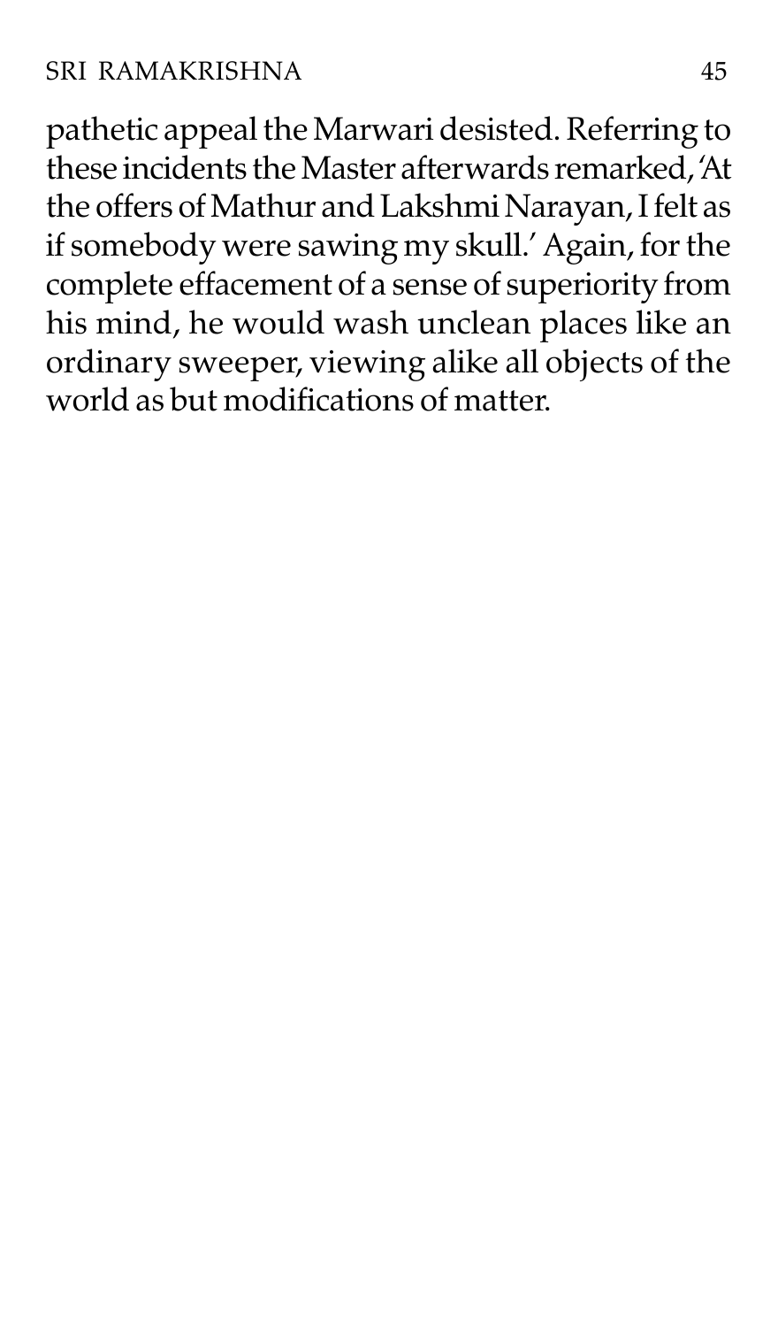pathetic appeal the Marwari desisted. Referring to these incidents the Master afterwards remarked, 'At the offers of Mathur and Lakshmi Narayan, I felt as if somebody were sawing my skull.' Again, for the complete effacement of a sense of superiority from his mind, he would wash unclean places like an ordinary sweeper, viewing alike all objects of the world as but modifications of matter.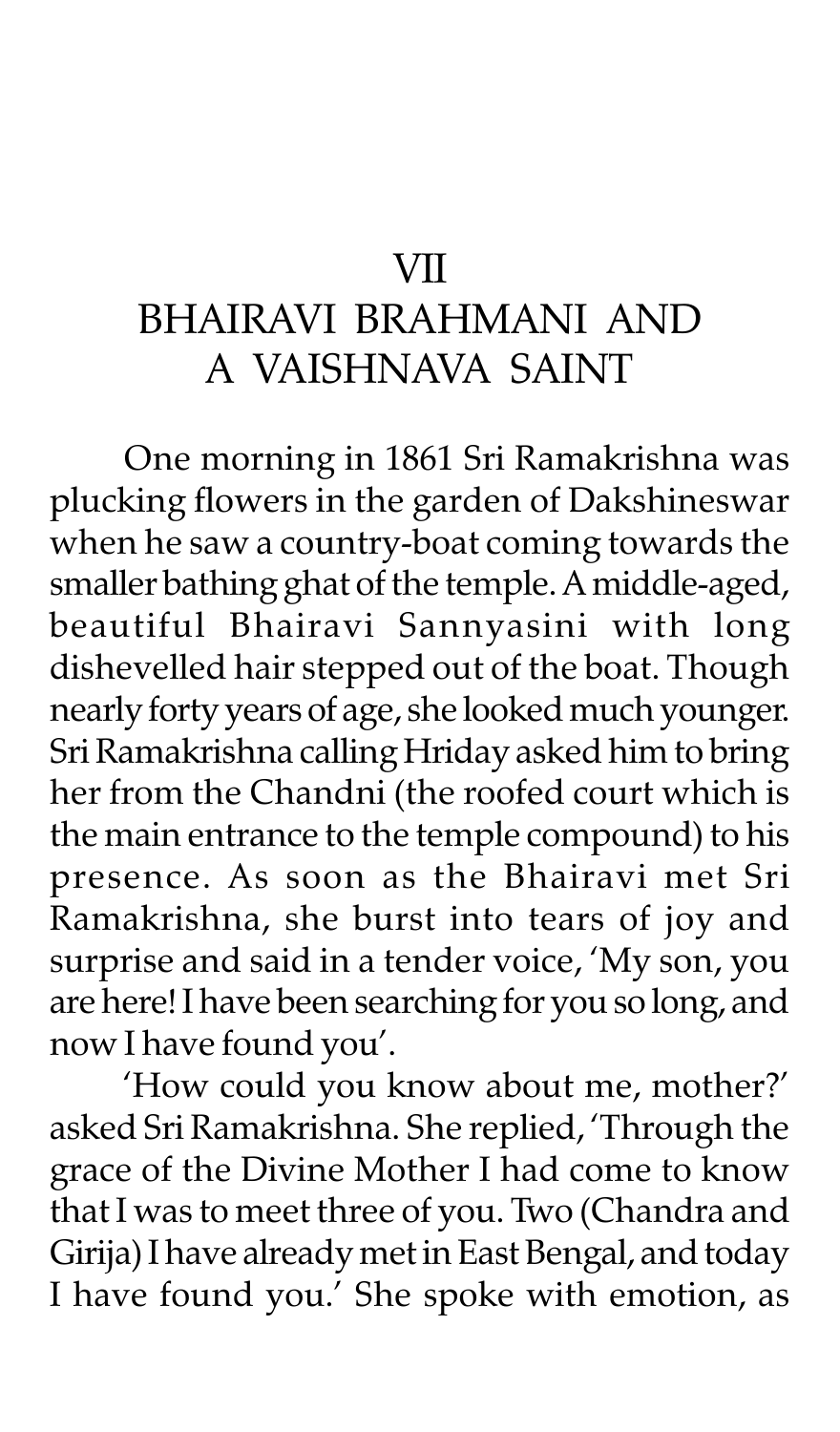# VII
# BHAIRAVI BRAHMANI AND A VAISHNAVA SAINT

One morning in 1861 Sri Ramakrishna was plucking flowers in the garden of Dakshineswar when he saw a country-boat coming towards the smaller bathing ghat of the temple. A middle-aged, beautiful Bhairavi Sannyasini with long dishevelled hair stepped out of the boat. Though nearly forty years of age, she looked much younger. Sri Ramakrishna calling Hriday asked him to bring her from the Chandni (the roofed court which is the main entrance to the temple compound) to his presence. As soon as the Bhairavi met Sri Ramakrishna, she burst into tears of joy and surprise and said in a tender voice, 'My son, you are here! I have been searching for you so long, and now I have found you'.

'How could you know about me, mother?' asked Sri Ramakrishna. She replied, 'Through the grace of the Divine Mother I had come to know that I was to meet three of you. Two (Chandra and Girija) I have already met in East Bengal, and today I have found you.' She spoke with emotion, as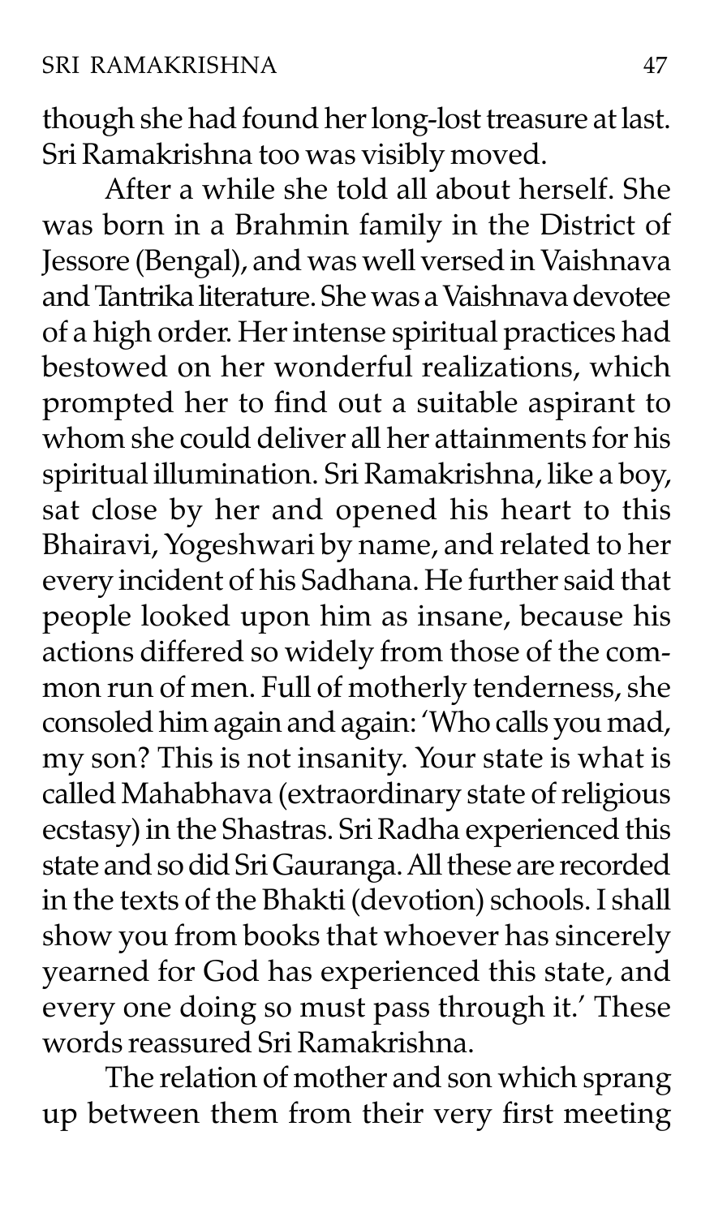though she had found her long-lost treasure at last. Sri Ramakrishna too was visibly moved.

After a while she told all about herself. She was born in a Brahmin family in the District of Jessore (Bengal), and was well versed in Vaishnava and Tantrika literature. She was a Vaishnava devotee of a high order. Her intense spiritual practices had bestowed on her wonderful realizations, which prompted her to find out a suitable aspirant to whom she could deliver all her attainments for his spiritual illumination. Sri Ramakrishna, like a boy, sat close by her and opened his heart to this Bhairavi, Yogeshwari by name, and related to her every incident of his Sadhana. He further said that people looked upon him as insane, because his actions differed so widely from those of the common run of men. Full of motherly tenderness, she consoled him again and again: 'Who calls you mad, my son? This is not insanity. Your state is what is called Mahabhava (extraordinary state of religious ecstasy) in the Shastras. Sri Radha experienced this state and so did Sri Gauranga. All these are recorded in the texts of the Bhakti (devotion) schools. I shall show you from books that whoever has sincerely yearned for God has experienced this state, and every one doing so must pass through it.' These words reassured Sri Ramakrishna.

The relation of mother and son which sprang up between them from their very first meeting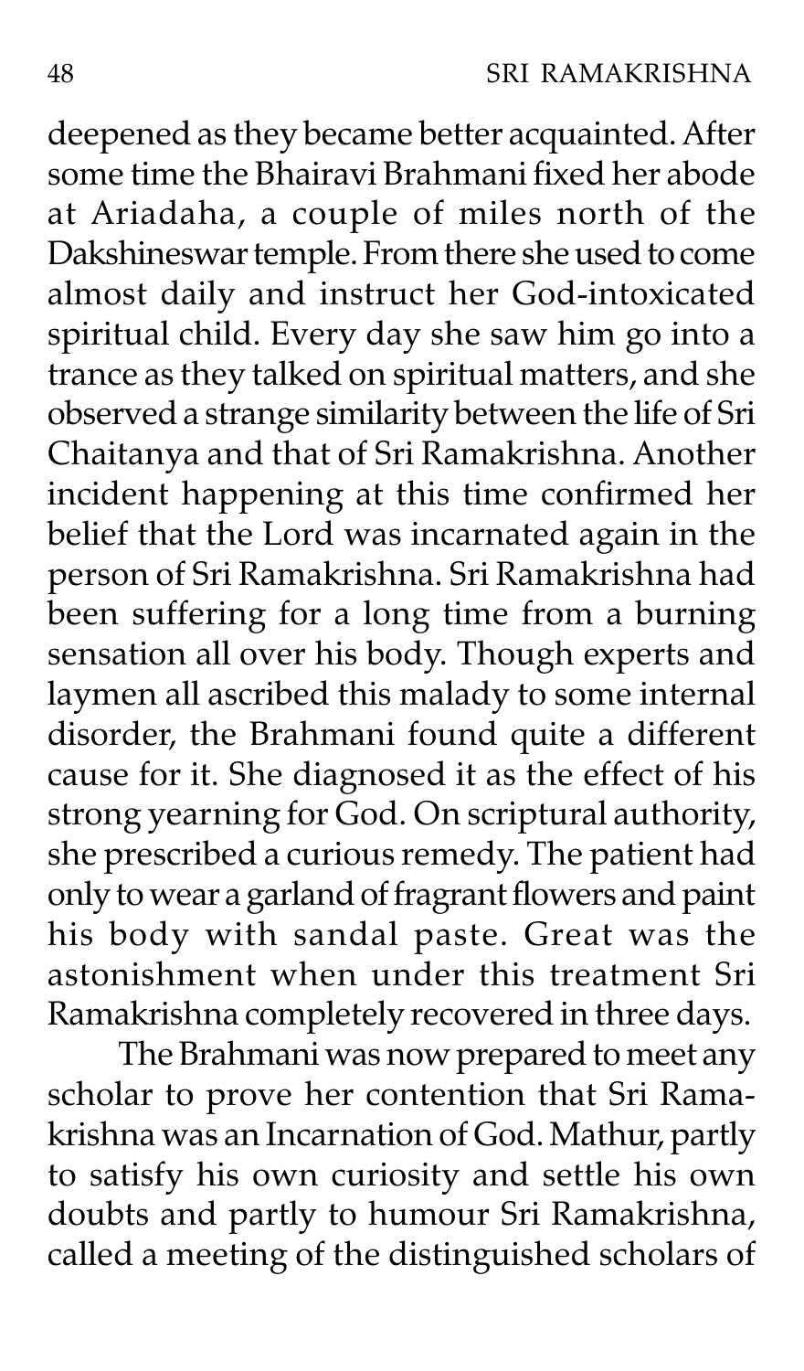deepened as they became better acquainted. After some time the Bhairavi Brahmani fixed her abode at Ariadaha, a couple of miles north of the Dakshineswar temple. From there she used to come almost daily and instruct her God-intoxicated spiritual child. Every day she saw him go into a trance as they talked on spiritual matters, and she observed a strange similarity between the life of Sri Chaitanya and that of Sri Ramakrishna. Another incident happening at this time confirmed her belief that the Lord was incarnated again in the person of Sri Ramakrishna. Sri Ramakrishna had been suffering for a long time from a burning sensation all over his body. Though experts and laymen all ascribed this malady to some internal disorder, the Brahmani found quite a different cause for it. She diagnosed it as the effect of his strong yearning for God. On scriptural authority, she prescribed a curious remedy. The patient had only to wear a garland of fragrant flowers and paint his body with sandal paste. Great was the astonishment when under this treatment Sri Ramakrishna completely recovered in three days.

The Brahmani was now prepared to meet any scholar to prove her contention that Sri Ramakrishna was an Incarnation of God. Mathur, partly to satisfy his own curiosity and settle his own doubts and partly to humour Sri Ramakrishna, called a meeting of the distinguished scholars of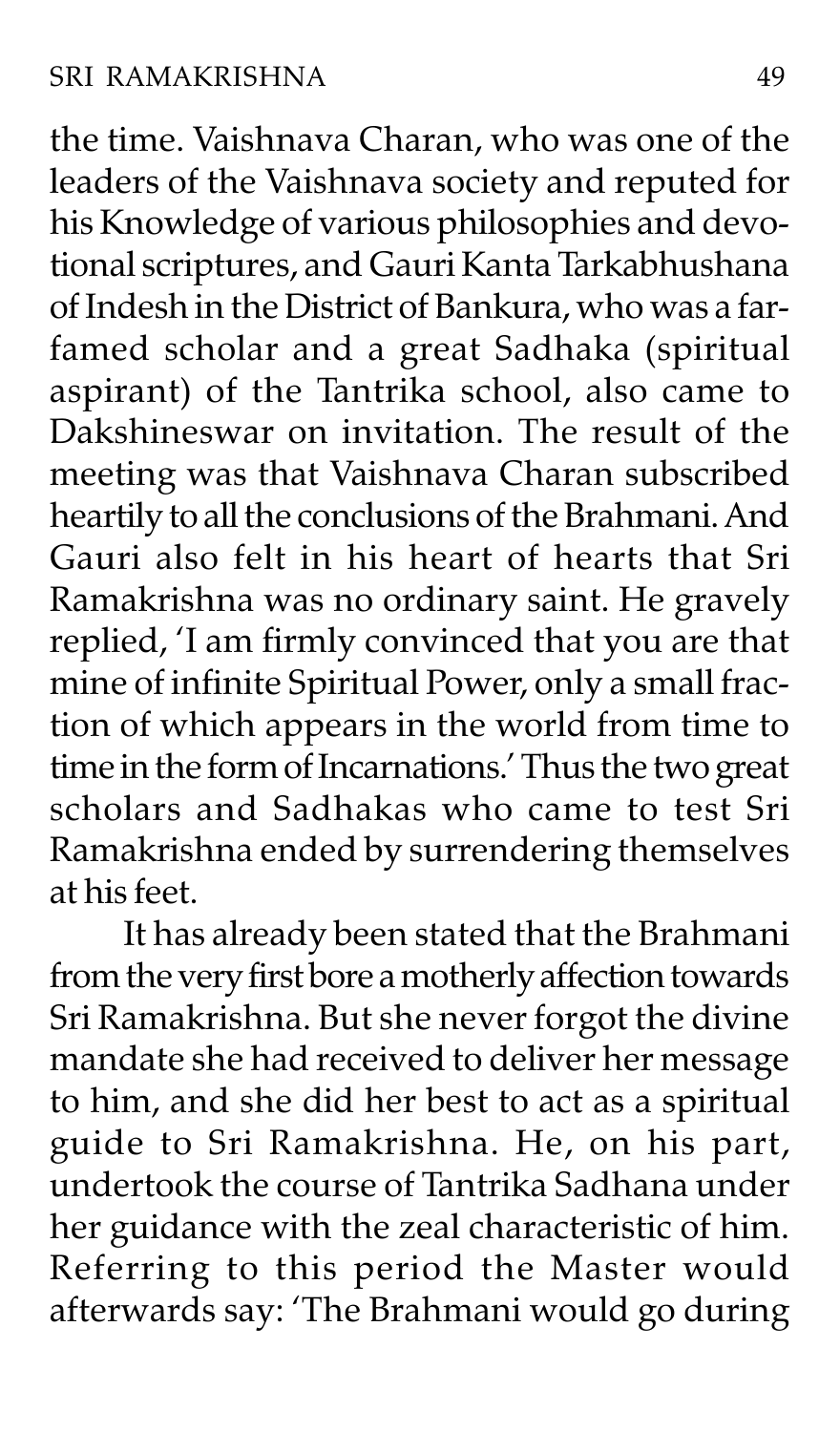the time. Vaishnava Charan, who was one of the leaders of the Vaishnava society and reputed for his Knowledge of various philosophies and devotional scriptures, and Gauri Kanta Tarkabhushana of Indesh in the District of Bankura, who was a far-famed scholar and a great Sadhaka (spiritual aspirant) of the Tantrika school, also came to Dakshineswar on invitation. The result of the meeting was that Vaishnava Charan subscribed heartily to all the conclusions of the Brahmani. And Gauri also felt in his heart of hearts that Sri Ramakrishna was no ordinary saint. He gravely replied, 'I am firmly convinced that you are that mine of infinite Spiritual Power, only a small fraction of which appears in the world from time to time in the form of Incarnations.' Thus the two great scholars and Sadhakas who came to test Sri Ramakrishna ended by surrendering themselves at his feet.

It has already been stated that the Brahmani from the very first bore a motherly affection towards Sri Ramakrishna. But she never forgot the divine mandate she had received to deliver her message to him, and she did her best to act as a spiritual guide to Sri Ramakrishna. He, on his part, undertook the course of Tantrika Sadhana under her guidance with the zeal characteristic of him. Referring to this period the Master would afterwards say: 'The Brahmani would go during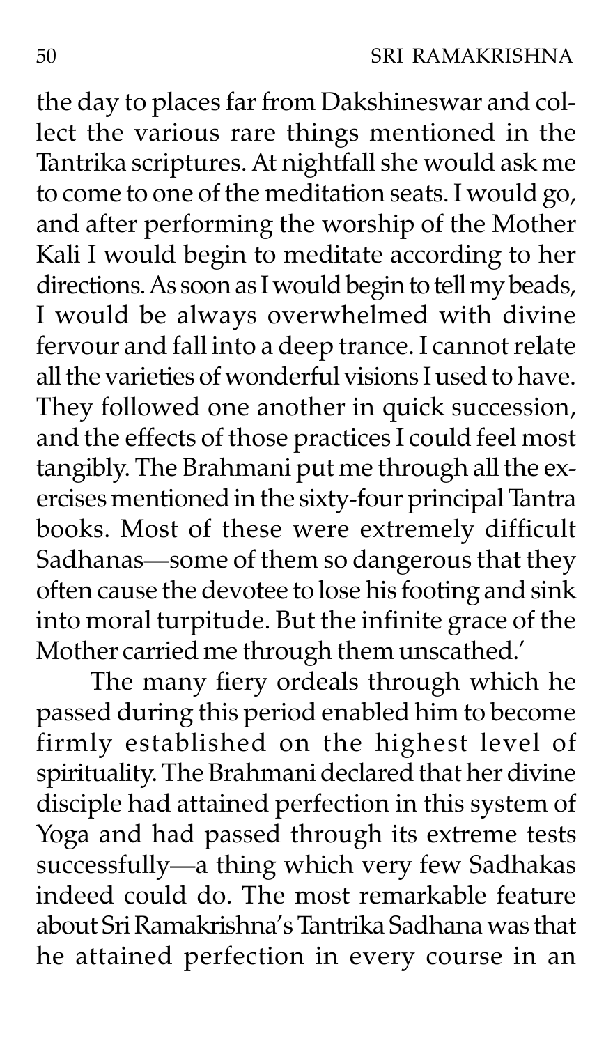the day to places far from Dakshineswar and collect the various rare things mentioned in the Tantrika scriptures. At nightfall she would ask me to come to one of the meditation seats. I would go, and after performing the worship of the Mother Kali I would begin to meditate according to her directions. As soon as I would begin to tell my beads, I would be always overwhelmed with divine fervour and fall into a deep trance. I cannot relate all the varieties of wonderful visions I used to have. They followed one another in quick succession, and the effects of those practices I could feel most tangibly. The Brahmani put me through all the exercises mentioned in the sixty-four principal Tantra books. Most of these were extremely difficult Sadhanas—some of them so dangerous that they often cause the devotee to lose his footing and sink into moral turpitude. But the infinite grace of the Mother carried me through them unscathed.'

The many fiery ordeals through which he passed during this period enabled him to become firmly established on the highest level of spirituality. The Brahmani declared that her divine disciple had attained perfection in this system of Yoga and had passed through its extreme tests successfully—a thing which very few Sadhakas indeed could do. The most remarkable feature about Sri Ramakrishna's Tantrika Sadhana was that he attained perfection in every course in an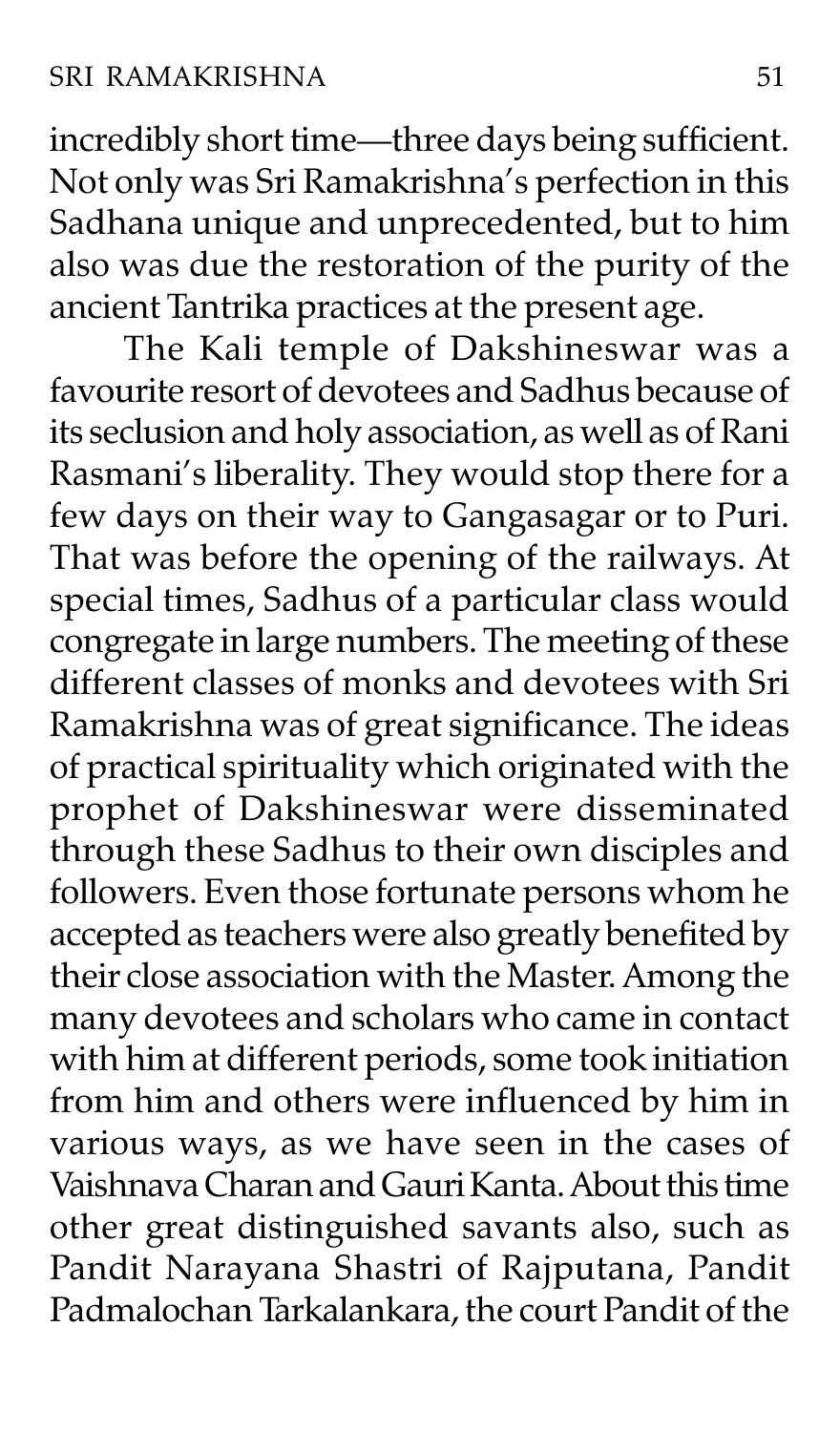incredibly short time—three days being sufficient. Not only was Sri Ramakrishna's perfection in this Sadhana unique and unprecedented, but to him also was due the restoration of the purity of the ancient Tantrika practices at the present age.

The Kali temple of Dakshineswar was a favourite resort of devotees and Sadhus because of its seclusion and holy association, as well as of Rani Rasmani's liberality. They would stop there for a few days on their way to Gangasagar or to Puri. That was before the opening of the railways. At special times, Sadhus of a particular class would congregate in large numbers. The meeting of these different classes of monks and devotees with Sri Ramakrishna was of great significance. The ideas of practical spirituality which originated with the prophet of Dakshineswar were disseminated through these Sadhus to their own disciples and followers. Even those fortunate persons whom he accepted as teachers were also greatly benefited by their close association with the Master. Among the many devotees and scholars who came in contact with him at different periods, some took initiation from him and others were influenced by him in various ways, as we have seen in the cases of Vaishnava Charan and Gauri Kanta. About this time other great distinguished savants also, such as Pandit Narayana Shastri of Rajputana, Pandit Padmalochan Tarkalankara, the court Pandit of the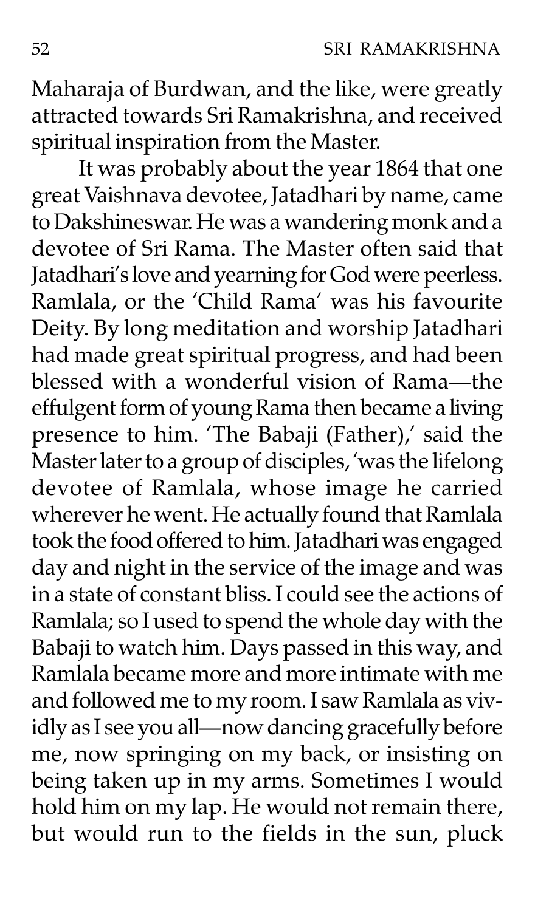Maharaja of Burdwan, and the like, were greatly attracted towards Sri Ramakrishna, and received spiritual inspiration from the Master.

It was probably about the year 1864 that one great Vaishnava devotee, Jatadhari by name, came to Dakshineswar. He was a wandering monk and a devotee of Sri Rama. The Master often said that Jatadhari's love and yearning for God were peerless. Ramlala, or the 'Child Rama' was his favourite Deity. By long meditation and worship Jatadhari had made great spiritual progress, and had been blessed with a wonderful vision of Rama—the effulgent form of young Rama then became a living presence to him. 'The Babaji (Father),' said the Master later to a group of disciples, 'was the lifelong devotee of Ramlala, whose image he carried wherever he went. He actually found that Ramlala took the food offered to him. Jatadhari was engaged day and night in the service of the image and was in a state of constant bliss. I could see the actions of Ramlala; so I used to spend the whole day with the Babaji to watch him. Days passed in this way, and Ramlala became more and more intimate with me and followed me to my room. I saw Ramlala as vividly as I see you all—now dancing gracefully before me, now springing on my back, or insisting on being taken up in my arms. Sometimes I would hold him on my lap. He would not remain there, but would run to the fields in the sun, pluck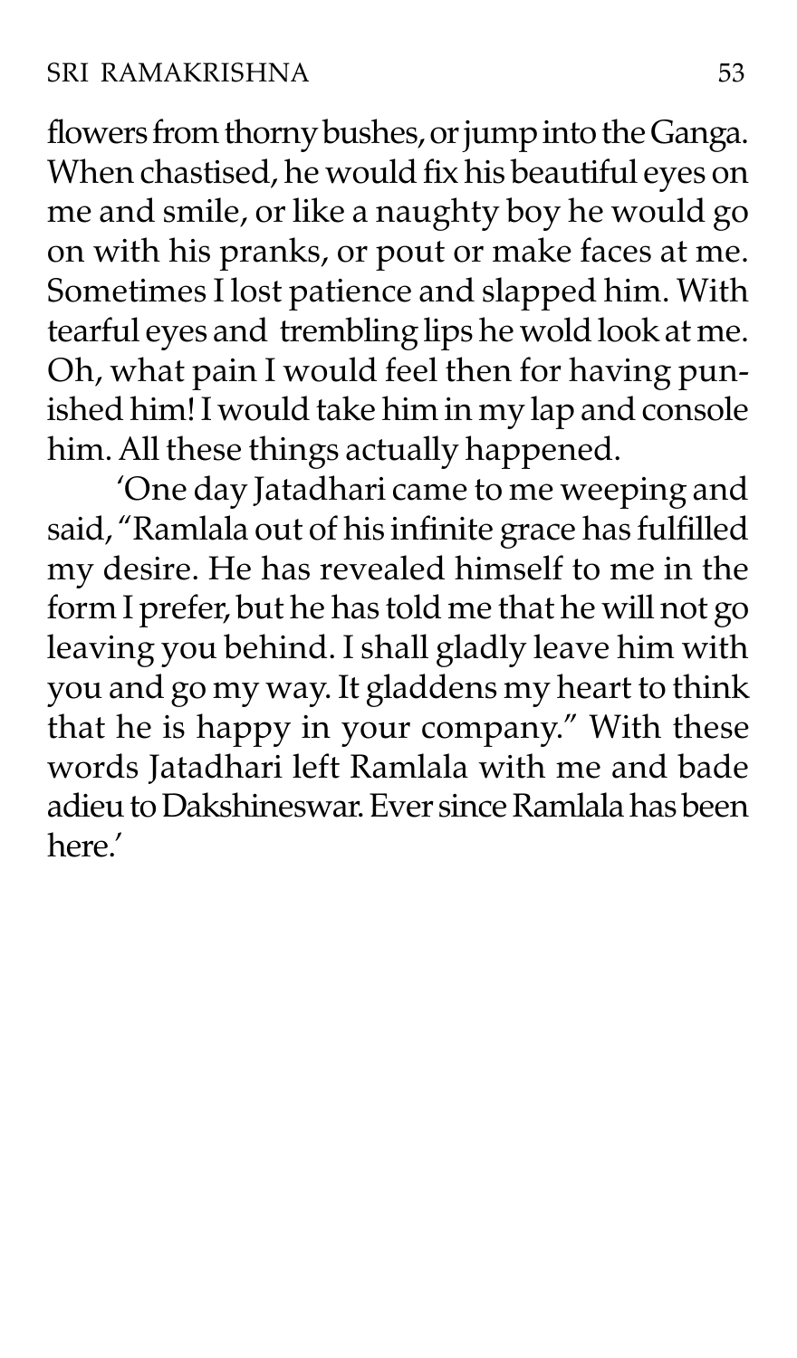flowers from thorny bushes, or jump into the Ganga. When chastised, he would fix his beautiful eyes on me and smile, or like a naughty boy he would go on with his pranks, or pout or make faces at me. Sometimes I lost patience and slapped him. With tearful eyes and trembling lips he wold look at me. Oh, what pain I would feel then for having punished him! I would take him in my lap and console him. All these things actually happened.

'One day Jatadhari came to me weeping and said, "Ramlala out of his infinite grace has fulfilled my desire. He has revealed himself to me in the form I prefer, but he has told me that he will not go leaving you behind. I shall gladly leave him with you and go my way. It gladdens my heart to think that he is happy in your company." With these words Jatadhari left Ramlala with me and bade adieu to Dakshineswar. Ever since Ramlala has been here.'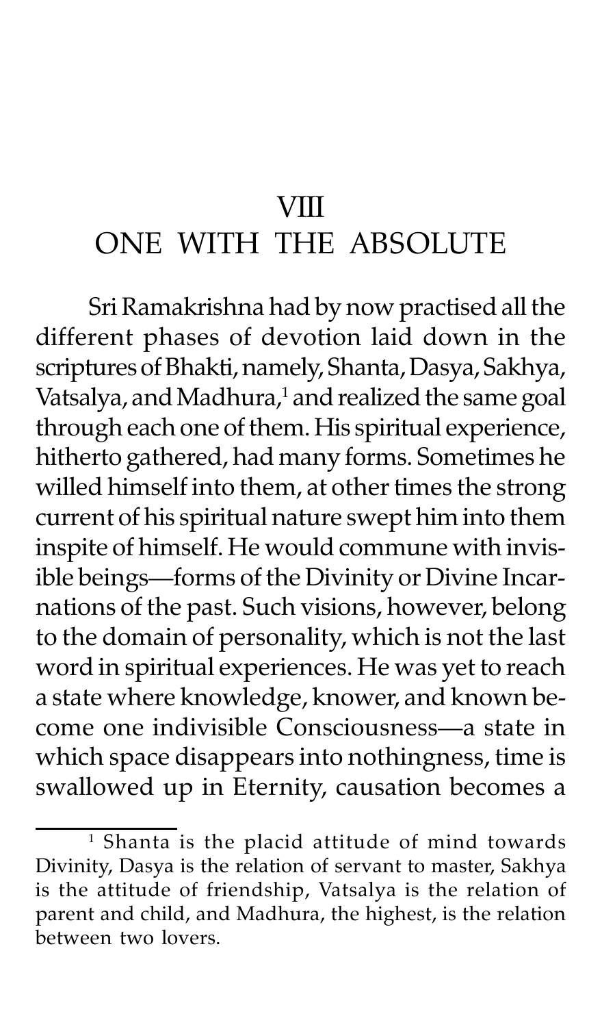# VIII
# ONE WITH THE ABSOLUTE

Sri Ramakrishna had by now practised all the different phases of devotion laid down in the scriptures of Bhakti, namely, Shanta, Dasya, Sakhya, Vatsalya, and Madhura,[1] and realized the same goal through each one of them. His spiritual experience, hitherto gathered, had many forms. Sometimes he willed himself into them, at other times the strong current of his spiritual nature swept him into them inspite of himself. He would commune with invisible beings—forms of the Divinity or Divine Incarnations of the past. Such visions, however, belong to the domain of personality, which is not the last word in spiritual experiences. He was yet to reach a state where knowledge, knower, and known become one indivisible Consciousness—a state in which space disappears into nothingness, time is swallowed up in Eternity, causation becomes a

---

[1] Shanta is the placid attitude of mind towards Divinity, Dasya is the relation of servant to master, Sakhya is the attitude of friendship, Vatsalya is the relation of parent and child, and Madhura, the highest, is the relation between two lovers.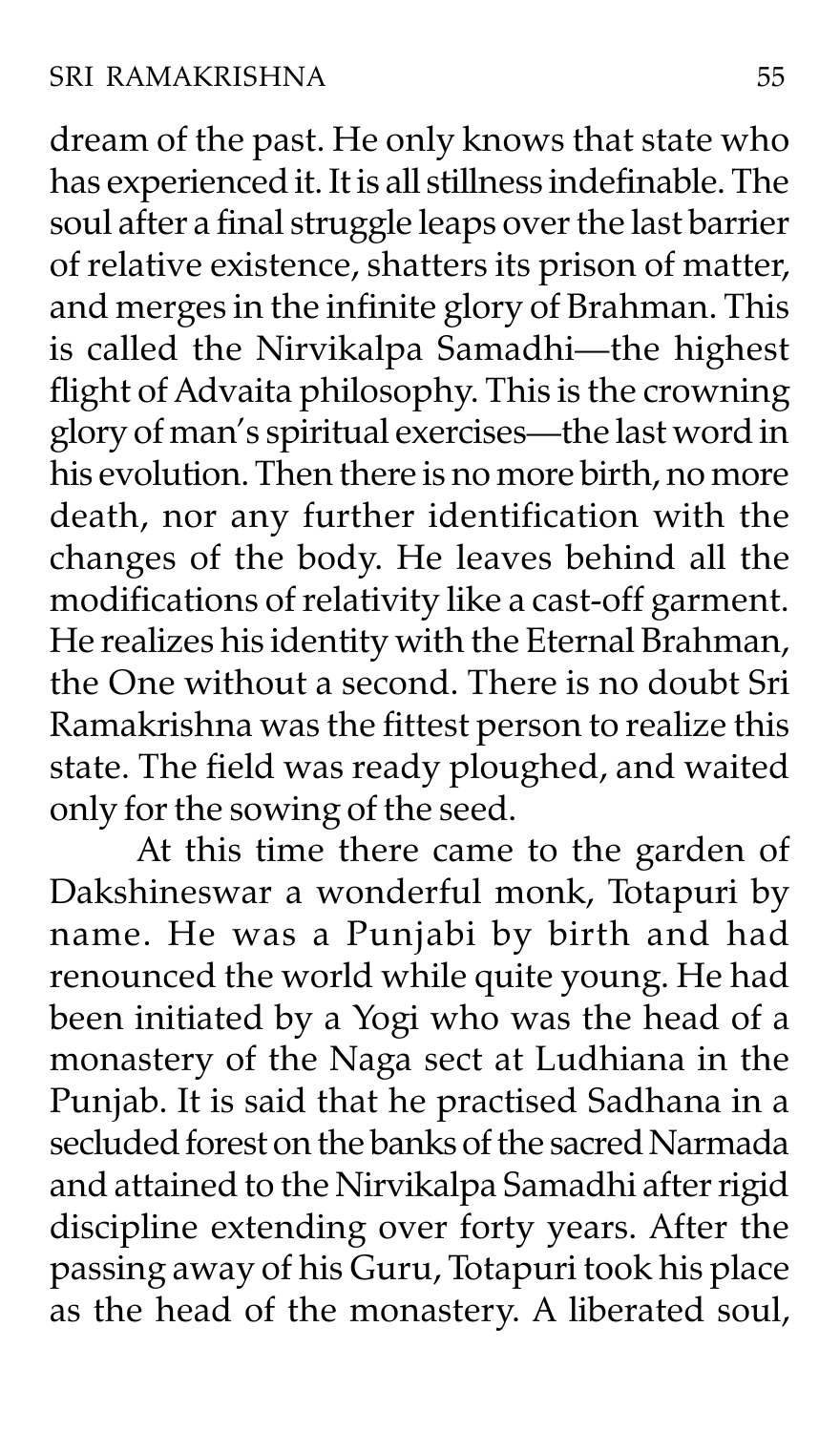dream of the past. He only knows that state who has experienced it. It is all stillness indefinable. The soul after a final struggle leaps over the last barrier of relative existence, shatters its prison of matter, and merges in the infinite glory of Brahman. This is called the Nirvikalpa Samadhi—the highest flight of Advaita philosophy. This is the crowning glory of man's spiritual exercises—the last word in his evolution. Then there is no more birth, no more death, nor any further identification with the changes of the body. He leaves behind all the modifications of relativity like a cast-off garment. He realizes his identity with the Eternal Brahman, the One without a second. There is no doubt Sri Ramakrishna was the fittest person to realize this state. The field was ready ploughed, and waited only for the sowing of the seed.

At this time there came to the garden of Dakshineswar a wonderful monk, Totapuri by name. He was a Punjabi by birth and had renounced the world while quite young. He had been initiated by a Yogi who was the head of a monastery of the Naga sect at Ludhiana in the Punjab. It is said that he practised Sadhana in a secluded forest on the banks of the sacred Narmada and attained to the Nirvikalpa Samadhi after rigid discipline extending over forty years. After the passing away of his Guru, Totapuri took his place as the head of the monastery. A liberated soul,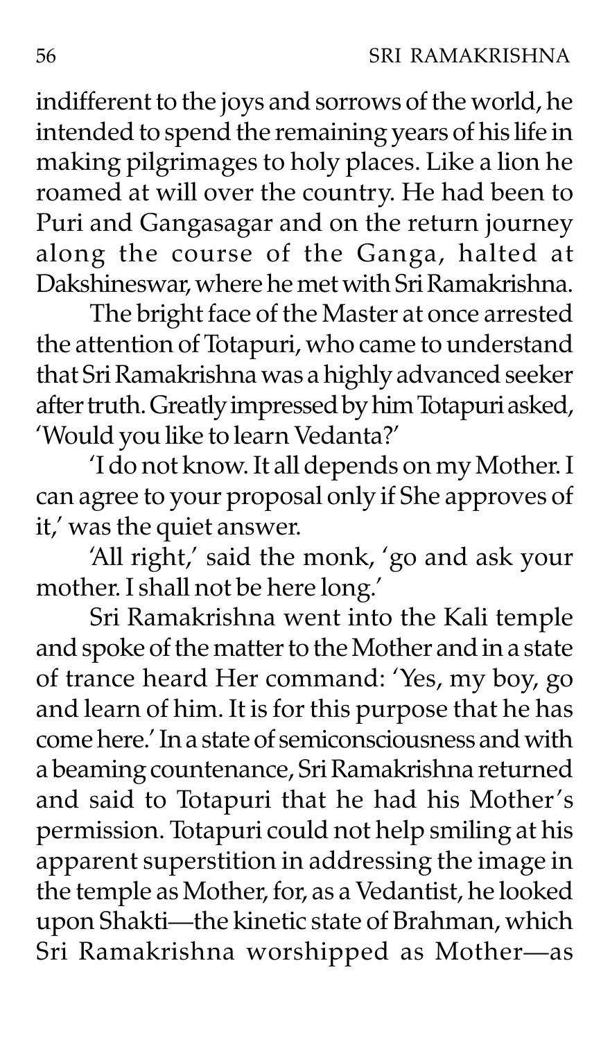indifferent to the joys and sorrows of the world, he intended to spend the remaining years of his life in making pilgrimages to holy places. Like a lion he roamed at will over the country. He had been to Puri and Gangasagar and on the return journey along the course of the Ganga, halted at Dakshineswar, where he met with Sri Ramakrishna.

The bright face of the Master at once arrested the attention of Totapuri, who came to understand that Sri Ramakrishna was a highly advanced seeker after truth. Greatly impressed by him Totapuri asked, 'Would you like to learn Vedanta?'

'I do not know. It all depends on my Mother. I can agree to your proposal only if She approves of it,' was the quiet answer.

'All right,' said the monk, 'go and ask your mother. I shall not be here long.'

Sri Ramakrishna went into the Kali temple and spoke of the matter to the Mother and in a state of trance heard Her command: 'Yes, my boy, go and learn of him. It is for this purpose that he has come here.' In a state of semiconsciousness and with a beaming countenance, Sri Ramakrishna returned and said to Totapuri that he had his Mother's permission. Totapuri could not help smiling at his apparent superstition in addressing the image in the temple as Mother, for, as a Vedantist, he looked upon Shakti—the kinetic state of Brahman, which Sri Ramakrishna worshipped as Mother—as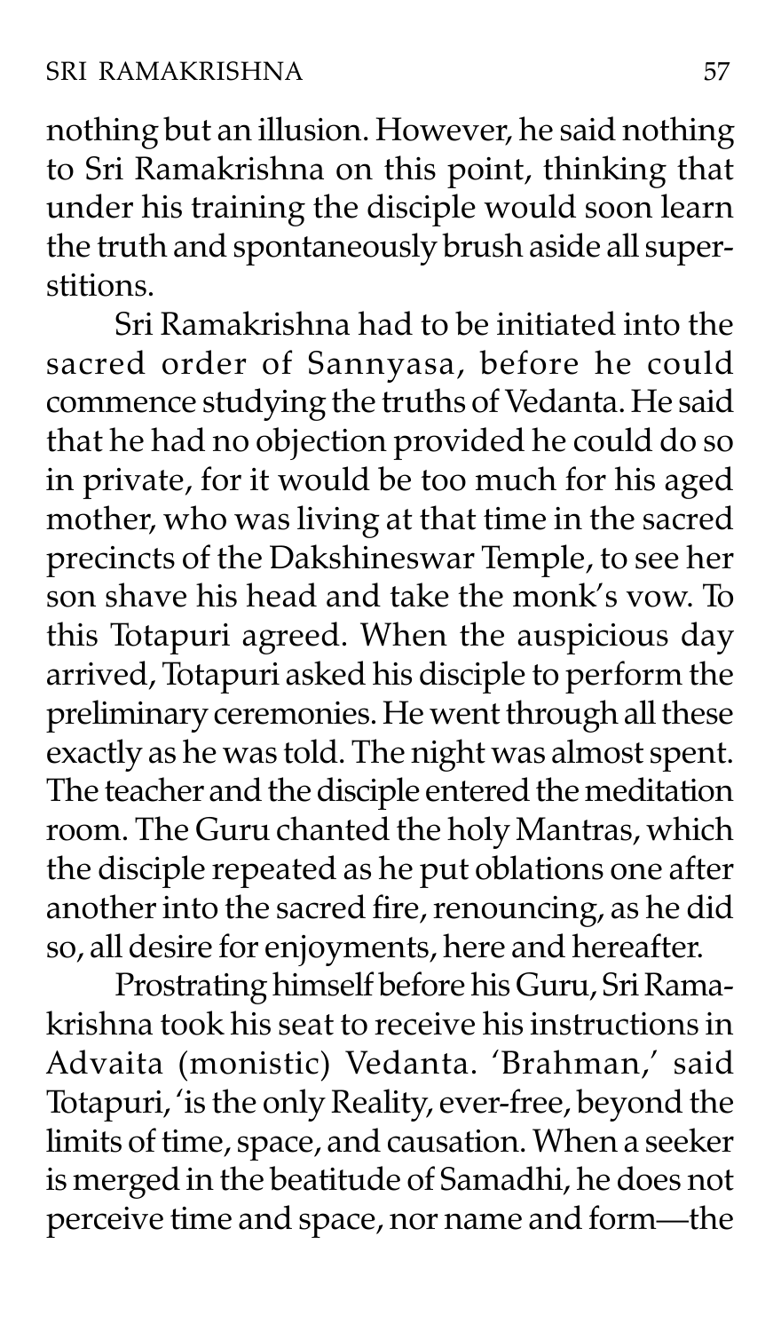nothing but an illusion. However, he said nothing to Sri Ramakrishna on this point, thinking that under his training the disciple would soon learn the truth and spontaneously brush aside all superstitions.

Sri Ramakrishna had to be initiated into the sacred order of Sannyasa, before he could commence studying the truths of Vedanta. He said that he had no objection provided he could do so in private, for it would be too much for his aged mother, who was living at that time in the sacred precincts of the Dakshineswar Temple, to see her son shave his head and take the monk's vow. To this Totapuri agreed. When the auspicious day arrived, Totapuri asked his disciple to perform the preliminary ceremonies. He went through all these exactly as he was told. The night was almost spent. The teacher and the disciple entered the meditation room. The Guru chanted the holy Mantras, which the disciple repeated as he put oblations one after another into the sacred fire, renouncing, as he did so, all desire for enjoyments, here and hereafter.

Prostrating himself before his Guru, Sri Ramakrishna took his seat to receive his instructions in Advaita (monistic) Vedanta. 'Brahman,' said Totapuri, 'is the only Reality, ever-free, beyond the limits of time, space, and causation. When a seeker is merged in the beatitude of Samadhi, he does not perceive time and space, nor name and form—the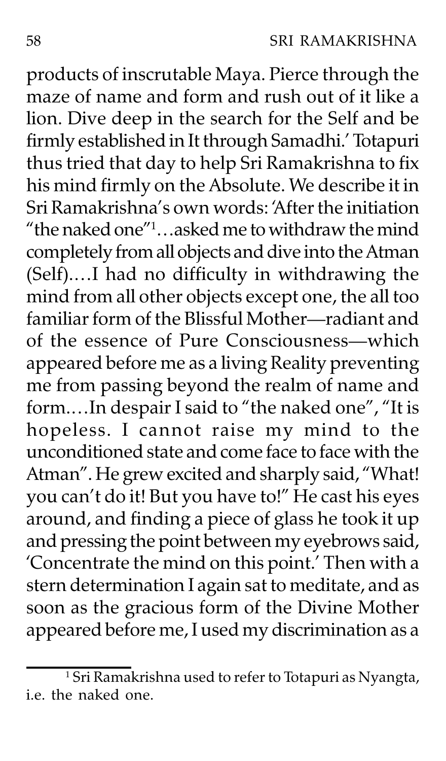products of inscrutable Maya. Pierce through the maze of name and form and rush out of it like a lion. Dive deep in the search for the Self and be firmly established in It through Samadhi.' Totapuri thus tried that day to help Sri Ramakrishna to fix his mind firmly on the Absolute. We describe it in Sri Ramakrishna's own words: 'After the initiation "the naked one"[1]…asked me to withdraw the mind completely from all objects and dive into the Atman (Self).…I had no difficulty in withdrawing the mind from all other objects except one, the all too familiar form of the Blissful Mother—radiant and of the essence of Pure Consciousness—which appeared before me as a living Reality preventing me from passing beyond the realm of name and form.…In despair I said to "the naked one", "It is hopeless. I cannot raise my mind to the unconditioned state and come face to face with the Atman". He grew excited and sharply said, "What! you can't do it! But you have to!" He cast his eyes around, and finding a piece of glass he took it up and pressing the point between my eyebrows said, 'Concentrate the mind on this point.' Then with a stern determination I again sat to meditate, and as soon as the gracious form of the Divine Mother appeared before me, I used my discrimination as a

---

[1] Sri Ramakrishna used to refer to Totapuri as Nyangta, i.e. the naked one.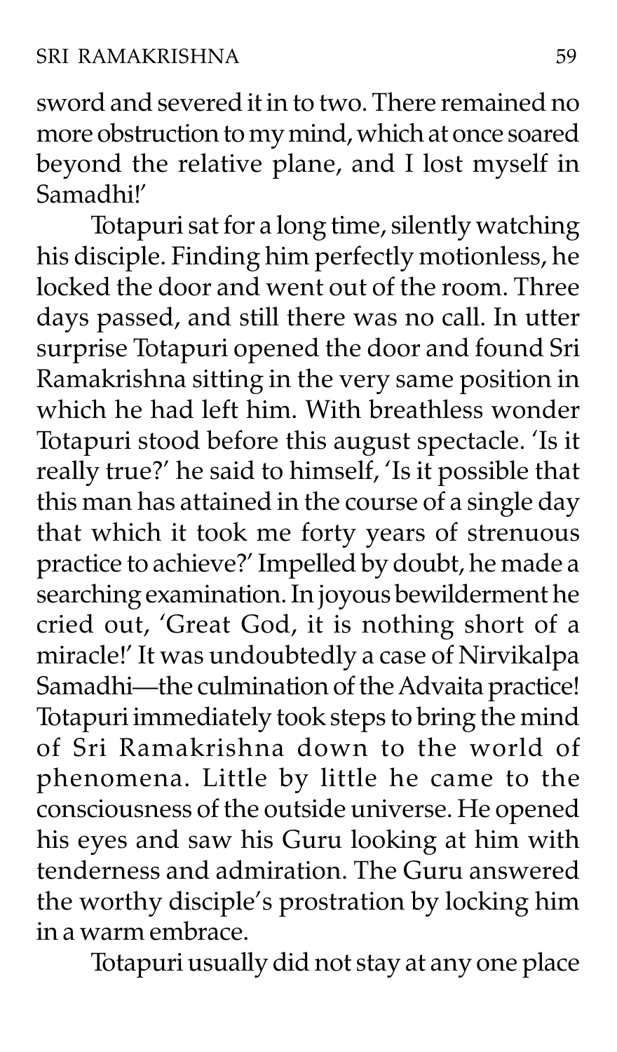sword and severed it in to two. There remained no more obstruction to my mind, which at once soared beyond the relative plane, and I lost myself in Samadhi!'

Totapuri sat for a long time, silently watching his disciple. Finding him perfectly motionless, he locked the door and went out of the room. Three days passed, and still there was no call. In utter surprise Totapuri opened the door and found Sri Ramakrishna sitting in the very same position in which he had left him. With breathless wonder Totapuri stood before this august spectacle. 'Is it really true?' he said to himself, 'Is it possible that this man has attained in the course of a single day that which it took me forty years of strenuous practice to achieve?' Impelled by doubt, he made a searching examination. In joyous bewilderment he cried out, 'Great God, it is nothing short of a miracle!' It was undoubtedly a case of Nirvikalpa Samadhi—the culmination of the Advaita practice! Totapuri immediately took steps to bring the mind of Sri Ramakrishna down to the world of phenomena. Little by little he came to the consciousness of the outside universe. He opened his eyes and saw his Guru looking at him with tenderness and admiration. The Guru answered the worthy disciple's prostration by locking him in a warm embrace.

Totapuri usually did not stay at any one place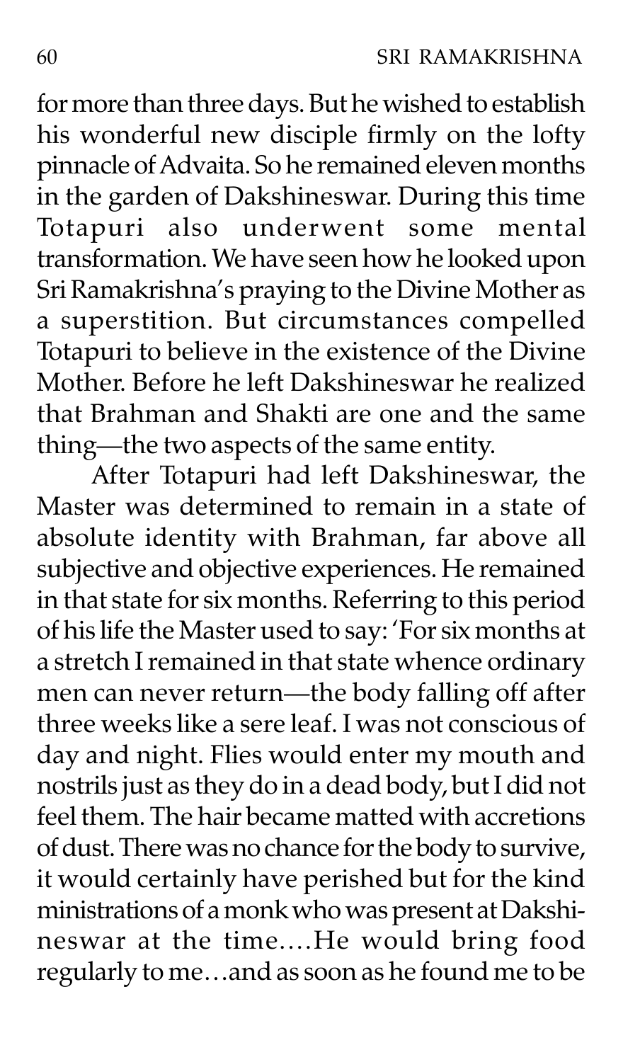for more than three days. But he wished to establish his wonderful new disciple firmly on the lofty pinnacle of Advaita. So he remained eleven months in the garden of Dakshineswar. During this time Totapuri also underwent some mental transformation. We have seen how he looked upon Sri Ramakrishna's praying to the Divine Mother as a superstition. But circumstances compelled Totapuri to believe in the existence of the Divine Mother. Before he left Dakshineswar he realized that Brahman and Shakti are one and the same thing—the two aspects of the same entity.

After Totapuri had left Dakshineswar, the Master was determined to remain in a state of absolute identity with Brahman, far above all subjective and objective experiences. He remained in that state for six months. Referring to this period of his life the Master used to say: 'For six months at a stretch I remained in that state whence ordinary men can never return—the body falling off after three weeks like a sere leaf. I was not conscious of day and night. Flies would enter my mouth and nostrils just as they do in a dead body, but I did not feel them. The hair became matted with accretions of dust. There was no chance for the body to survive, it would certainly have perished but for the kind ministrations of a monk who was present at Dakshineswar at the time....He would bring food regularly to me...and as soon as he found me to be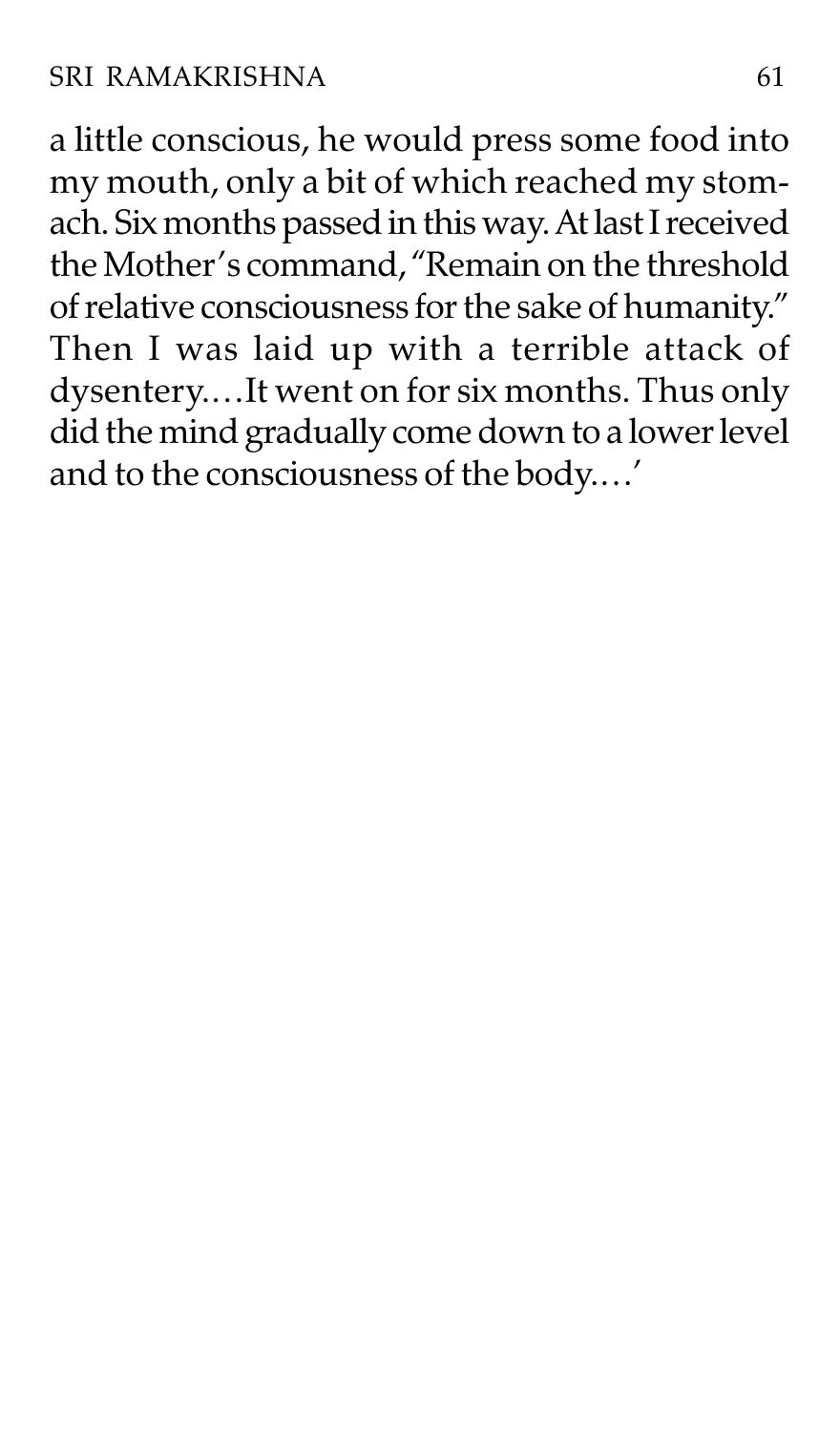a little conscious, he would press some food into my mouth, only a bit of which reached my stomach. Six months passed in this way. At last I received the Mother's command, "Remain on the threshold of relative consciousness for the sake of humanity." Then I was laid up with a terrible attack of dysentery.…It went on for six months. Thus only did the mind gradually come down to a lower level and to the consciousness of the body.…'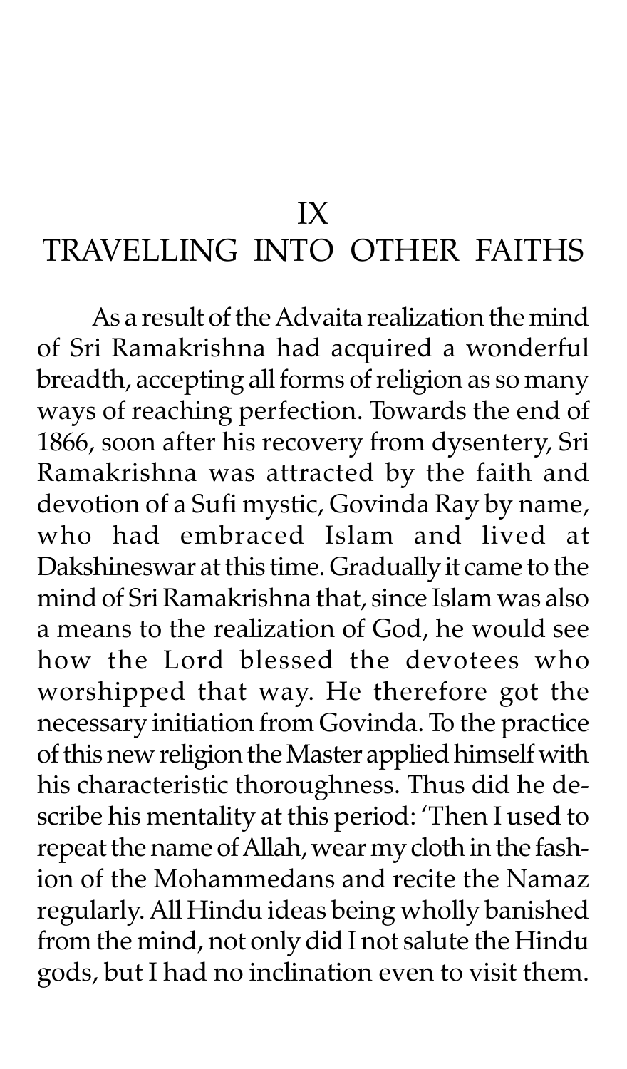# IX
# TRAVELLING INTO OTHER FAITHS

As a result of the Advaita realization the mind of Sri Ramakrishna had acquired a wonderful breadth, accepting all forms of religion as so many ways of reaching perfection. Towards the end of 1866, soon after his recovery from dysentery, Sri Ramakrishna was attracted by the faith and devotion of a Sufi mystic, Govinda Ray by name, who had embraced Islam and lived at Dakshineswar at this time. Gradually it came to the mind of Sri Ramakrishna that, since Islam was also a means to the realization of God, he would see how the Lord blessed the devotees who worshipped that way. He therefore got the necessary initiation from Govinda. To the practice of this new religion the Master applied himself with his characteristic thoroughness. Thus did he describe his mentality at this period: 'Then I used to repeat the name of Allah, wear my cloth in the fashion of the Mohammedans and recite the Namaz regularly. All Hindu ideas being wholly banished from the mind, not only did I not salute the Hindu gods, but I had no inclination even to visit them.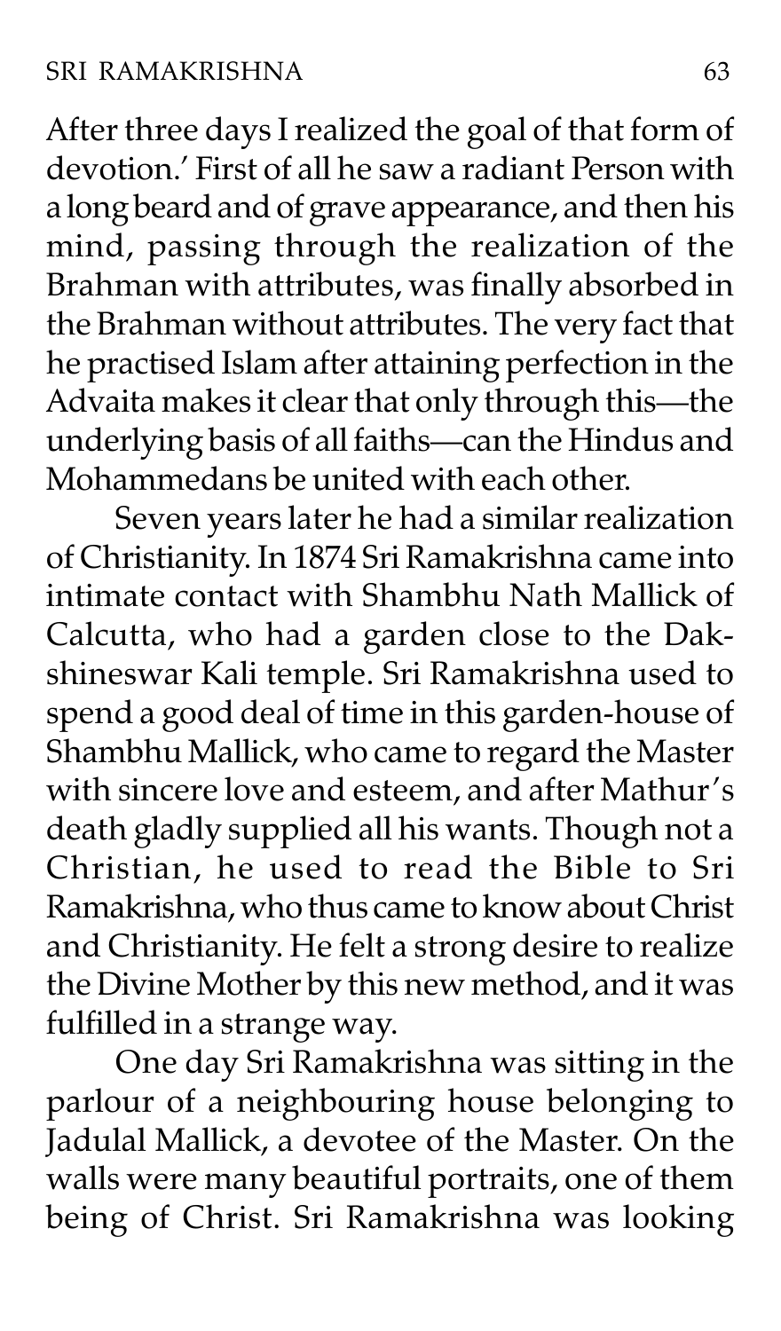After three days I realized the goal of that form of devotion.' First of all he saw a radiant Person with a long beard and of grave appearance, and then his mind, passing through the realization of the Brahman with attributes, was finally absorbed in the Brahman without attributes. The very fact that he practised Islam after attaining perfection in the Advaita makes it clear that only through this—the underlying basis of all faiths—can the Hindus and Mohammedans be united with each other.

Seven years later he had a similar realization of Christianity. In 1874 Sri Ramakrishna came into intimate contact with Shambhu Nath Mallick of Calcutta, who had a garden close to the Dakshineswar Kali temple. Sri Ramakrishna used to spend a good deal of time in this garden-house of Shambhu Mallick, who came to regard the Master with sincere love and esteem, and after Mathur's death gladly supplied all his wants. Though not a Christian, he used to read the Bible to Sri Ramakrishna, who thus came to know about Christ and Christianity. He felt a strong desire to realize the Divine Mother by this new method, and it was fulfilled in a strange way.

One day Sri Ramakrishna was sitting in the parlour of a neighbouring house belonging to Jadulal Mallick, a devotee of the Master. On the walls were many beautiful portraits, one of them being of Christ. Sri Ramakrishna was looking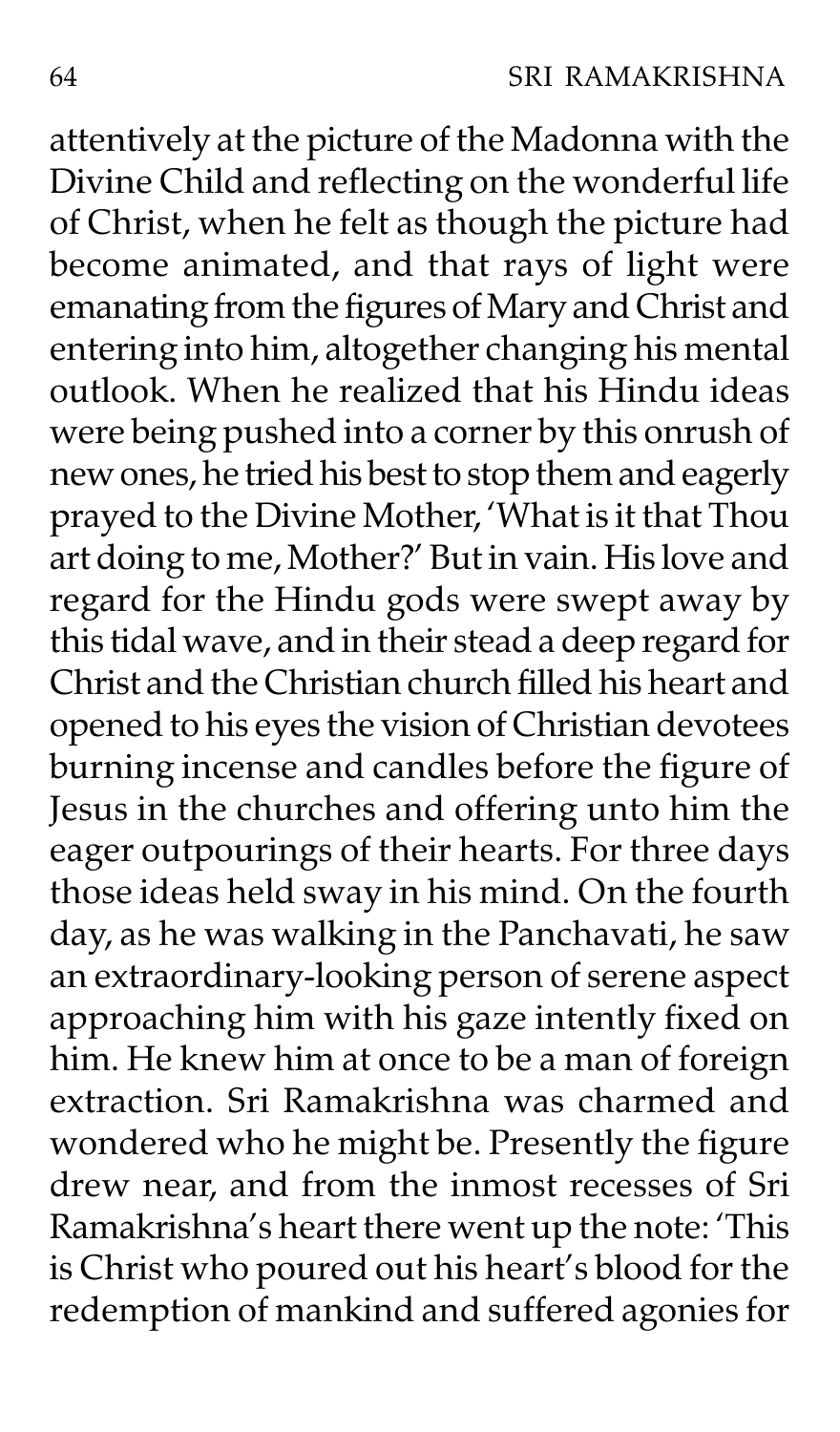attentively at the picture of the Madonna with the Divine Child and reflecting on the wonderful life of Christ, when he felt as though the picture had become animated, and that rays of light were emanating from the figures of Mary and Christ and entering into him, altogether changing his mental outlook. When he realized that his Hindu ideas were being pushed into a corner by this onrush of new ones, he tried his best to stop them and eagerly prayed to the Divine Mother, 'What is it that Thou art doing to me, Mother?' But in vain. His love and regard for the Hindu gods were swept away by this tidal wave, and in their stead a deep regard for Christ and the Christian church filled his heart and opened to his eyes the vision of Christian devotees burning incense and candles before the figure of Jesus in the churches and offering unto him the eager outpourings of their hearts. For three days those ideas held sway in his mind. On the fourth day, as he was walking in the Panchavati, he saw an extraordinary-looking person of serene aspect approaching him with his gaze intently fixed on him. He knew him at once to be a man of foreign extraction. Sri Ramakrishna was charmed and wondered who he might be. Presently the figure drew near, and from the inmost recesses of Sri Ramakrishna's heart there went up the note: 'This is Christ who poured out his heart's blood for the redemption of mankind and suffered agonies for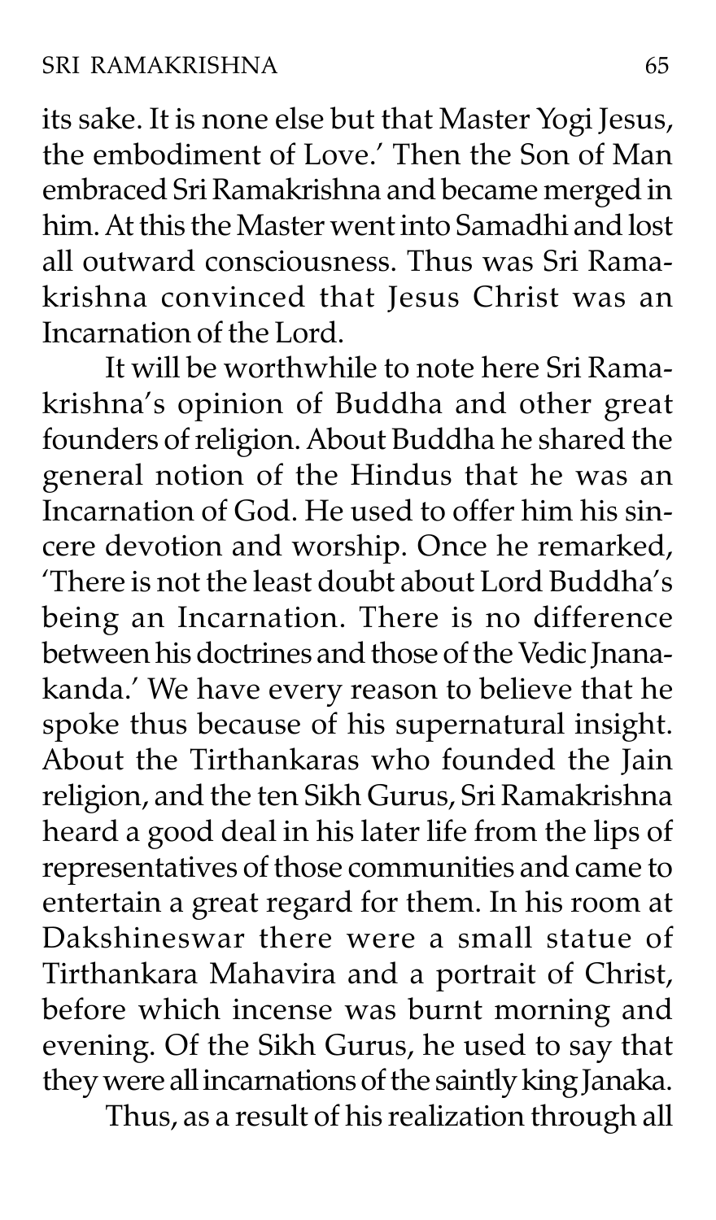its sake. It is none else but that Master Yogi Jesus, the embodiment of Love.' Then the Son of Man embraced Sri Ramakrishna and became merged in him. At this the Master went into Samadhi and lost all outward consciousness. Thus was Sri Ramakrishna convinced that Jesus Christ was an Incarnation of the Lord.

It will be worthwhile to note here Sri Ramakrishna's opinion of Buddha and other great founders of religion. About Buddha he shared the general notion of the Hindus that he was an Incarnation of God. He used to offer him his sincere devotion and worship. Once he remarked, 'There is not the least doubt about Lord Buddha's being an Incarnation. There is no difference between his doctrines and those of the Vedic Jnanakanda.' We have every reason to believe that he spoke thus because of his supernatural insight. About the Tirthankaras who founded the Jain religion, and the ten Sikh Gurus, Sri Ramakrishna heard a good deal in his later life from the lips of representatives of those communities and came to entertain a great regard for them. In his room at Dakshineswar there were a small statue of Tirthankara Mahavira and a portrait of Christ, before which incense was burnt morning and evening. Of the Sikh Gurus, he used to say that they were all incarnations of the saintly king Janaka.

Thus, as a result of his realization through all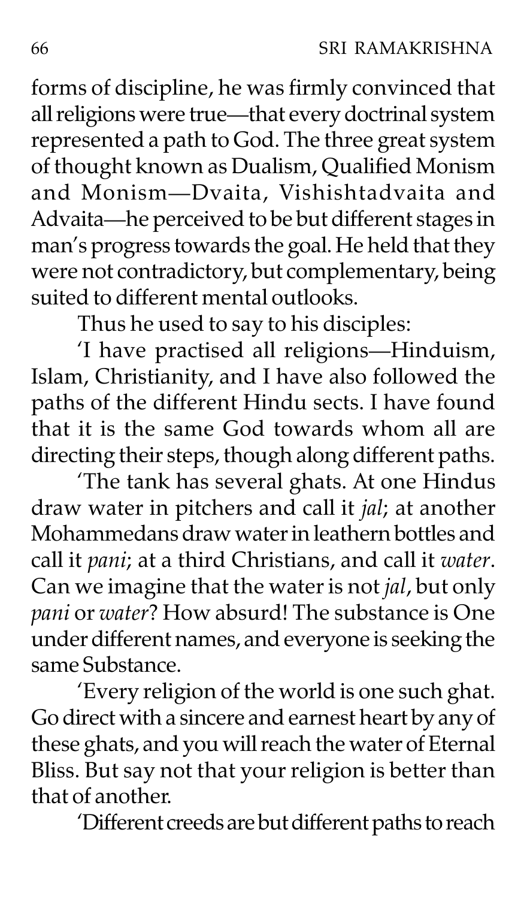forms of discipline, he was firmly convinced that all religions were true—that every doctrinal system represented a path to God. The three great system of thought known as Dualism, Qualified Monism and Monism—Dvaita, Vishishtadvaita and Advaita—he perceived to be but different stages in man's progress towards the goal. He held that they were not contradictory, but complementary, being suited to different mental outlooks.

Thus he used to say to his disciples:

'I have practised all religions—Hinduism, Islam, Christianity, and I have also followed the paths of the different Hindu sects. I have found that it is the same God towards whom all are directing their steps, though along different paths.

'The tank has several ghats. At one Hindus draw water in pitchers and call it *jal*; at another Mohammedans draw water in leathern bottles and call it *pani*; at a third Christians, and call it *water*. Can we imagine that the water is not *jal*, but only *pani* or *water*? How absurd! The substance is One under different names, and everyone is seeking the same Substance.

'Every religion of the world is one such ghat. Go direct with a sincere and earnest heart by any of these ghats, and you will reach the water of Eternal Bliss. But say not that your religion is better than that of another.

'Different creeds are but different paths to reach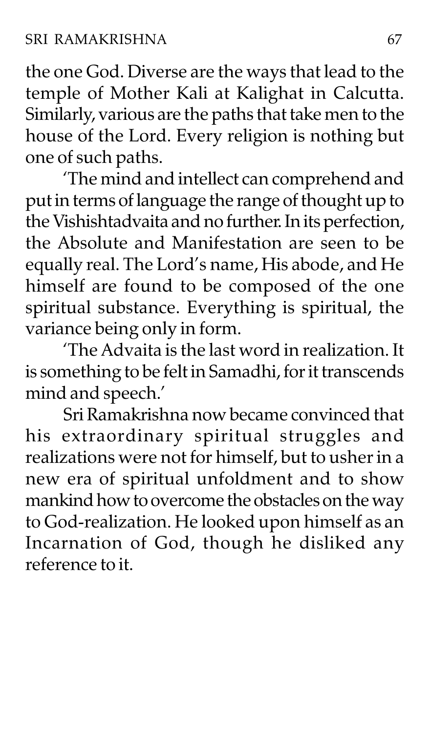the one God. Diverse are the ways that lead to the temple of Mother Kali at Kalighat in Calcutta. Similarly, various are the paths that take men to the house of the Lord. Every religion is nothing but one of such paths.

'The mind and intellect can comprehend and put in terms of language the range of thought up to the Vishishtadvaita and no further. In its perfection, the Absolute and Manifestation are seen to be equally real. The Lord's name, His abode, and He himself are found to be composed of the one spiritual substance. Everything is spiritual, the variance being only in form.

'The Advaita is the last word in realization. It is something to be felt in Samadhi, for it transcends mind and speech.'

Sri Ramakrishna now became convinced that his extraordinary spiritual struggles and realizations were not for himself, but to usher in a new era of spiritual unfoldment and to show mankind how to overcome the obstacles on the way to God-realization. He looked upon himself as an Incarnation of God, though he disliked any reference to it.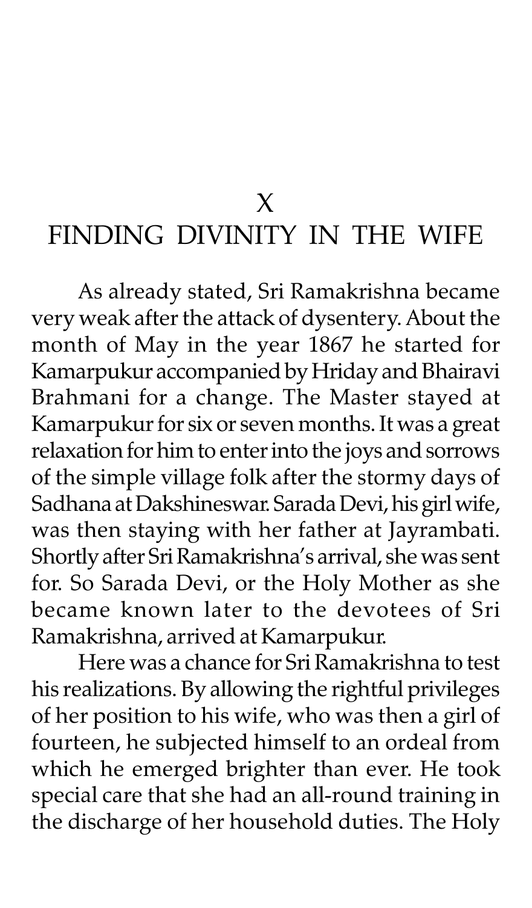# X
# FINDING DIVINITY IN THE WIFE

As already stated, Sri Ramakrishna became very weak after the attack of dysentery. About the month of May in the year 1867 he started for Kamarpukur accompanied by Hriday and Bhairavi Brahmani for a change. The Master stayed at Kamarpukur for six or seven months. It was a great relaxation for him to enter into the joys and sorrows of the simple village folk after the stormy days of Sadhana at Dakshineswar. Sarada Devi, his girl wife, was then staying with her father at Jayrambati. Shortly after Sri Ramakrishna's arrival, she was sent for. So Sarada Devi, or the Holy Mother as she became known later to the devotees of Sri Ramakrishna, arrived at Kamarpukur.

Here was a chance for Sri Ramakrishna to test his realizations. By allowing the rightful privileges of her position to his wife, who was then a girl of fourteen, he subjected himself to an ordeal from which he emerged brighter than ever. He took special care that she had an all-round training in the discharge of her household duties. The Holy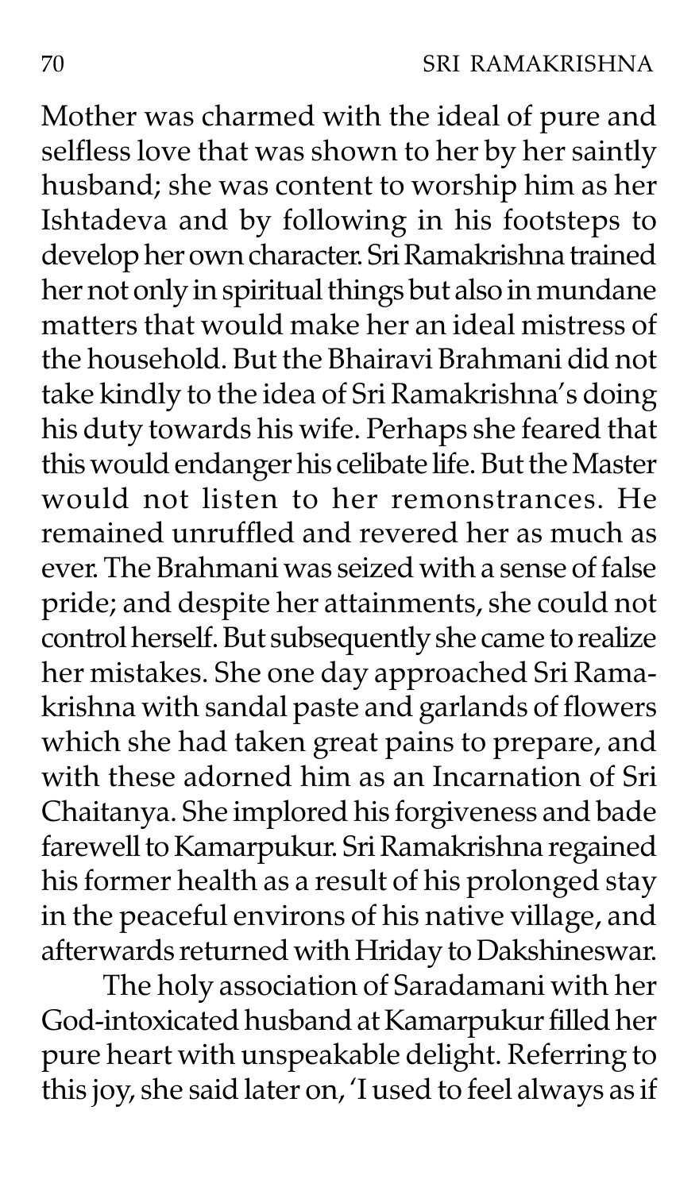Mother was charmed with the ideal of pure and selfless love that was shown to her by her saintly husband; she was content to worship him as her Ishtadeva and by following in his footsteps to develop her own character. Sri Ramakrishna trained her not only in spiritual things but also in mundane matters that would make her an ideal mistress of the household. But the Bhairavi Brahmani did not take kindly to the idea of Sri Ramakrishna's doing his duty towards his wife. Perhaps she feared that this would endanger his celibate life. But the Master would not listen to her remonstrances. He remained unruffled and revered her as much as ever. The Brahmani was seized with a sense of false pride; and despite her attainments, she could not control herself. But subsequently she came to realize her mistakes. She one day approached Sri Ramakrishna with sandal paste and garlands of flowers which she had taken great pains to prepare, and with these adorned him as an Incarnation of Sri Chaitanya. She implored his forgiveness and bade farewell to Kamarpukur. Sri Ramakrishna regained his former health as a result of his prolonged stay in the peaceful environs of his native village, and afterwards returned with Hriday to Dakshineswar.

The holy association of Saradamani with her God-intoxicated husband at Kamarpukur filled her pure heart with unspeakable delight. Referring to this joy, she said later on, 'I used to feel always as if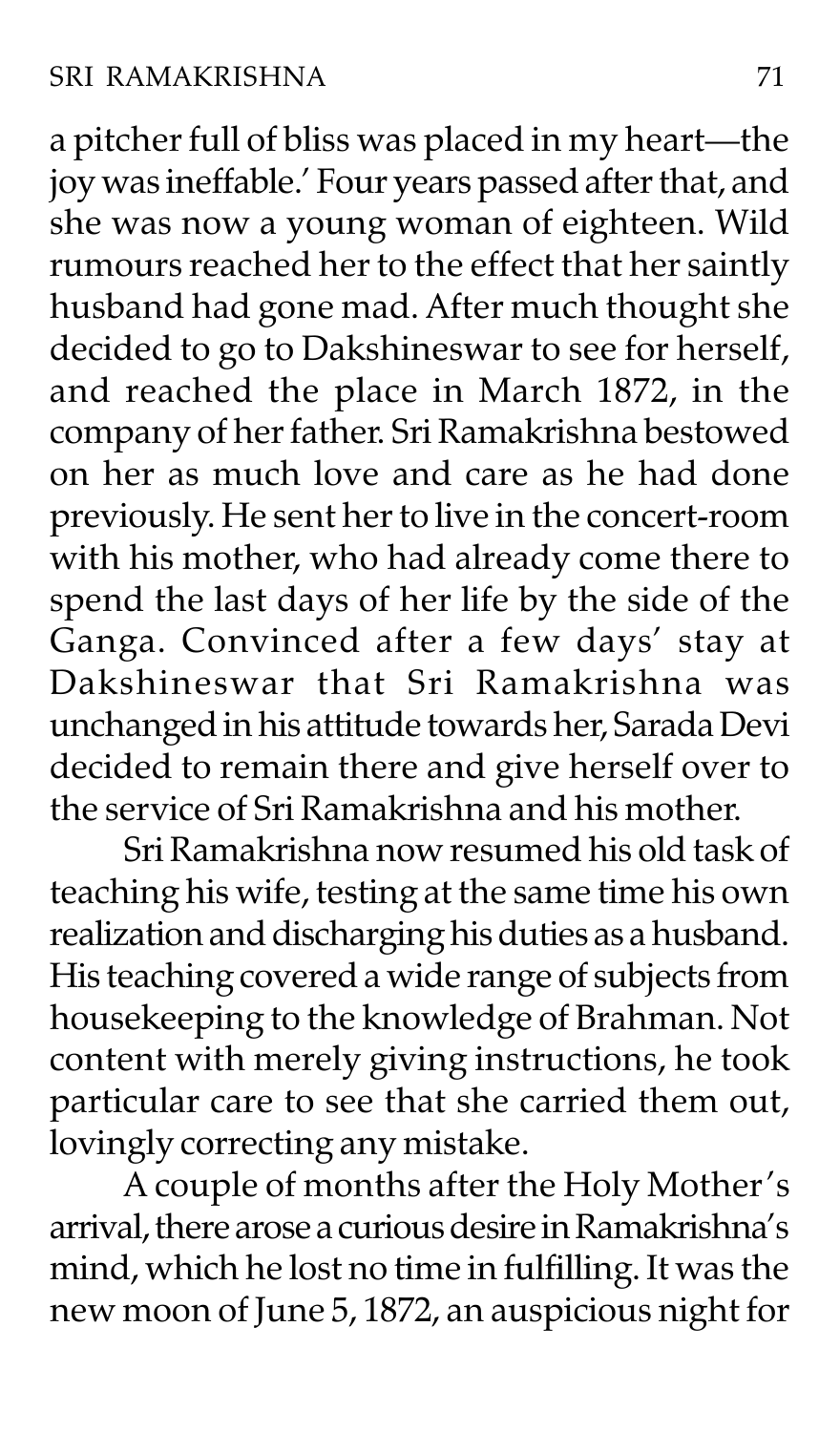a pitcher full of bliss was placed in my heart—the joy was ineffable.' Four years passed after that, and she was now a young woman of eighteen. Wild rumours reached her to the effect that her saintly husband had gone mad. After much thought she decided to go to Dakshineswar to see for herself, and reached the place in March 1872, in the company of her father. Sri Ramakrishna bestowed on her as much love and care as he had done previously. He sent her to live in the concert-room with his mother, who had already come there to spend the last days of her life by the side of the Ganga. Convinced after a few days' stay at Dakshineswar that Sri Ramakrishna was unchanged in his attitude towards her, Sarada Devi decided to remain there and give herself over to the service of Sri Ramakrishna and his mother.

Sri Ramakrishna now resumed his old task of teaching his wife, testing at the same time his own realization and discharging his duties as a husband. His teaching covered a wide range of subjects from housekeeping to the knowledge of Brahman. Not content with merely giving instructions, he took particular care to see that she carried them out, lovingly correcting any mistake.

A couple of months after the Holy Mother's arrival, there arose a curious desire in Ramakrishna's mind, which he lost no time in fulfilling. It was the new moon of June 5, 1872, an auspicious night for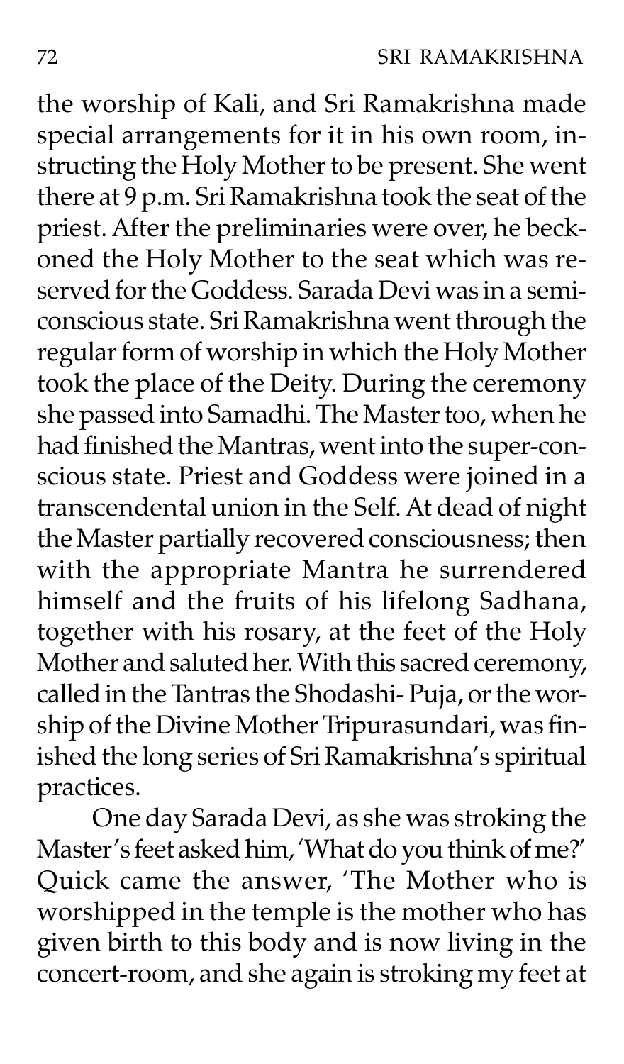the worship of Kali, and Sri Ramakrishna made special arrangements for it in his own room, instructing the Holy Mother to be present. She went there at 9 p.m. Sri Ramakrishna took the seat of the priest. After the preliminaries were over, he beckoned the Holy Mother to the seat which was reserved for the Goddess. Sarada Devi was in a semiconscious state. Sri Ramakrishna went through the regular form of worship in which the Holy Mother took the place of the Deity. During the ceremony she passed into Samadhi. The Master too, when he had finished the Mantras, went into the super-conscious state. Priest and Goddess were joined in a transcendental union in the Self. At dead of night the Master partially recovered consciousness; then with the appropriate Mantra he surrendered himself and the fruits of his lifelong Sadhana, together with his rosary, at the feet of the Holy Mother and saluted her. With this sacred ceremony, called in the Tantras the Shodashi- Puja, or the worship of the Divine Mother Tripurasundari, was finished the long series of Sri Ramakrishna's spiritual practices.

One day Sarada Devi, as she was stroking the Master's feet asked him, 'What do you think of me?' Quick came the answer, 'The Mother who is worshipped in the temple is the mother who has given birth to this body and is now living in the concert-room, and she again is stroking my feet at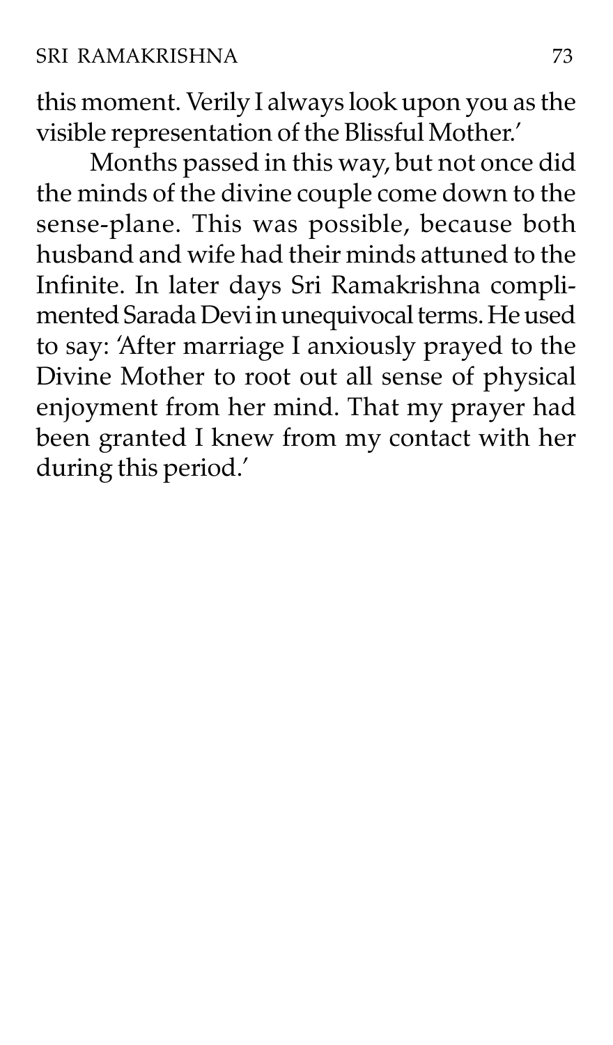this moment. Verily I always look upon you as the visible representation of the Blissful Mother.'

Months passed in this way, but not once did the minds of the divine couple come down to the sense-plane. This was possible, because both husband and wife had their minds attuned to the Infinite. In later days Sri Ramakrishna complimented Sarada Devi in unequivocal terms. He used to say: 'After marriage I anxiously prayed to the Divine Mother to root out all sense of physical enjoyment from her mind. That my prayer had been granted I knew from my contact with her during this period.'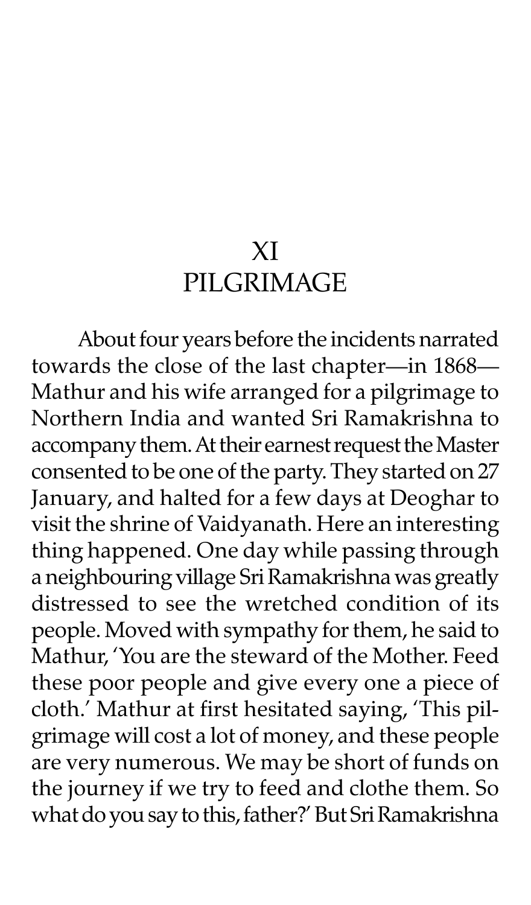# XI
# PILGRIMAGE

About four years before the incidents narrated towards the close of the last chapter—in 1868—Mathur and his wife arranged for a pilgrimage to Northern India and wanted Sri Ramakrishna to accompany them. At their earnest request the Master consented to be one of the party. They started on 27 January, and halted for a few days at Deoghar to visit the shrine of Vaidyanath. Here an interesting thing happened. One day while passing through a neighbouring village Sri Ramakrishna was greatly distressed to see the wretched condition of its people. Moved with sympathy for them, he said to Mathur, 'You are the steward of the Mother. Feed these poor people and give every one a piece of cloth.' Mathur at first hesitated saying, 'This pilgrimage will cost a lot of money, and these people are very numerous. We may be short of funds on the journey if we try to feed and clothe them. So what do you say to this, father?' But Sri Ramakrishna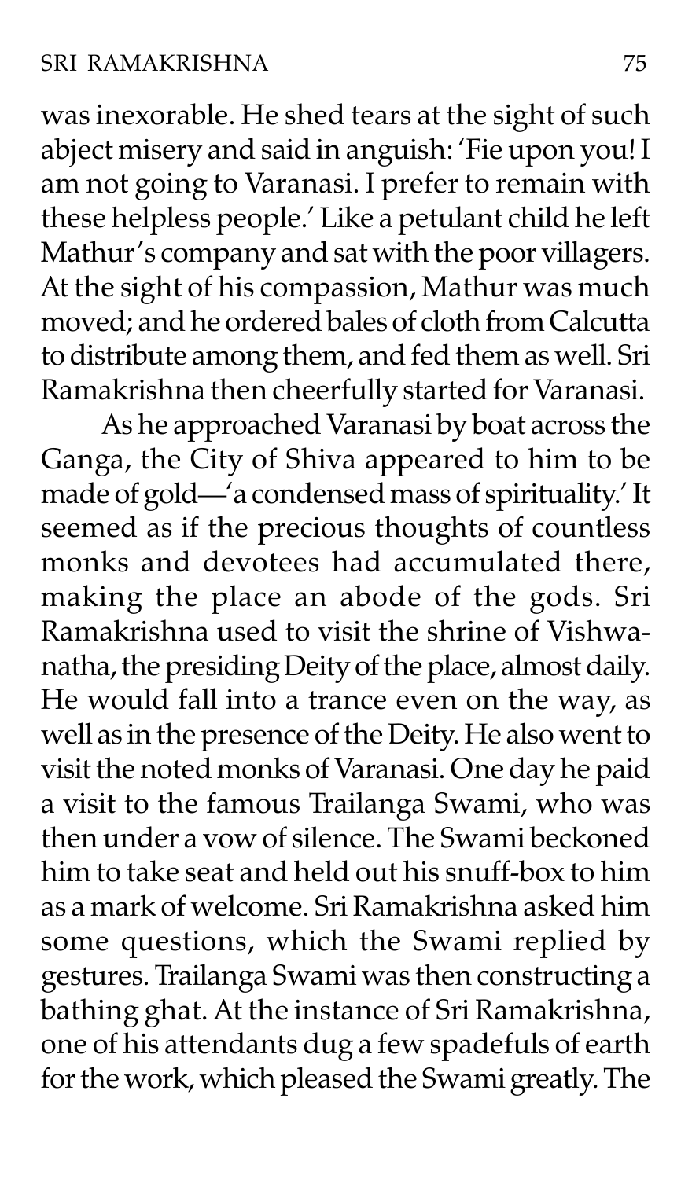was inexorable. He shed tears at the sight of such abject misery and said in anguish: 'Fie upon you! I am not going to Varanasi. I prefer to remain with these helpless people.' Like a petulant child he left Mathur's company and sat with the poor villagers. At the sight of his compassion, Mathur was much moved; and he ordered bales of cloth from Calcutta to distribute among them, and fed them as well. Sri Ramakrishna then cheerfully started for Varanasi.

As he approached Varanasi by boat across the Ganga, the City of Shiva appeared to him to be made of gold—'a condensed mass of spirituality.' It seemed as if the precious thoughts of countless monks and devotees had accumulated there, making the place an abode of the gods. Sri Ramakrishna used to visit the shrine of Vishwanatha, the presiding Deity of the place, almost daily. He would fall into a trance even on the way, as well as in the presence of the Deity. He also went to visit the noted monks of Varanasi. One day he paid a visit to the famous Trailanga Swami, who was then under a vow of silence. The Swami beckoned him to take seat and held out his snuff-box to him as a mark of welcome. Sri Ramakrishna asked him some questions, which the Swami replied by gestures. Trailanga Swami was then constructing a bathing ghat. At the instance of Sri Ramakrishna, one of his attendants dug a few spadefuls of earth for the work, which pleased the Swami greatly. The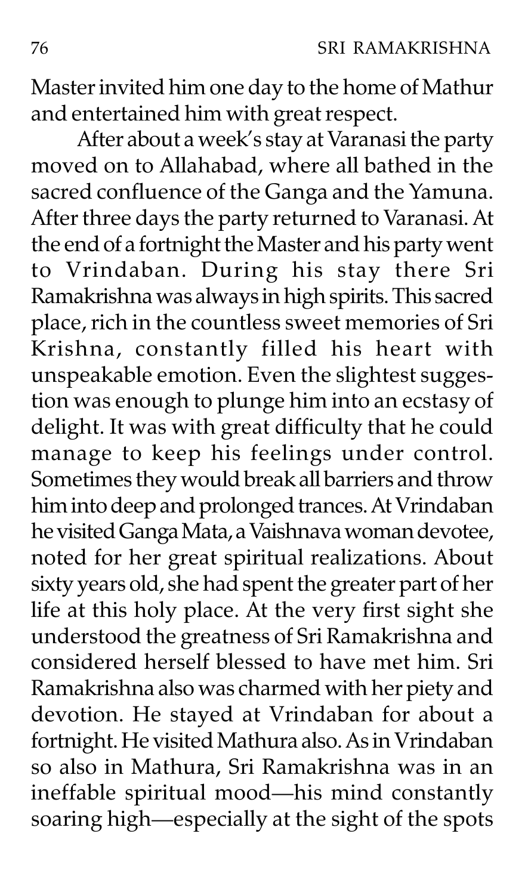Master invited him one day to the home of Mathur and entertained him with great respect.

After about a week's stay at Varanasi the party moved on to Allahabad, where all bathed in the sacred confluence of the Ganga and the Yamuna. After three days the party returned to Varanasi. At the end of a fortnight the Master and his party went to Vrindaban. During his stay there Sri Ramakrishna was always in high spirits. This sacred place, rich in the countless sweet memories of Sri Krishna, constantly filled his heart with unspeakable emotion. Even the slightest suggestion was enough to plunge him into an ecstasy of delight. It was with great difficulty that he could manage to keep his feelings under control. Sometimes they would break all barriers and throw him into deep and prolonged trances. At Vrindaban he visited Ganga Mata, a Vaishnava woman devotee, noted for her great spiritual realizations. About sixty years old, she had spent the greater part of her life at this holy place. At the very first sight she understood the greatness of Sri Ramakrishna and considered herself blessed to have met him. Sri Ramakrishna also was charmed with her piety and devotion. He stayed at Vrindaban for about a fortnight. He visited Mathura also. As in Vrindaban so also in Mathura, Sri Ramakrishna was in an ineffable spiritual mood—his mind constantly soaring high—especially at the sight of the spots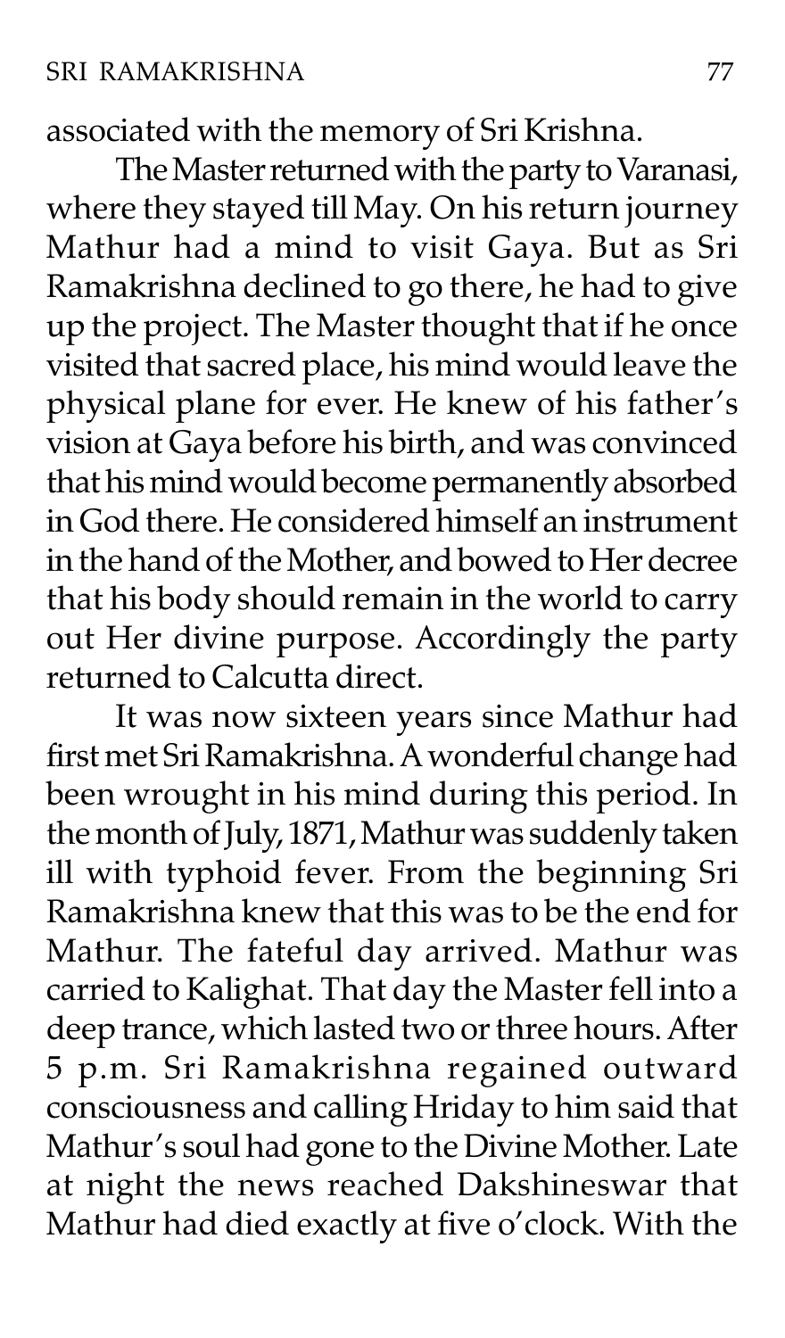associated with the memory of Sri Krishna.

The Master returned with the party to Varanasi, where they stayed till May. On his return journey Mathur had a mind to visit Gaya. But as Sri Ramakrishna declined to go there, he had to give up the project. The Master thought that if he once visited that sacred place, his mind would leave the physical plane for ever. He knew of his father's vision at Gaya before his birth, and was convinced that his mind would become permanently absorbed in God there. He considered himself an instrument in the hand of the Mother, and bowed to Her decree that his body should remain in the world to carry out Her divine purpose. Accordingly the party returned to Calcutta direct.

It was now sixteen years since Mathur had first met Sri Ramakrishna. A wonderful change had been wrought in his mind during this period. In the month of July, 1871, Mathur was suddenly taken ill with typhoid fever. From the beginning Sri Ramakrishna knew that this was to be the end for Mathur. The fateful day arrived. Mathur was carried to Kalighat. That day the Master fell into a deep trance, which lasted two or three hours. After 5 p.m. Sri Ramakrishna regained outward consciousness and calling Hriday to him said that Mathur's soul had gone to the Divine Mother. Late at night the news reached Dakshineswar that Mathur had died exactly at five o'clock. With the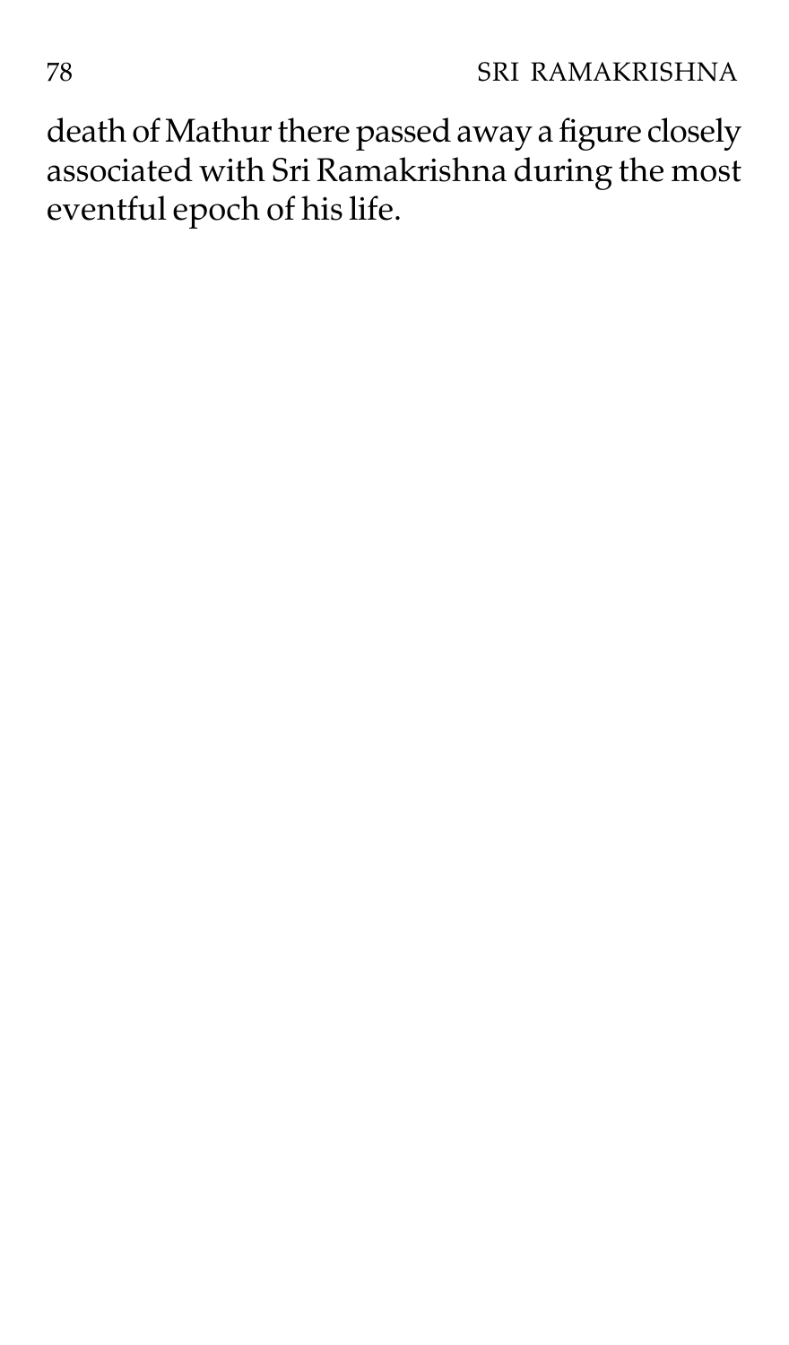death of Mathur there passed away a figure closely associated with Sri Ramakrishna during the most eventful epoch of his life.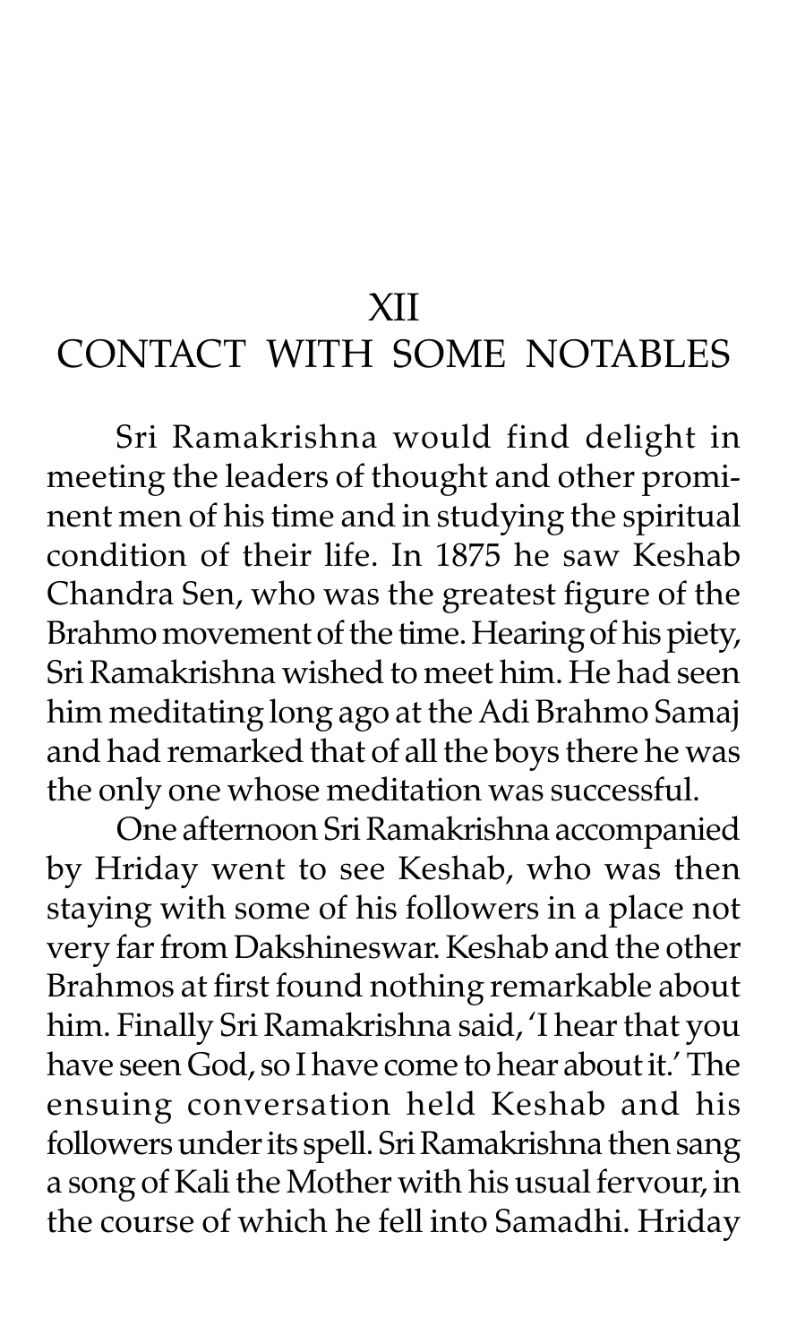# XII

# CONTACT WITH SOME NOTABLES

Sri Ramakrishna would find delight in meeting the leaders of thought and other prominent men of his time and in studying the spiritual condition of their life. In 1875 he saw Keshab Chandra Sen, who was the greatest figure of the Brahmo movement of the time. Hearing of his piety, Sri Ramakrishna wished to meet him. He had seen him meditating long ago at the Adi Brahmo Samaj and had remarked that of all the boys there he was the only one whose meditation was successful.

One afternoon Sri Ramakrishna accompanied by Hriday went to see Keshab, who was then staying with some of his followers in a place not very far from Dakshineswar. Keshab and the other Brahmos at first found nothing remarkable about him. Finally Sri Ramakrishna said, 'I hear that you have seen God, so I have come to hear about it.' The ensuing conversation held Keshab and his followers under its spell. Sri Ramakrishna then sang a song of Kali the Mother with his usual fervour, in the course of which he fell into Samadhi. Hriday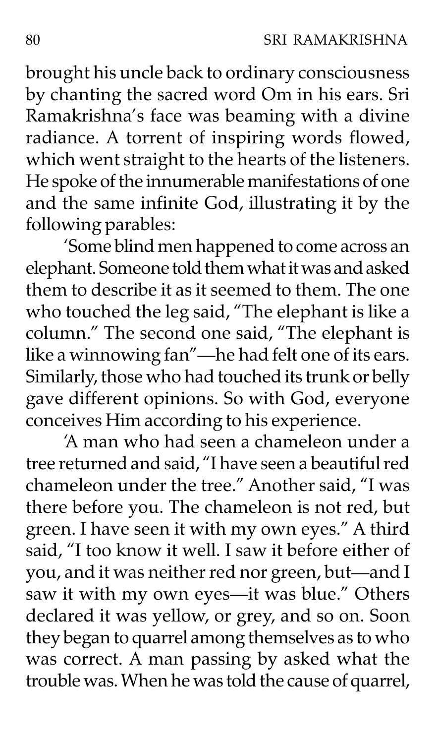brought his uncle back to ordinary consciousness by chanting the sacred word Om in his ears. Sri Ramakrishna's face was beaming with a divine radiance. A torrent of inspiring words flowed, which went straight to the hearts of the listeners. He spoke of the innumerable manifestations of one and the same infinite God, illustrating it by the following parables:

'Some blind men happened to come across an elephant. Someone told them what it was and asked them to describe it as it seemed to them. The one who touched the leg said, "The elephant is like a column." The second one said, "The elephant is like a winnowing fan"—he had felt one of its ears. Similarly, those who had touched its trunk or belly gave different opinions. So with God, everyone conceives Him according to his experience.

'A man who had seen a chameleon under a tree returned and said, "I have seen a beautiful red chameleon under the tree." Another said, "I was there before you. The chameleon is not red, but green. I have seen it with my own eyes." A third said, "I too know it well. I saw it before either of you, and it was neither red nor green, but—and I saw it with my own eyes—it was blue." Others declared it was yellow, or grey, and so on. Soon they began to quarrel among themselves as to who was correct. A man passing by asked what the trouble was. When he was told the cause of quarrel,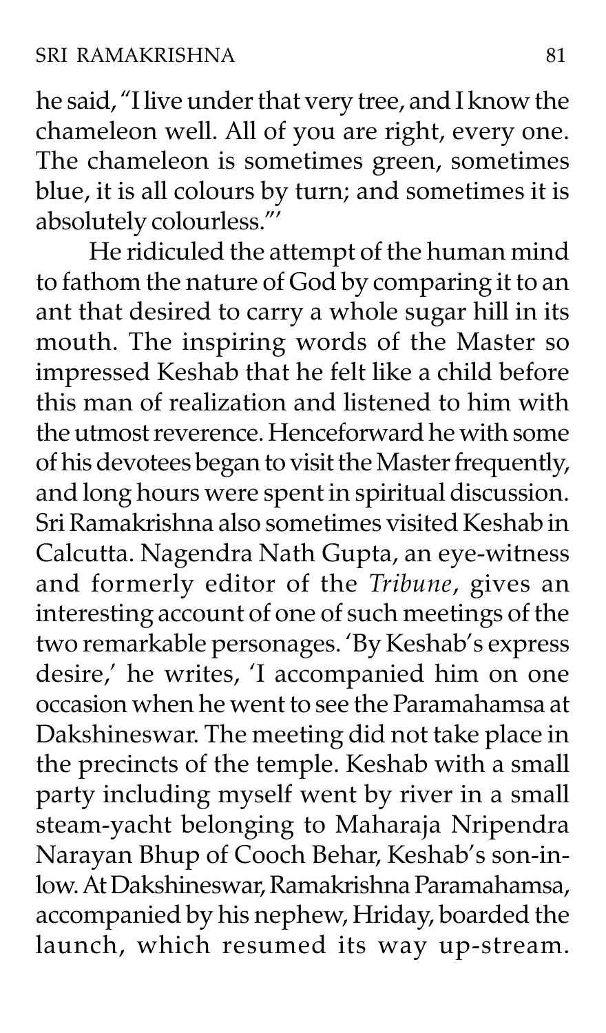he said, "I live under that very tree, and I know the chameleon well. All of you are right, every one. The chameleon is sometimes green, sometimes blue, it is all colours by turn; and sometimes it is absolutely colourless."'

He ridiculed the attempt of the human mind to fathom the nature of God by comparing it to an ant that desired to carry a whole sugar hill in its mouth. The inspiring words of the Master so impressed Keshab that he felt like a child before this man of realization and listened to him with the utmost reverence. Henceforward he with some of his devotees began to visit the Master frequently, and long hours were spent in spiritual discussion. Sri Ramakrishna also sometimes visited Keshab in Calcutta. Nagendra Nath Gupta, an eye-witness and formerly editor of the *Tribune*, gives an interesting account of one of such meetings of the two remarkable personages. 'By Keshab's express desire,' he writes, 'I accompanied him on one occasion when he went to see the Paramahamsa at Dakshineswar. The meeting did not take place in the precincts of the temple. Keshab with a small party including myself went by river in a small steam-yacht belonging to Maharaja Nripendra Narayan Bhup of Cooch Behar, Keshab's son-in-low. At Dakshineswar, Ramakrishna Paramahamsa, accompanied by his nephew, Hriday, boarded the launch, which resumed its way up-stream.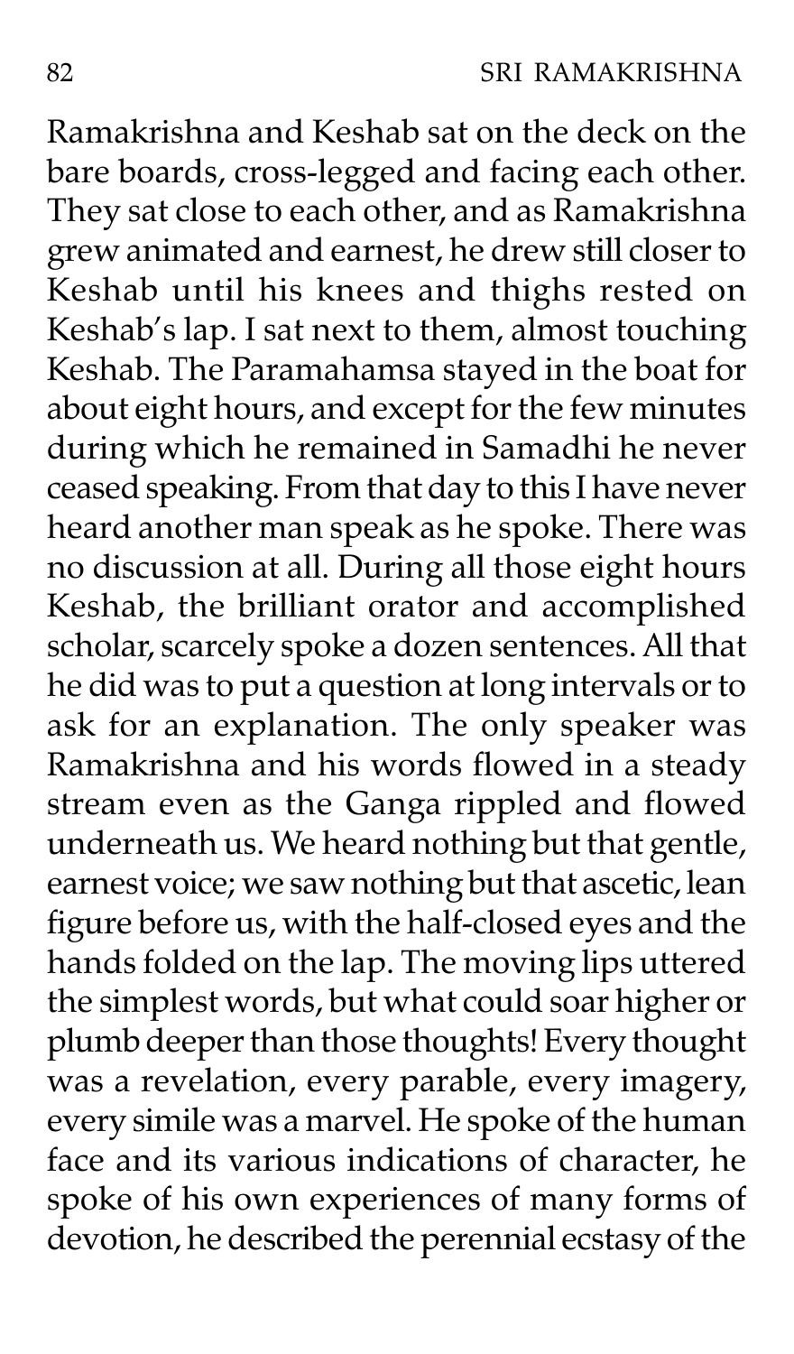Ramakrishna and Keshab sat on the deck on the bare boards, cross-legged and facing each other. They sat close to each other, and as Ramakrishna grew animated and earnest, he drew still closer to Keshab until his knees and thighs rested on Keshab's lap. I sat next to them, almost touching Keshab. The Paramahamsa stayed in the boat for about eight hours, and except for the few minutes during which he remained in Samadhi he never ceased speaking. From that day to this I have never heard another man speak as he spoke. There was no discussion at all. During all those eight hours Keshab, the brilliant orator and accomplished scholar, scarcely spoke a dozen sentences. All that he did was to put a question at long intervals or to ask for an explanation. The only speaker was Ramakrishna and his words flowed in a steady stream even as the Ganga rippled and flowed underneath us. We heard nothing but that gentle, earnest voice; we saw nothing but that ascetic, lean figure before us, with the half-closed eyes and the hands folded on the lap. The moving lips uttered the simplest words, but what could soar higher or plumb deeper than those thoughts! Every thought was a revelation, every parable, every imagery, every simile was a marvel. He spoke of the human face and its various indications of character, he spoke of his own experiences of many forms of devotion, he described the perennial ecstasy of the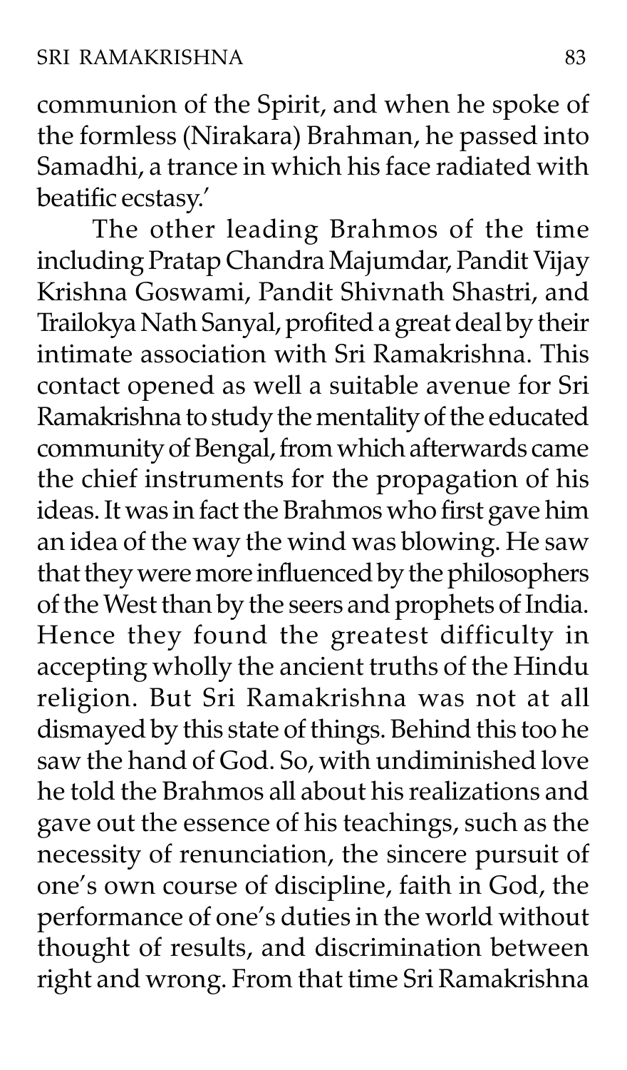communion of the Spirit, and when he spoke of the formless (Nirakara) Brahman, he passed into Samadhi, a trance in which his face radiated with beatific ecstasy.'

The other leading Brahmos of the time including Pratap Chandra Majumdar, Pandit Vijay Krishna Goswami, Pandit Shivnath Shastri, and Trailokya Nath Sanyal, profited a great deal by their intimate association with Sri Ramakrishna. This contact opened as well a suitable avenue for Sri Ramakrishna to study the mentality of the educated community of Bengal, from which afterwards came the chief instruments for the propagation of his ideas. It was in fact the Brahmos who first gave him an idea of the way the wind was blowing. He saw that they were more influenced by the philosophers of the West than by the seers and prophets of India. Hence they found the greatest difficulty in accepting wholly the ancient truths of the Hindu religion. But Sri Ramakrishna was not at all dismayed by this state of things. Behind this too he saw the hand of God. So, with undiminished love he told the Brahmos all about his realizations and gave out the essence of his teachings, such as the necessity of renunciation, the sincere pursuit of one's own course of discipline, faith in God, the performance of one's duties in the world without thought of results, and discrimination between right and wrong. From that time Sri Ramakrishna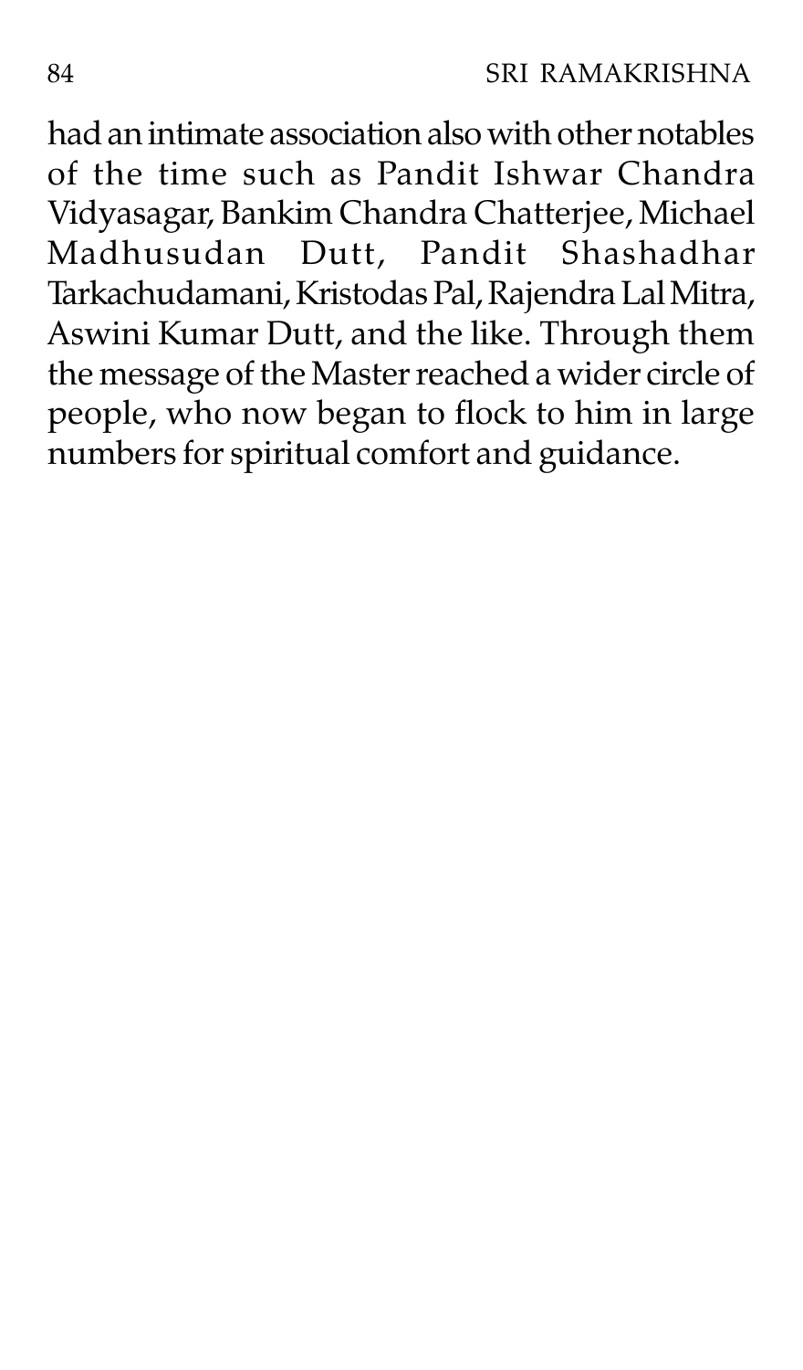had an intimate association also with other notables of the time such as Pandit Ishwar Chandra Vidyasagar, Bankim Chandra Chatterjee, Michael Madhusudan Dutt, Pandit Shashadhar Tarkachudamani, Kristodas Pal, Rajendra Lal Mitra, Aswini Kumar Dutt, and the like. Through them the message of the Master reached a wider circle of people, who now began to flock to him in large numbers for spiritual comfort and guidance.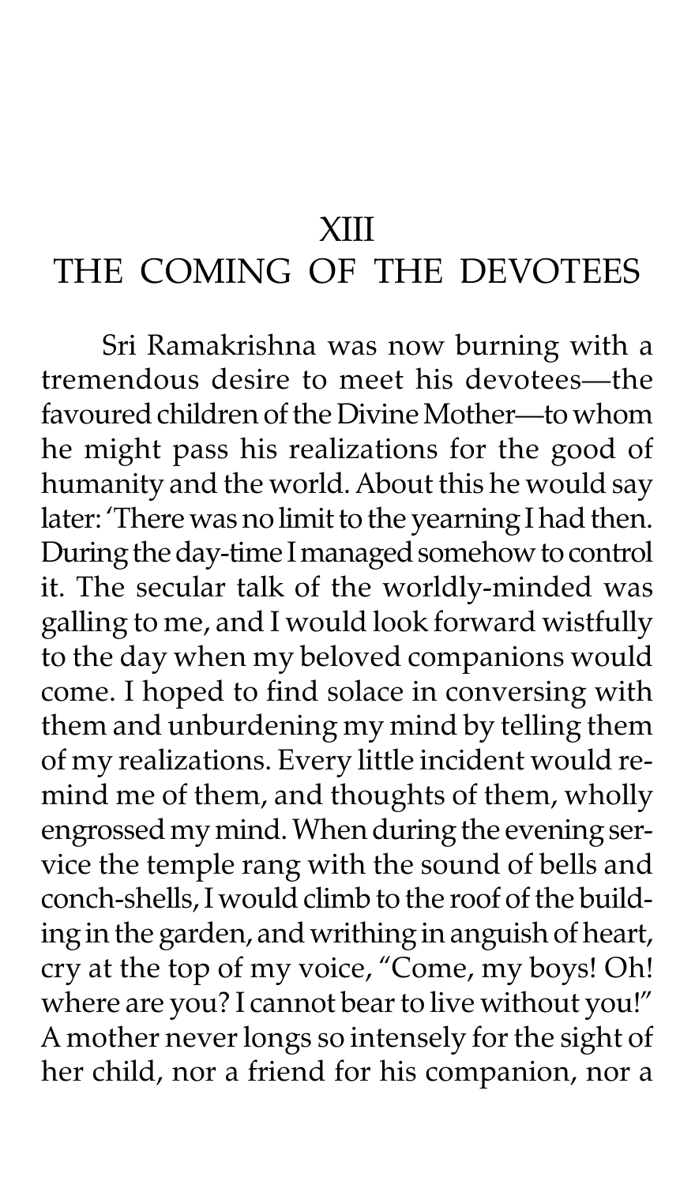# XIII

# THE COMING OF THE DEVOTEES

Sri Ramakrishna was now burning with a tremendous desire to meet his devotees—the favoured children of the Divine Mother—to whom he might pass his realizations for the good of humanity and the world. About this he would say later: 'There was no limit to the yearning I had then. During the day-time I managed somehow to control it. The secular talk of the worldly-minded was galling to me, and I would look forward wistfully to the day when my beloved companions would come. I hoped to find solace in conversing with them and unburdening my mind by telling them of my realizations. Every little incident would remind me of them, and thoughts of them, wholly engrossed my mind. When during the evening service the temple rang with the sound of bells and conch-shells, I would climb to the roof of the building in the garden, and writhing in anguish of heart, cry at the top of my voice, "Come, my boys! Oh! where are you? I cannot bear to live without you!" A mother never longs so intensely for the sight of her child, nor a friend for his companion, nor a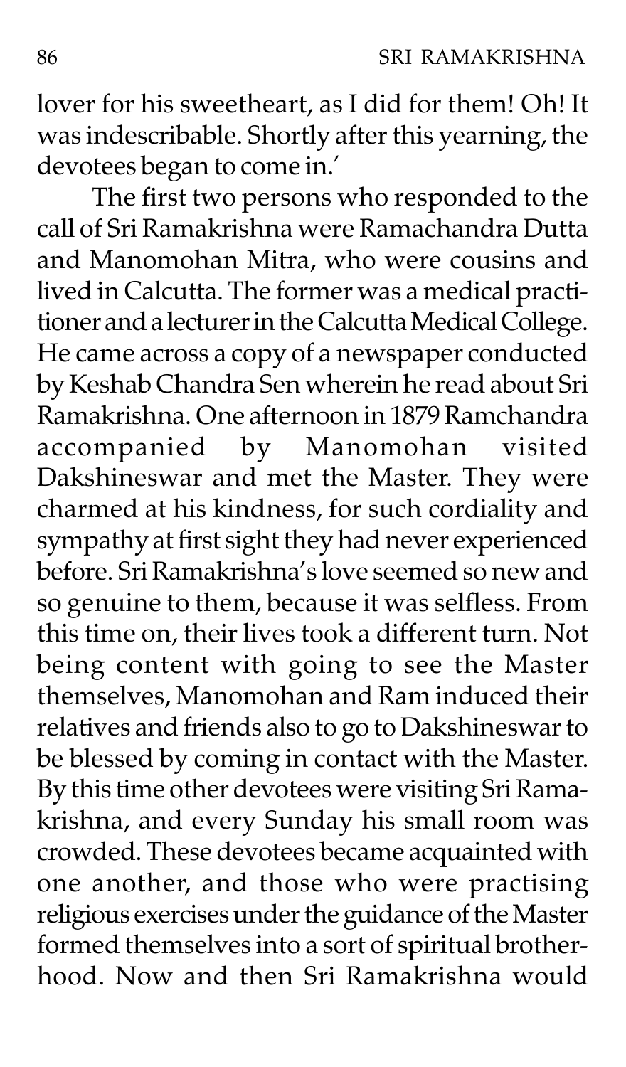lover for his sweetheart, as I did for them! Oh! It was indescribable. Shortly after this yearning, the devotees began to come in.'

The first two persons who responded to the call of Sri Ramakrishna were Ramachandra Dutta and Manomohan Mitra, who were cousins and lived in Calcutta. The former was a medical practitioner and a lecturer in the Calcutta Medical College. He came across a copy of a newspaper conducted by Keshab Chandra Sen wherein he read about Sri Ramakrishna. One afternoon in 1879 Ramchandra accompanied by Manomohan visited Dakshineswar and met the Master. They were charmed at his kindness, for such cordiality and sympathy at first sight they had never experienced before. Sri Ramakrishna's love seemed so new and so genuine to them, because it was selfless. From this time on, their lives took a different turn. Not being content with going to see the Master themselves, Manomohan and Ram induced their relatives and friends also to go to Dakshineswar to be blessed by coming in contact with the Master. By this time other devotees were visiting Sri Ramakrishna, and every Sunday his small room was crowded. These devotees became acquainted with one another, and those who were practising religious exercises under the guidance of the Master formed themselves into a sort of spiritual brotherhood. Now and then Sri Ramakrishna would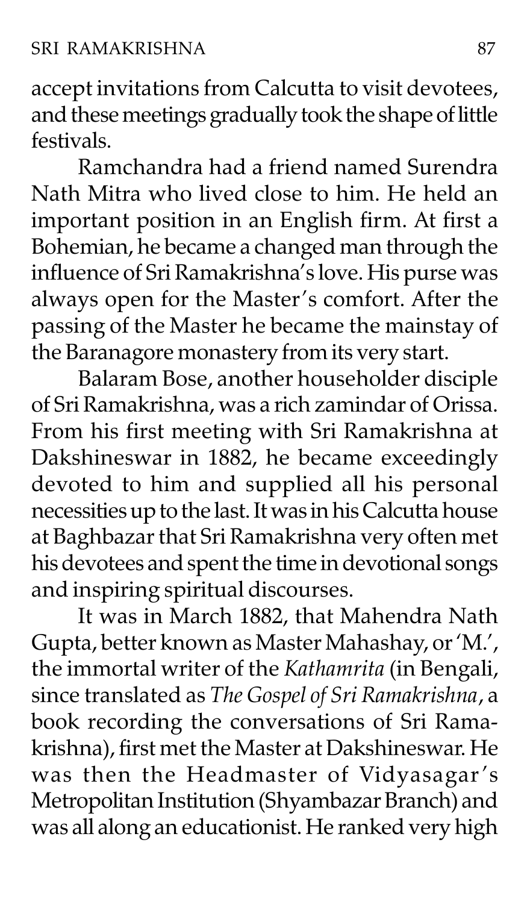accept invitations from Calcutta to visit devotees, and these meetings gradually took the shape of little festivals.

Ramchandra had a friend named Surendra Nath Mitra who lived close to him. He held an important position in an English firm. At first a Bohemian, he became a changed man through the influence of Sri Ramakrishna's love. His purse was always open for the Master's comfort. After the passing of the Master he became the mainstay of the Baranagore monastery from its very start.

Balaram Bose, another householder disciple of Sri Ramakrishna, was a rich zamindar of Orissa. From his first meeting with Sri Ramakrishna at Dakshineswar in 1882, he became exceedingly devoted to him and supplied all his personal necessities up to the last. It was in his Calcutta house at Baghbazar that Sri Ramakrishna very often met his devotees and spent the time in devotional songs and inspiring spiritual discourses.

It was in March 1882, that Mahendra Nath Gupta, better known as Master Mahashay, or 'M.', the immortal writer of the *Kathamrita* (in Bengali, since translated as *The Gospel of Sri Ramakrishna*, a book recording the conversations of Sri Ramakrishna), first met the Master at Dakshineswar. He was then the Headmaster of Vidyasagar's Metropolitan Institution (Shyambazar Branch) and was all along an educationist. He ranked very high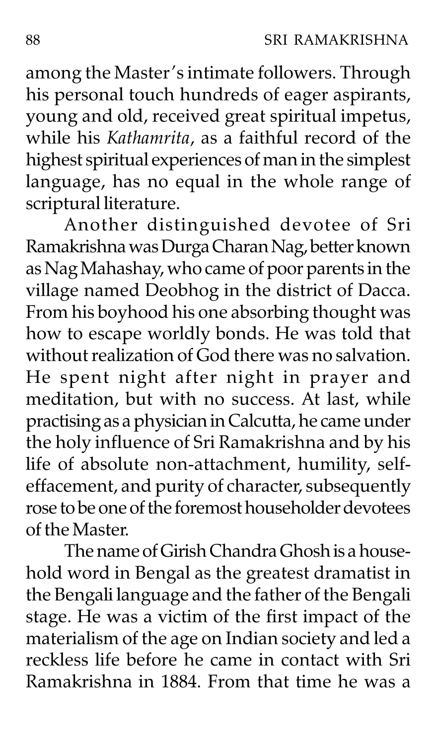among the Master's intimate followers. Through his personal touch hundreds of eager aspirants, young and old, received great spiritual impetus, while his *Kathamrita*, as a faithful record of the highest spiritual experiences of man in the simplest language, has no equal in the whole range of scriptural literature.

Another distinguished devotee of Sri Ramakrishna was Durga Charan Nag, better known as Nag Mahashay, who came of poor parents in the village named Deobhog in the district of Dacca. From his boyhood his one absorbing thought was how to escape worldly bonds. He was told that without realization of God there was no salvation. He spent night after night in prayer and meditation, but with no success. At last, while practising as a physician in Calcutta, he came under the holy influence of Sri Ramakrishna and by his life of absolute non-attachment, humility, self-effacement, and purity of character, subsequently rose to be one of the foremost householder devotees of the Master.

The name of Girish Chandra Ghosh is a household word in Bengal as the greatest dramatist in the Bengali language and the father of the Bengali stage. He was a victim of the first impact of the materialism of the age on Indian society and led a reckless life before he came in contact with Sri Ramakrishna in 1884. From that time he was a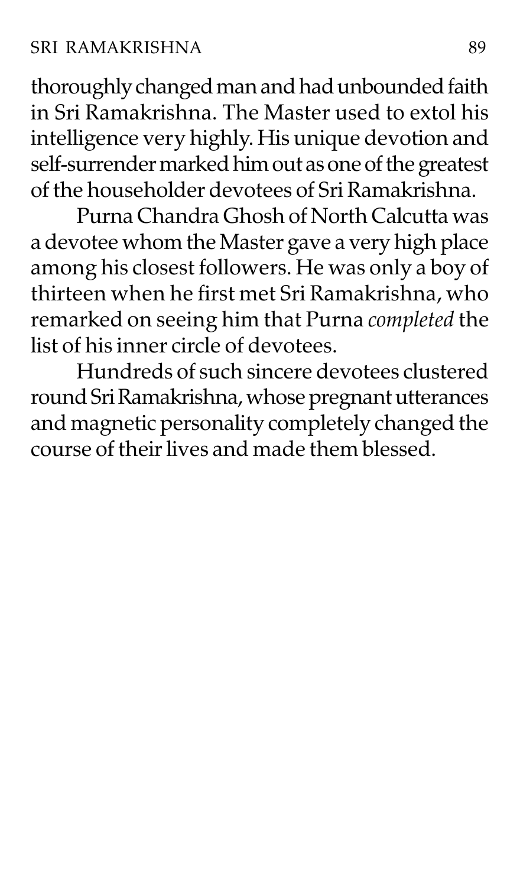thoroughly changed man and had unbounded faith in Sri Ramakrishna. The Master used to extol his intelligence very highly. His unique devotion and self-surrender marked him out as one of the greatest of the householder devotees of Sri Ramakrishna.

Purna Chandra Ghosh of North Calcutta was a devotee whom the Master gave a very high place among his closest followers. He was only a boy of thirteen when he first met Sri Ramakrishna, who remarked on seeing him that Purna *completed* the list of his inner circle of devotees.

Hundreds of such sincere devotees clustered round Sri Ramakrishna, whose pregnant utterances and magnetic personality completely changed the course of their lives and made them blessed.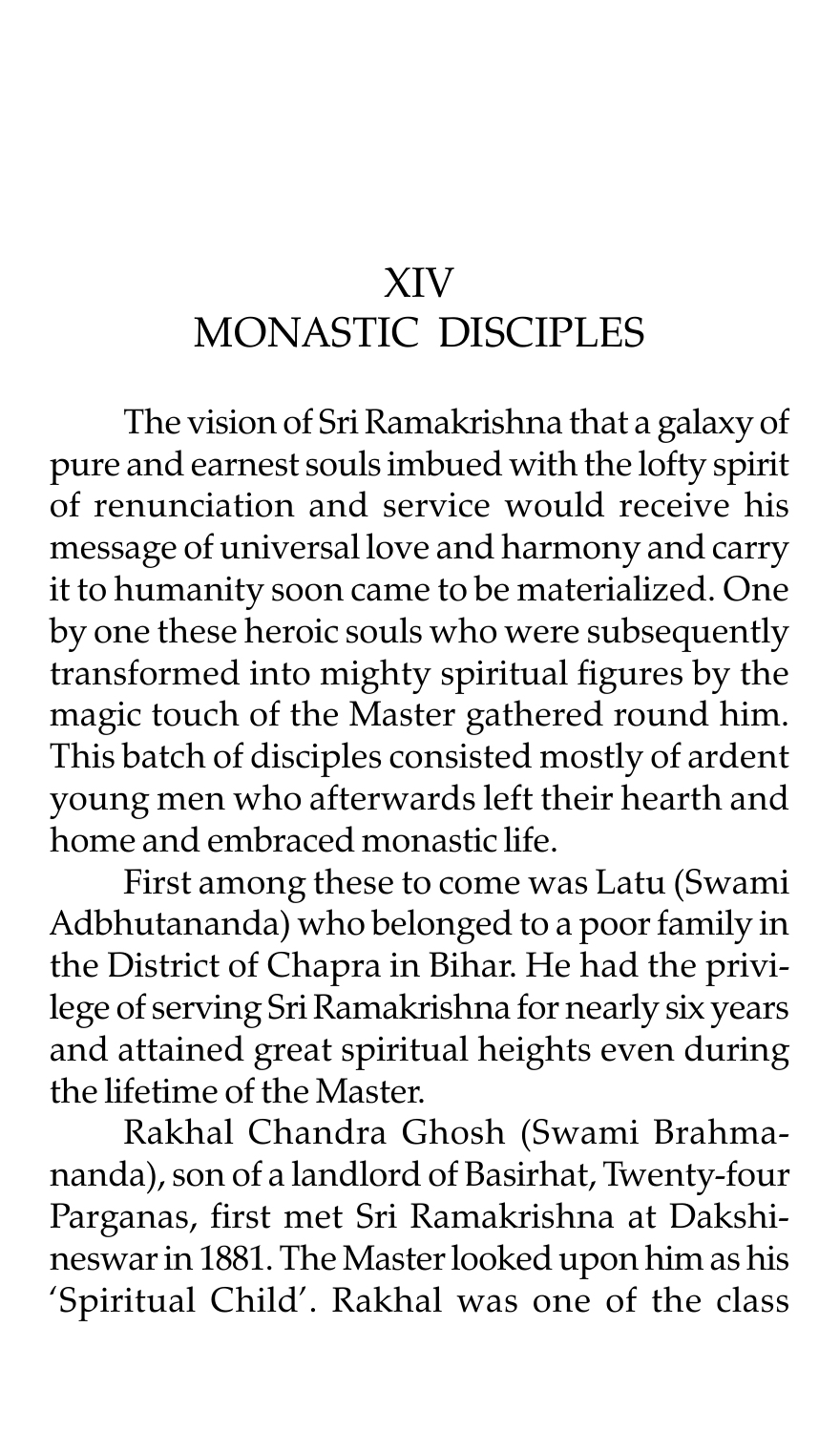# XIV
# MONASTIC DISCIPLES

The vision of Sri Ramakrishna that a galaxy of pure and earnest souls imbued with the lofty spirit of renunciation and service would receive his message of universal love and harmony and carry it to humanity soon came to be materialized. One by one these heroic souls who were subsequently transformed into mighty spiritual figures by the magic touch of the Master gathered round him. This batch of disciples consisted mostly of ardent young men who afterwards left their hearth and home and embraced monastic life.

First among these to come was Latu (Swami Adbhutananda) who belonged to a poor family in the District of Chapra in Bihar. He had the privilege of serving Sri Ramakrishna for nearly six years and attained great spiritual heights even during the lifetime of the Master.

Rakhal Chandra Ghosh (Swami Brahmananda), son of a landlord of Basirhat, Twenty-four Parganas, first met Sri Ramakrishna at Dakshineswar in 1881. The Master looked upon him as his 'Spiritual Child'. Rakhal was one of the class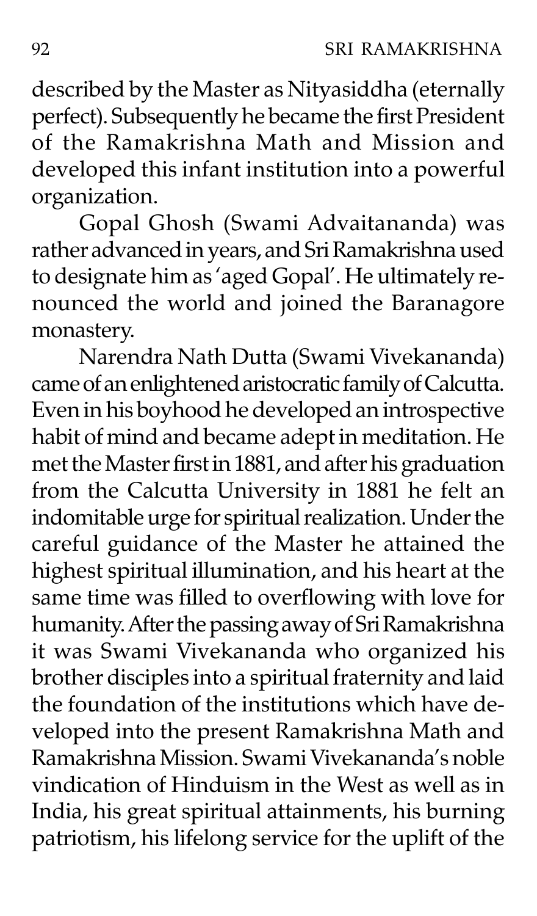described by the Master as Nityasiddha (eternally perfect). Subsequently he became the first President of the Ramakrishna Math and Mission and developed this infant institution into a powerful organization.

Gopal Ghosh (Swami Advaitananda) was rather advanced in years, and Sri Ramakrishna used to designate him as 'aged Gopal'. He ultimately renounced the world and joined the Baranagore monastery.

Narendra Nath Dutta (Swami Vivekananda) came of an enlightened aristocratic family of Calcutta. Even in his boyhood he developed an introspective habit of mind and became adept in meditation. He met the Master first in 1881, and after his graduation from the Calcutta University in 1881 he felt an indomitable urge for spiritual realization. Under the careful guidance of the Master he attained the highest spiritual illumination, and his heart at the same time was filled to overflowing with love for humanity. After the passing away of Sri Ramakrishna it was Swami Vivekananda who organized his brother disciples into a spiritual fraternity and laid the foundation of the institutions which have developed into the present Ramakrishna Math and Ramakrishna Mission. Swami Vivekananda's noble vindication of Hinduism in the West as well as in India, his great spiritual attainments, his burning patriotism, his lifelong service for the uplift of the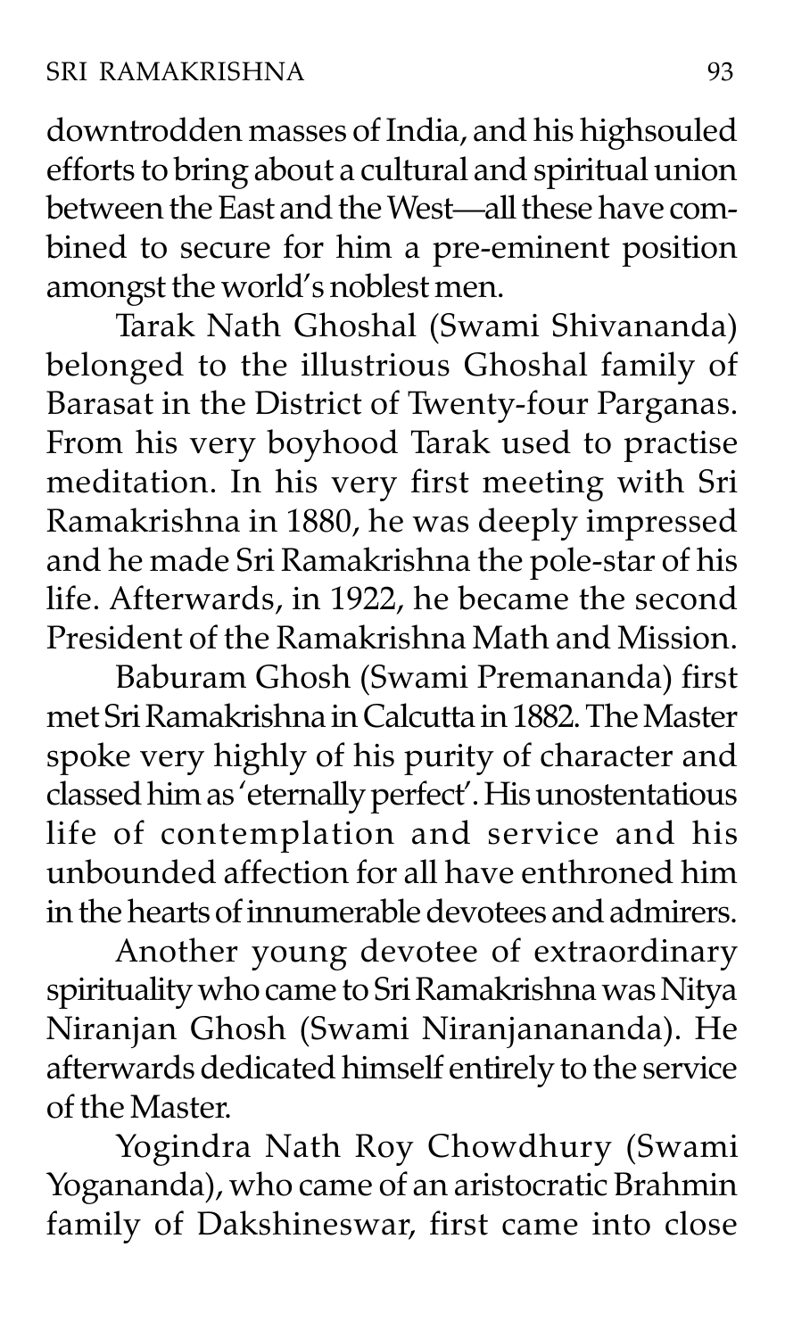downtrodden masses of India, and his highsouled efforts to bring about a cultural and spiritual union between the East and the West—all these have combined to secure for him a pre-eminent position amongst the world's noblest men.

Tarak Nath Ghoshal (Swami Shivananda) belonged to the illustrious Ghoshal family of Barasat in the District of Twenty-four Parganas. From his very boyhood Tarak used to practise meditation. In his very first meeting with Sri Ramakrishna in 1880, he was deeply impressed and he made Sri Ramakrishna the pole-star of his life. Afterwards, in 1922, he became the second President of the Ramakrishna Math and Mission.

Baburam Ghosh (Swami Premananda) first met Sri Ramakrishna in Calcutta in 1882. The Master spoke very highly of his purity of character and classed him as 'eternally perfect'. His unostentatious life of contemplation and service and his unbounded affection for all have enthroned him in the hearts of innumerable devotees and admirers.

Another young devotee of extraordinary spirituality who came to Sri Ramakrishna was Nitya Niranjan Ghosh (Swami Niranjanananda). He afterwards dedicated himself entirely to the service of the Master.

Yogindra Nath Roy Chowdhury (Swami Yogananda), who came of an aristocratic Brahmin family of Dakshineswar, first came into close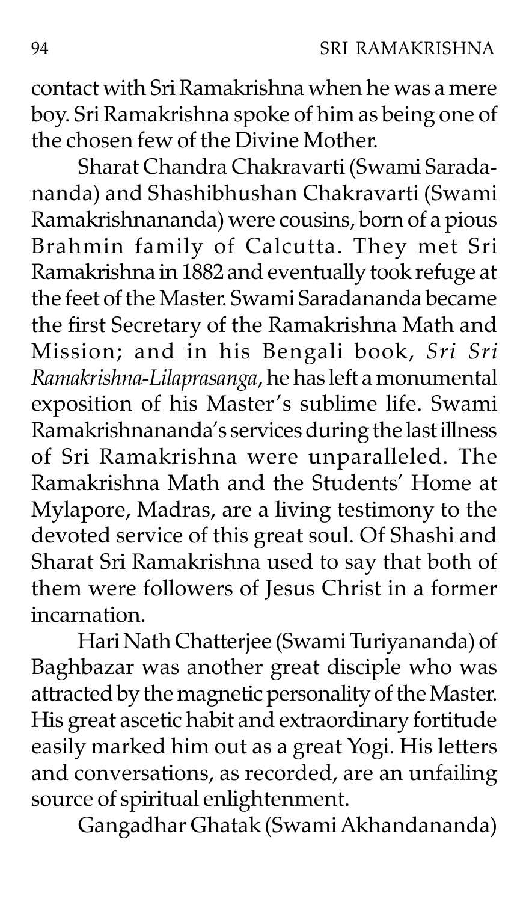contact with Sri Ramakrishna when he was a mere boy. Sri Ramakrishna spoke of him as being one of the chosen few of the Divine Mother.

Sharat Chandra Chakravarti (Swami Saradananda) and Shashibhushan Chakravarti (Swami Ramakrishnananda) were cousins, born of a pious Brahmin family of Calcutta. They met Sri Ramakrishna in 1882 and eventually took refuge at the feet of the Master. Swami Saradananda became the first Secretary of the Ramakrishna Math and Mission; and in his Bengali book, *Sri Sri Ramakrishna-Lilaprasanga*, he has left a monumental exposition of his Master's sublime life. Swami Ramakrishnananda's services during the last illness of Sri Ramakrishna were unparalleled. The Ramakrishna Math and the Students' Home at Mylapore, Madras, are a living testimony to the devoted service of this great soul. Of Shashi and Sharat Sri Ramakrishna used to say that both of them were followers of Jesus Christ in a former incarnation.

Hari Nath Chatterjee (Swami Turiyananda) of Baghbazar was another great disciple who was attracted by the magnetic personality of the Master. His great ascetic habit and extraordinary fortitude easily marked him out as a great Yogi. His letters and conversations, as recorded, are an unfailing source of spiritual enlightenment.

Gangadhar Ghatak (Swami Akhandananda)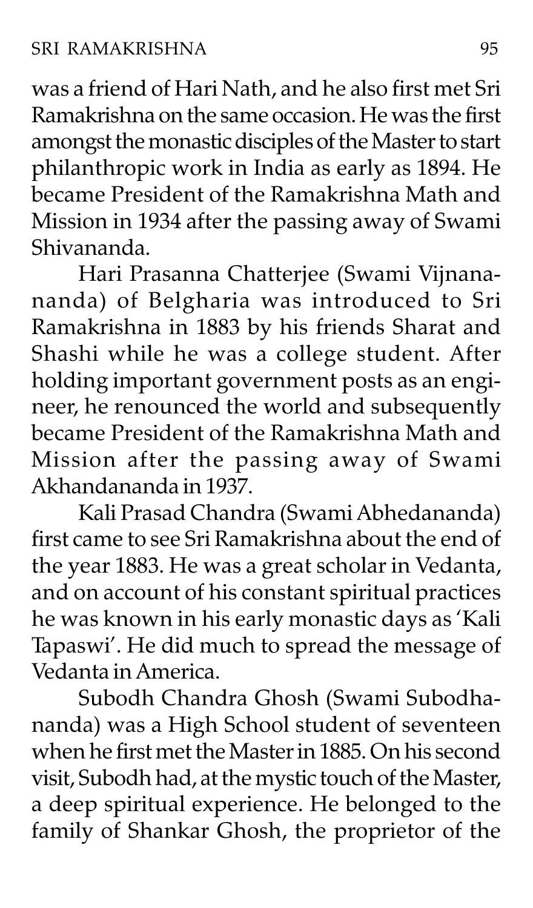was a friend of Hari Nath, and he also first met Sri Ramakrishna on the same occasion. He was the first amongst the monastic disciples of the Master to start philanthropic work in India as early as 1894. He became President of the Ramakrishna Math and Mission in 1934 after the passing away of Swami Shivananda.

Hari Prasanna Chatterjee (Swami Vijnanananda) of Belgharia was introduced to Sri Ramakrishna in 1883 by his friends Sharat and Shashi while he was a college student. After holding important government posts as an engineer, he renounced the world and subsequently became President of the Ramakrishna Math and Mission after the passing away of Swami Akhandananda in 1937.

Kali Prasad Chandra (Swami Abhedananda) first came to see Sri Ramakrishna about the end of the year 1883. He was a great scholar in Vedanta, and on account of his constant spiritual practices he was known in his early monastic days as 'Kali Tapaswi'. He did much to spread the message of Vedanta in America.

Subodh Chandra Ghosh (Swami Subodhananda) was a High School student of seventeen when he first met the Master in 1885. On his second visit, Subodh had, at the mystic touch of the Master, a deep spiritual experience. He belonged to the family of Shankar Ghosh, the proprietor of the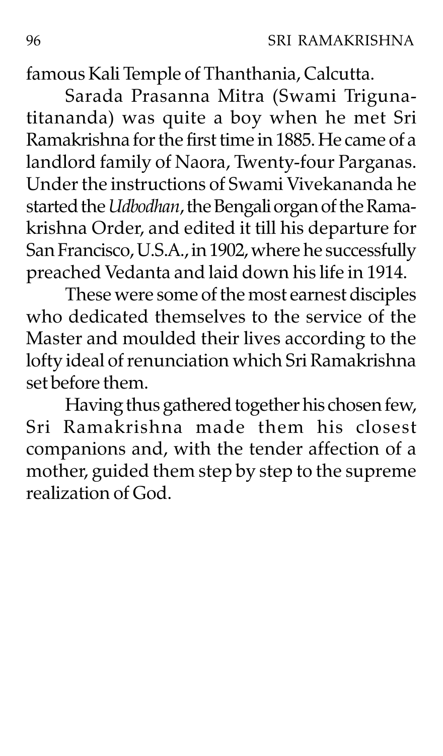famous Kali Temple of Thanthania, Calcutta.

Sarada Prasanna Mitra (Swami Trigunatitananda) was quite a boy when he met Sri Ramakrishna for the first time in 1885. He came of a landlord family of Naora, Twenty-four Parganas. Under the instructions of Swami Vivekananda he started the *Udbodhan*, the Bengali organ of the Ramakrishna Order, and edited it till his departure for San Francisco, U.S.A., in 1902, where he successfully preached Vedanta and laid down his life in 1914.

These were some of the most earnest disciples who dedicated themselves to the service of the Master and moulded their lives according to the lofty ideal of renunciation which Sri Ramakrishna set before them.

Having thus gathered together his chosen few, Sri Ramakrishna made them his closest companions and, with the tender affection of a mother, guided them step by step to the supreme realization of God.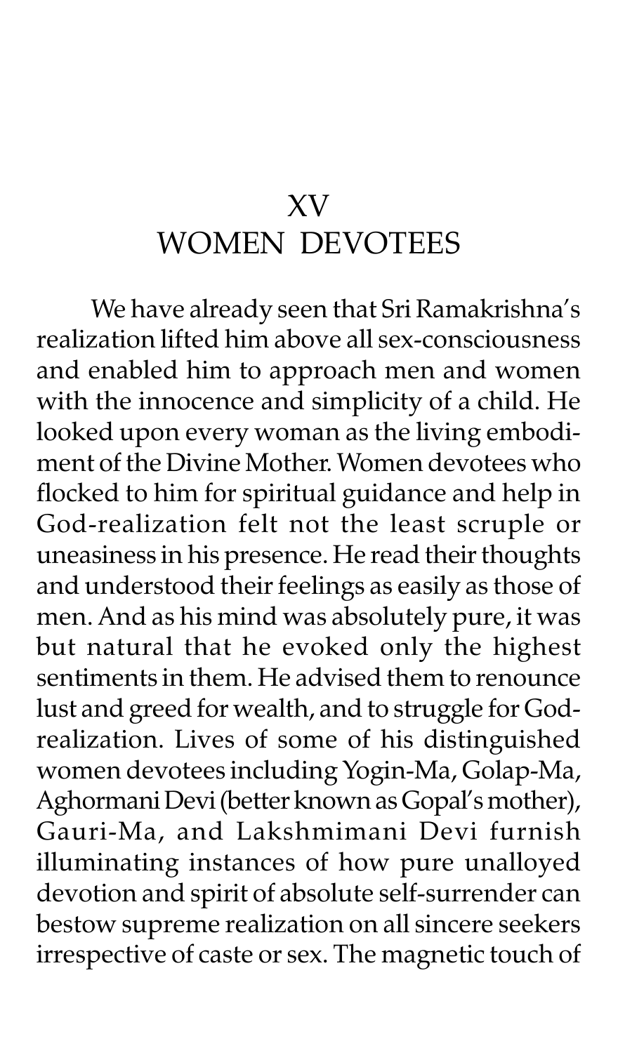# XV
# WOMEN DEVOTEES

We have already seen that Sri Ramakrishna's realization lifted him above all sex-consciousness and enabled him to approach men and women with the innocence and simplicity of a child. He looked upon every woman as the living embodiment of the Divine Mother. Women devotees who flocked to him for spiritual guidance and help in God-realization felt not the least scruple or uneasiness in his presence. He read their thoughts and understood their feelings as easily as those of men. And as his mind was absolutely pure, it was but natural that he evoked only the highest sentiments in them. He advised them to renounce lust and greed for wealth, and to struggle for God-realization. Lives of some of his distinguished women devotees including Yogin-Ma, Golap-Ma, Aghormani Devi (better known as Gopal's mother), Gauri-Ma, and Lakshmimani Devi furnish illuminating instances of how pure unalloyed devotion and spirit of absolute self-surrender can bestow supreme realization on all sincere seekers irrespective of caste or sex. The magnetic touch of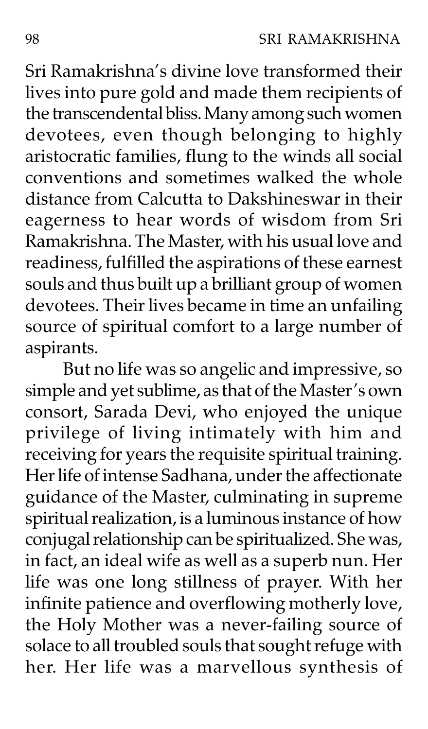Sri Ramakrishna's divine love transformed their lives into pure gold and made them recipients of the transcendental bliss. Many among such women devotees, even though belonging to highly aristocratic families, flung to the winds all social conventions and sometimes walked the whole distance from Calcutta to Dakshineswar in their eagerness to hear words of wisdom from Sri Ramakrishna. The Master, with his usual love and readiness, fulfilled the aspirations of these earnest souls and thus built up a brilliant group of women devotees. Their lives became in time an unfailing source of spiritual comfort to a large number of aspirants.

But no life was so angelic and impressive, so simple and yet sublime, as that of the Master's own consort, Sarada Devi, who enjoyed the unique privilege of living intimately with him and receiving for years the requisite spiritual training. Her life of intense Sadhana, under the affectionate guidance of the Master, culminating in supreme spiritual realization, is a luminous instance of how conjugal relationship can be spiritualized. She was, in fact, an ideal wife as well as a superb nun. Her life was one long stillness of prayer. With her infinite patience and overflowing motherly love, the Holy Mother was a never-failing source of solace to all troubled souls that sought refuge with her. Her life was a marvellous synthesis of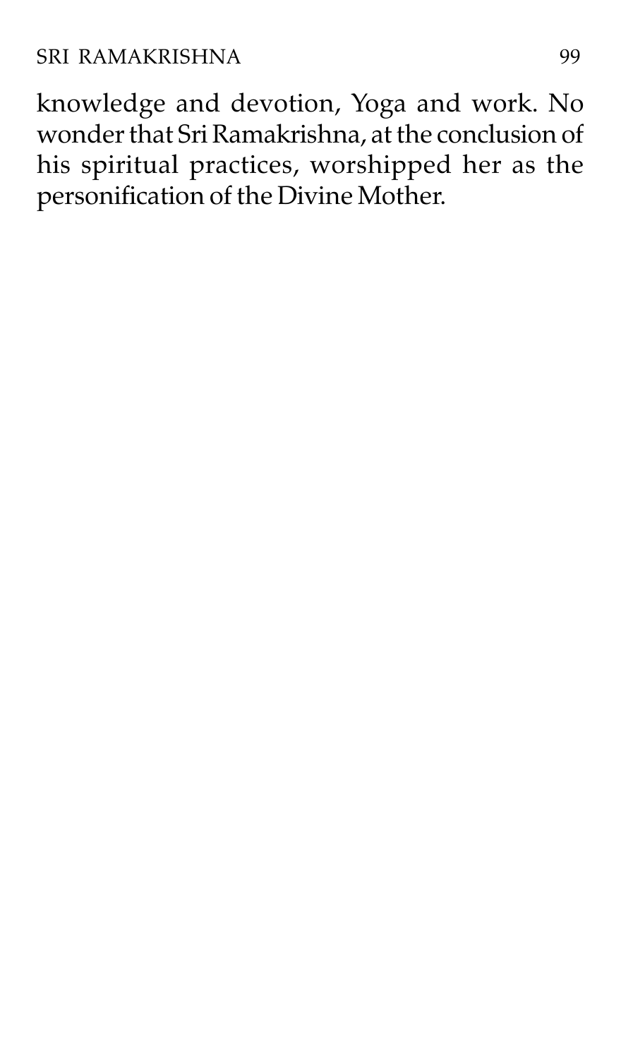knowledge and devotion, Yoga and work. No wonder that Sri Ramakrishna, at the conclusion of his spiritual practices, worshipped her as the personification of the Divine Mother.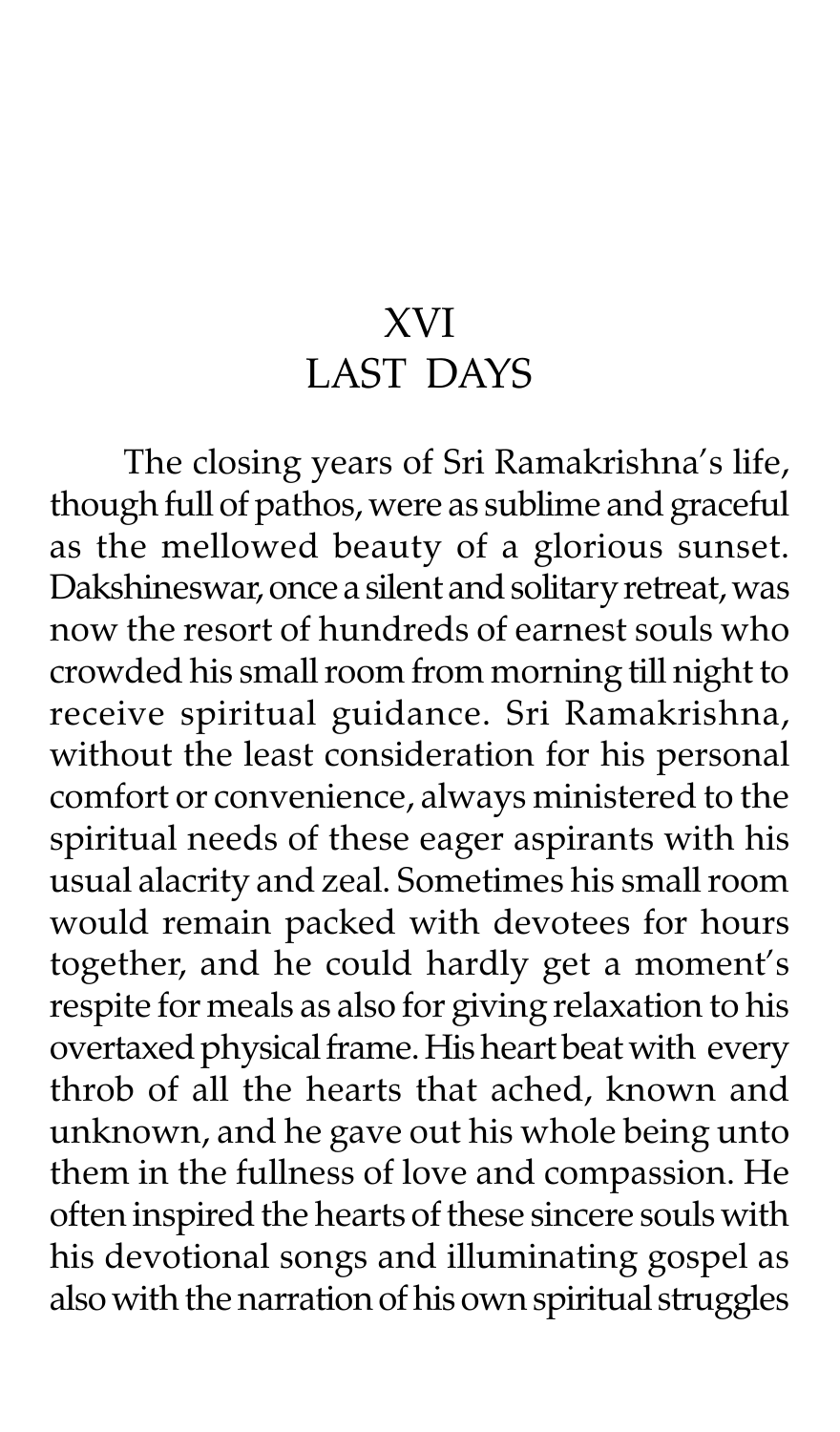# XVI
# LAST DAYS

The closing years of Sri Ramakrishna's life, though full of pathos, were as sublime and graceful as the mellowed beauty of a glorious sunset. Dakshineswar, once a silent and solitary retreat, was now the resort of hundreds of earnest souls who crowded his small room from morning till night to receive spiritual guidance. Sri Ramakrishna, without the least consideration for his personal comfort or convenience, always ministered to the spiritual needs of these eager aspirants with his usual alacrity and zeal. Sometimes his small room would remain packed with devotees for hours together, and he could hardly get a moment's respite for meals as also for giving relaxation to his overtaxed physical frame. His heart beat with every throb of all the hearts that ached, known and unknown, and he gave out his whole being unto them in the fullness of love and compassion. He often inspired the hearts of these sincere souls with his devotional songs and illuminating gospel as also with the narration of his own spiritual struggles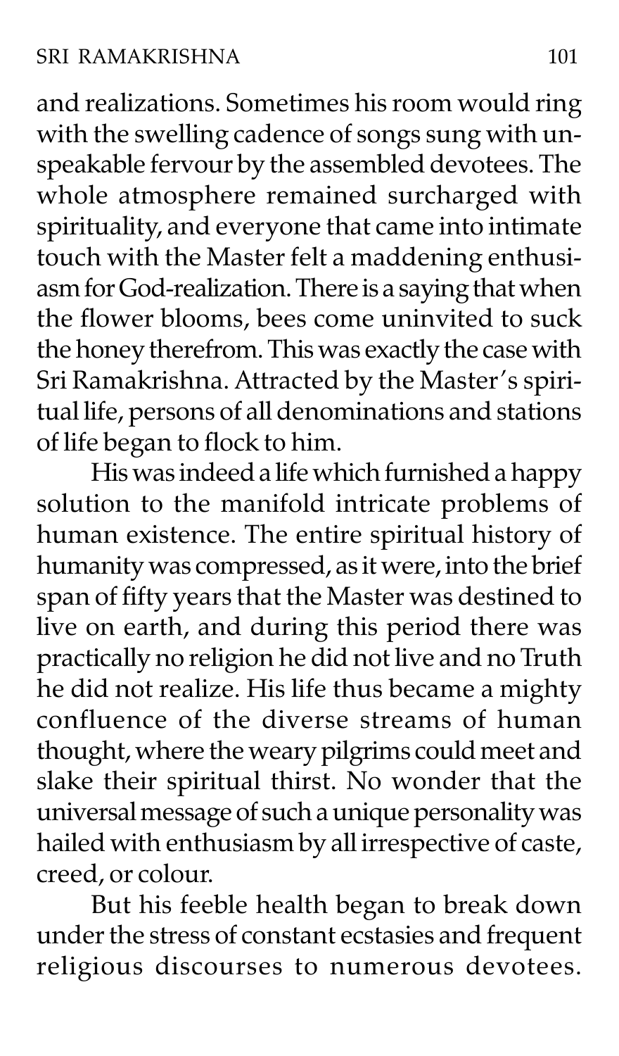and realizations. Sometimes his room would ring with the swelling cadence of songs sung with unspeakable fervour by the assembled devotees. The whole atmosphere remained surcharged with spirituality, and everyone that came into intimate touch with the Master felt a maddening enthusiasm for God-realization. There is a saying that when the flower blooms, bees come uninvited to suck the honey therefrom. This was exactly the case with Sri Ramakrishna. Attracted by the Master's spiritual life, persons of all denominations and stations of life began to flock to him.

His was indeed a life which furnished a happy solution to the manifold intricate problems of human existence. The entire spiritual history of humanity was compressed, as it were, into the brief span of fifty years that the Master was destined to live on earth, and during this period there was practically no religion he did not live and no Truth he did not realize. His life thus became a mighty confluence of the diverse streams of human thought, where the weary pilgrims could meet and slake their spiritual thirst. No wonder that the universal message of such a unique personality was hailed with enthusiasm by all irrespective of caste, creed, or colour.

But his feeble health began to break down under the stress of constant ecstasies and frequent religious discourses to numerous devotees.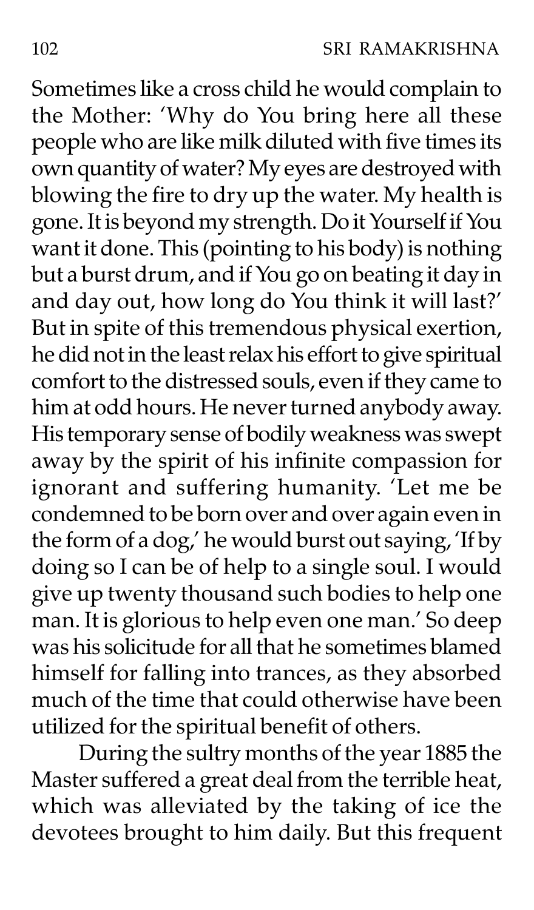Sometimes like a cross child he would complain to the Mother: 'Why do You bring here all these people who are like milk diluted with five times its own quantity of water? My eyes are destroyed with blowing the fire to dry up the water. My health is gone. It is beyond my strength. Do it Yourself if You want it done. This (pointing to his body) is nothing but a burst drum, and if You go on beating it day in and day out, how long do You think it will last?' But in spite of this tremendous physical exertion, he did not in the least relax his effort to give spiritual comfort to the distressed souls, even if they came to him at odd hours. He never turned anybody away. His temporary sense of bodily weakness was swept away by the spirit of his infinite compassion for ignorant and suffering humanity. 'Let me be condemned to be born over and over again even in the form of a dog,' he would burst out saying, 'If by doing so I can be of help to a single soul. I would give up twenty thousand such bodies to help one man. It is glorious to help even one man.' So deep was his solicitude for all that he sometimes blamed himself for falling into trances, as they absorbed much of the time that could otherwise have been utilized for the spiritual benefit of others.

During the sultry months of the year 1885 the Master suffered a great deal from the terrible heat, which was alleviated by the taking of ice the devotees brought to him daily. But this frequent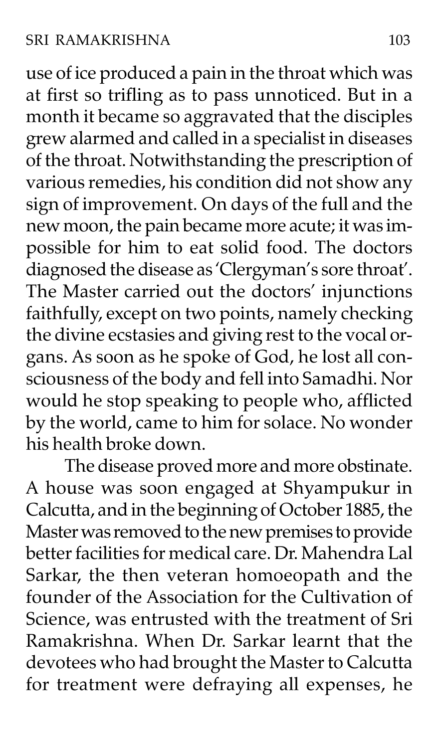use of ice produced a pain in the throat which was at first so trifling as to pass unnoticed. But in a month it became so aggravated that the disciples grew alarmed and called in a specialist in diseases of the throat. Notwithstanding the prescription of various remedies, his condition did not show any sign of improvement. On days of the full and the new moon, the pain became more acute; it was impossible for him to eat solid food. The doctors diagnosed the disease as 'Clergyman's sore throat'. The Master carried out the doctors' injunctions faithfully, except on two points, namely checking the divine ecstasies and giving rest to the vocal organs. As soon as he spoke of God, he lost all consciousness of the body and fell into Samadhi. Nor would he stop speaking to people who, afflicted by the world, came to him for solace. No wonder his health broke down.

The disease proved more and more obstinate. A house was soon engaged at Shyampukur in Calcutta, and in the beginning of October 1885, the Master was removed to the new premises to provide better facilities for medical care. Dr. Mahendra Lal Sarkar, the then veteran homoeopath and the founder of the Association for the Cultivation of Science, was entrusted with the treatment of Sri Ramakrishna. When Dr. Sarkar learnt that the devotees who had brought the Master to Calcutta for treatment were defraying all expenses, he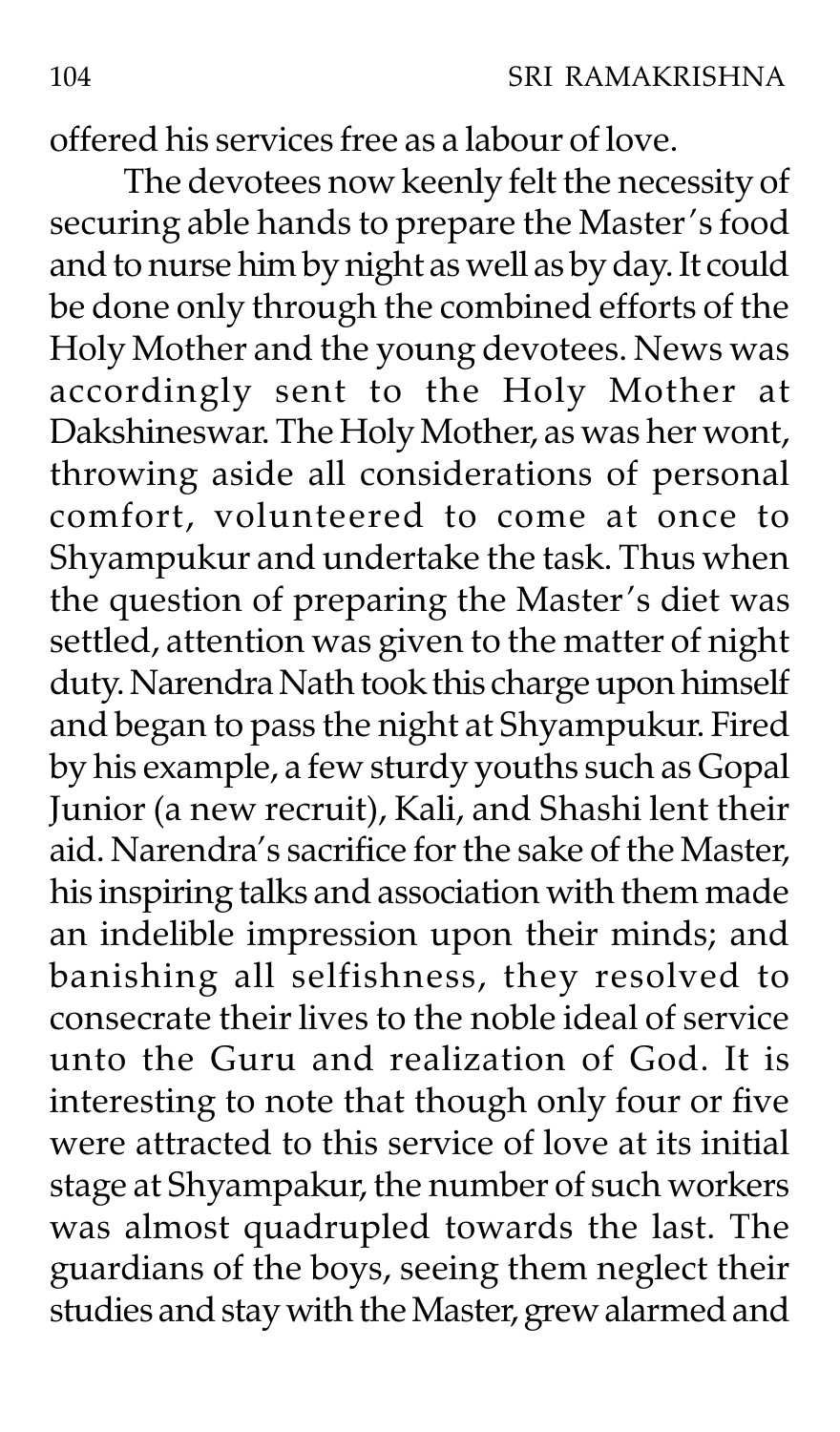offered his services free as a labour of love.

The devotees now keenly felt the necessity of securing able hands to prepare the Master's food and to nurse him by night as well as by day. It could be done only through the combined efforts of the Holy Mother and the young devotees. News was accordingly sent to the Holy Mother at Dakshineswar. The Holy Mother, as was her wont, throwing aside all considerations of personal comfort, volunteered to come at once to Shyampukur and undertake the task. Thus when the question of preparing the Master's diet was settled, attention was given to the matter of night duty. Narendra Nath took this charge upon himself and began to pass the night at Shyampukur. Fired by his example, a few sturdy youths such as Gopal Junior (a new recruit), Kali, and Shashi lent their aid. Narendra's sacrifice for the sake of the Master, his inspiring talks and association with them made an indelible impression upon their minds; and banishing all selfishness, they resolved to consecrate their lives to the noble ideal of service unto the Guru and realization of God. It is interesting to note that though only four or five were attracted to this service of love at its initial stage at Shyampakur, the number of such workers was almost quadrupled towards the last. The guardians of the boys, seeing them neglect their studies and stay with the Master, grew alarmed and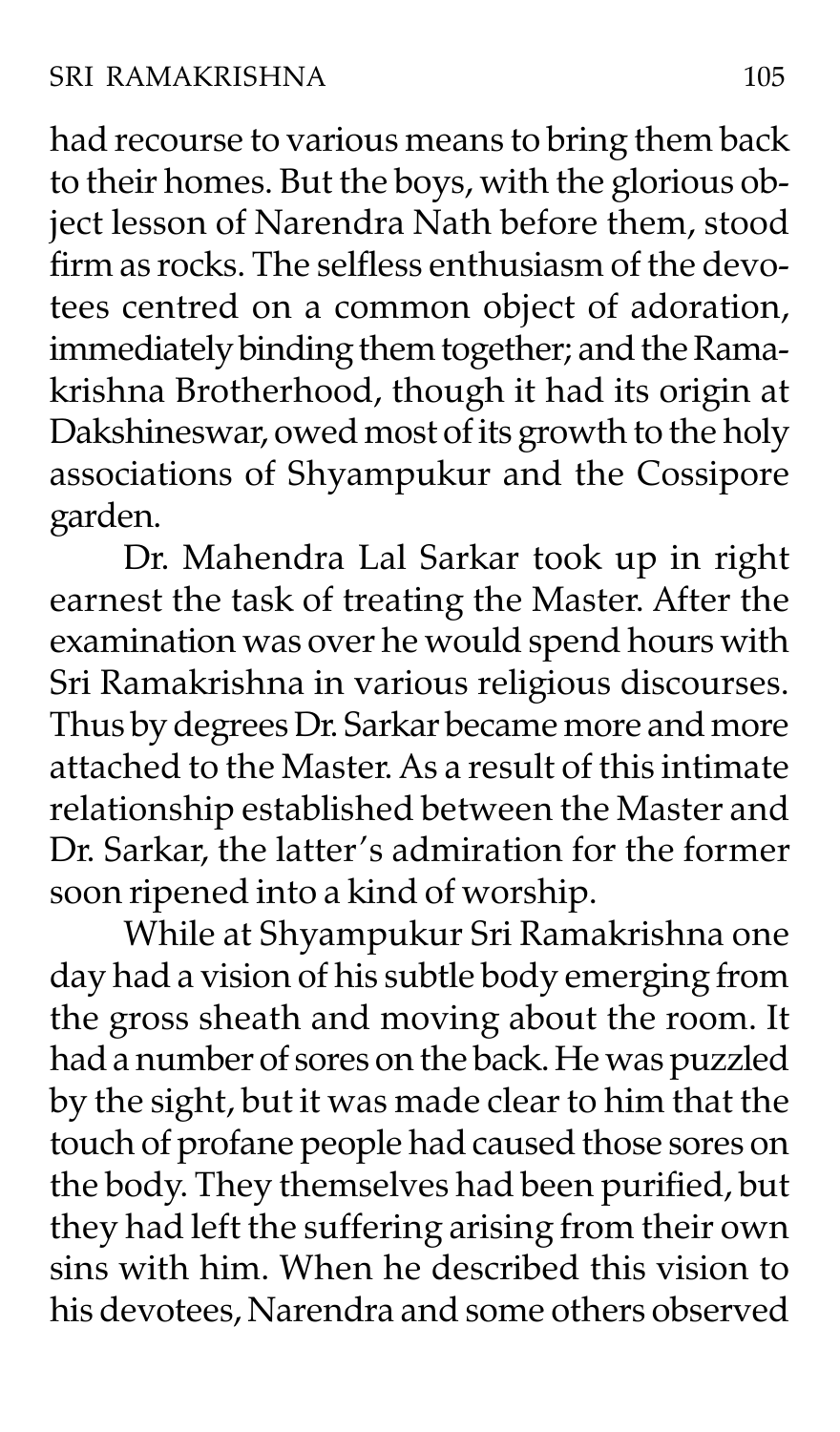had recourse to various means to bring them back to their homes. But the boys, with the glorious object lesson of Narendra Nath before them, stood firm as rocks. The selfless enthusiasm of the devotees centred on a common object of adoration, immediately binding them together; and the Ramakrishna Brotherhood, though it had its origin at Dakshineswar, owed most of its growth to the holy associations of Shyampukur and the Cossipore garden.

Dr. Mahendra Lal Sarkar took up in right earnest the task of treating the Master. After the examination was over he would spend hours with Sri Ramakrishna in various religious discourses. Thus by degrees Dr. Sarkar became more and more attached to the Master. As a result of this intimate relationship established between the Master and Dr. Sarkar, the latter's admiration for the former soon ripened into a kind of worship.

While at Shyampukur Sri Ramakrishna one day had a vision of his subtle body emerging from the gross sheath and moving about the room. It had a number of sores on the back. He was puzzled by the sight, but it was made clear to him that the touch of profane people had caused those sores on the body. They themselves had been purified, but they had left the suffering arising from their own sins with him. When he described this vision to his devotees, Narendra and some others observed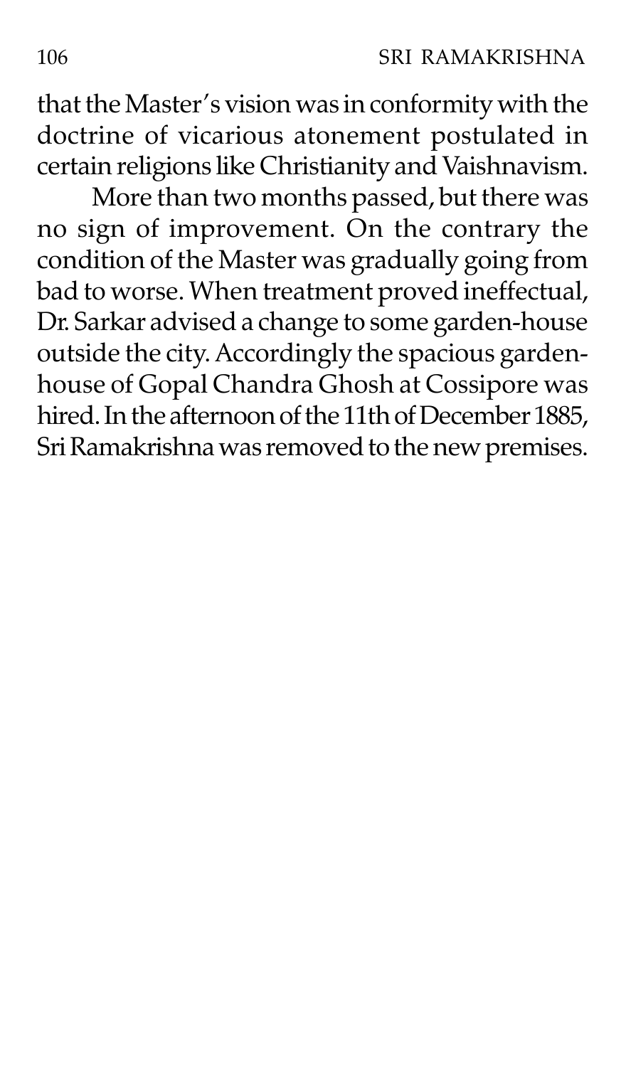that the Master's vision was in conformity with the doctrine of vicarious atonement postulated in certain religions like Christianity and Vaishnavism.

More than two months passed, but there was no sign of improvement. On the contrary the condition of the Master was gradually going from bad to worse. When treatment proved ineffectual, Dr. Sarkar advised a change to some garden-house outside the city. Accordingly the spacious garden-house of Gopal Chandra Ghosh at Cossipore was hired. In the afternoon of the 11th of December 1885, Sri Ramakrishna was removed to the new premises.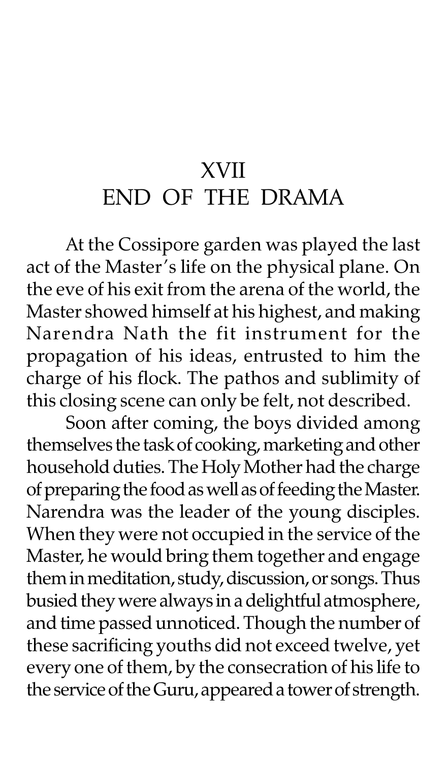# XVII
# END OF THE DRAMA

At the Cossipore garden was played the last act of the Master's life on the physical plane. On the eve of his exit from the arena of the world, the Master showed himself at his highest, and making Narendra Nath the fit instrument for the propagation of his ideas, entrusted to him the charge of his flock. The pathos and sublimity of this closing scene can only be felt, not described.

Soon after coming, the boys divided among themselves the task of cooking, marketing and other household duties. The Holy Mother had the charge of preparing the food as well as of feeding the Master. Narendra was the leader of the young disciples. When they were not occupied in the service of the Master, he would bring them together and engage them in meditation, study, discussion, or songs. Thus busied they were always in a delightful atmosphere, and time passed unnoticed. Though the number of these sacrificing youths did not exceed twelve, yet every one of them, by the consecration of his life to the service of the Guru, appeared a tower of strength.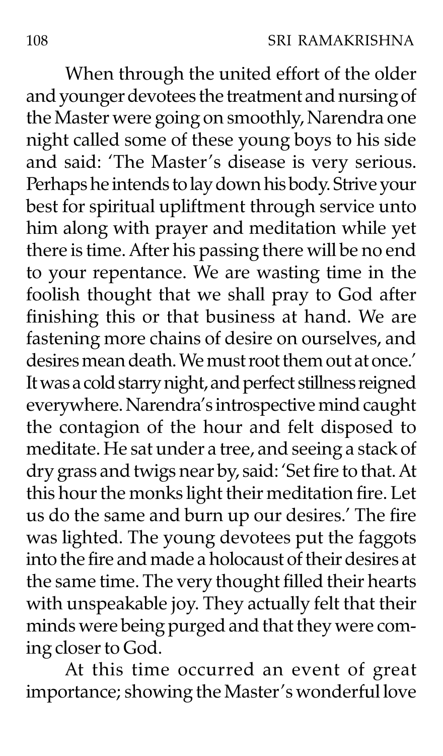When through the united effort of the older and younger devotees the treatment and nursing of the Master were going on smoothly, Narendra one night called some of these young boys to his side and said: 'The Master's disease is very serious. Perhaps he intends to lay down his body. Strive your best for spiritual upliftment through service unto him along with prayer and meditation while yet there is time. After his passing there will be no end to your repentance. We are wasting time in the foolish thought that we shall pray to God after finishing this or that business at hand. We are fastening more chains of desire on ourselves, and desires mean death. We must root them out at once.' It was a cold starry night, and perfect stillness reigned everywhere. Narendra's introspective mind caught the contagion of the hour and felt disposed to meditate. He sat under a tree, and seeing a stack of dry grass and twigs near by, said: 'Set fire to that. At this hour the monks light their meditation fire. Let us do the same and burn up our desires.' The fire was lighted. The young devotees put the faggots into the fire and made a holocaust of their desires at the same time. The very thought filled their hearts with unspeakable joy. They actually felt that their minds were being purged and that they were coming closer to God.

At this time occurred an event of great importance; showing the Master's wonderful love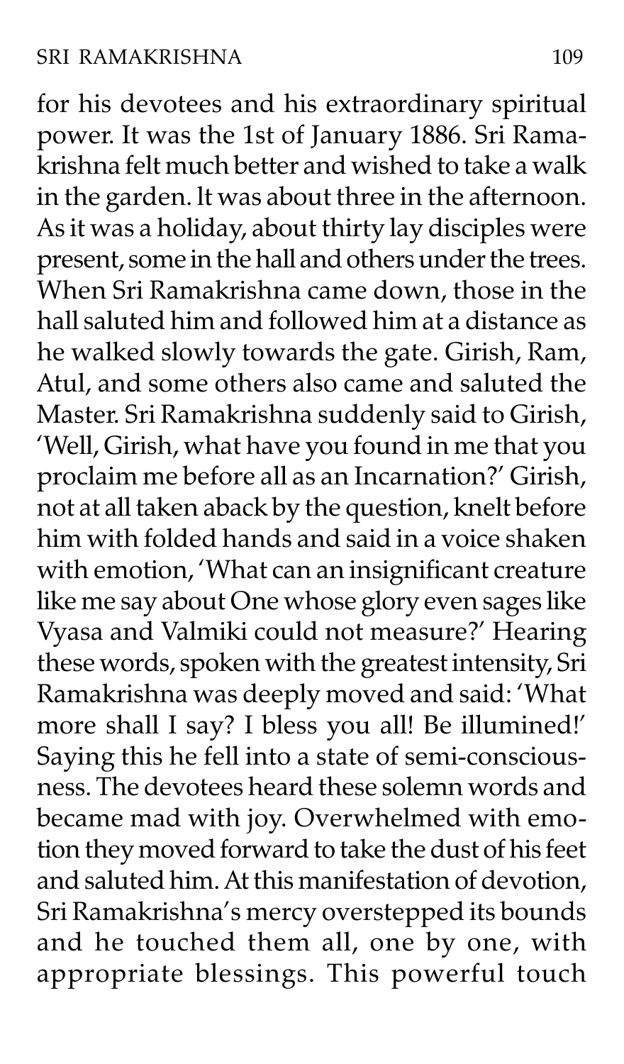for his devotees and his extraordinary spiritual power. It was the 1st of January 1886. Sri Ramakrishna felt much better and wished to take a walk in the garden. lt was about three in the afternoon. As it was a holiday, about thirty lay disciples were present, some in the hall and others under the trees. When Sri Ramakrishna came down, those in the hall saluted him and followed him at a distance as he walked slowly towards the gate. Girish, Ram, Atul, and some others also came and saluted the Master. Sri Ramakrishna suddenly said to Girish, 'Well, Girish, what have you found in me that you proclaim me before all as an Incarnation?' Girish, not at all taken aback by the question, knelt before him with folded hands and said in a voice shaken with emotion, 'What can an insignificant creature like me say about One whose glory even sages like Vyasa and Valmiki could not measure?' Hearing these words, spoken with the greatest intensity, Sri Ramakrishna was deeply moved and said: 'What more shall I say? I bless you all! Be illumined!' Saying this he fell into a state of semi-consciousness. The devotees heard these solemn words and became mad with joy. Overwhelmed with emotion they moved forward to take the dust of his feet and saluted him. At this manifestation of devotion, Sri Ramakrishna's mercy overstepped its bounds and he touched them all, one by one, with appropriate blessings. This powerful touch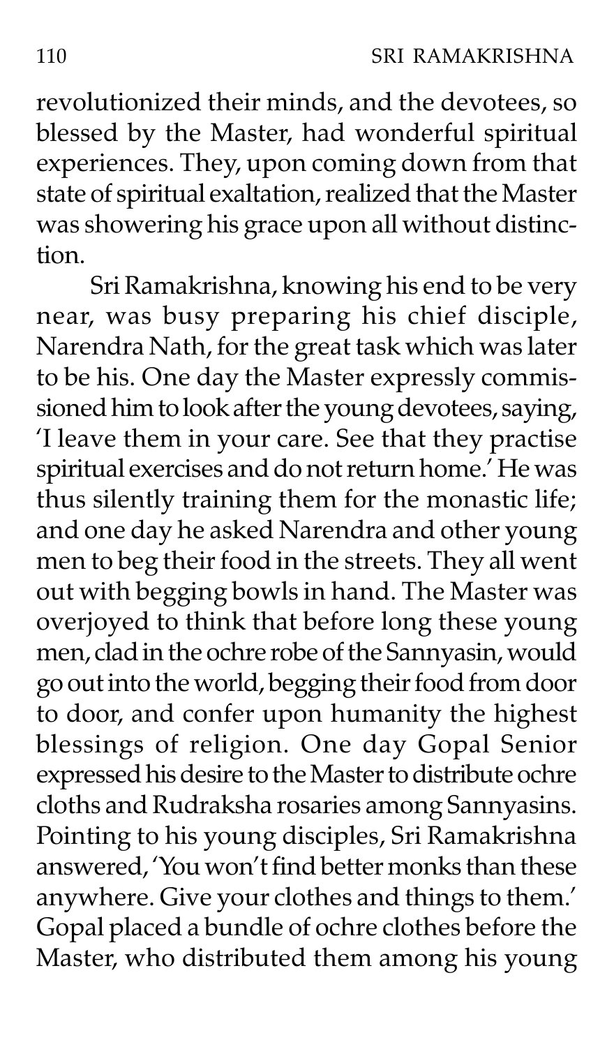revolutionized their minds, and the devotees, so blessed by the Master, had wonderful spiritual experiences. They, upon coming down from that state of spiritual exaltation, realized that the Master was showering his grace upon all without distinction.

Sri Ramakrishna, knowing his end to be very near, was busy preparing his chief disciple, Narendra Nath, for the great task which was later to be his. One day the Master expressly commissioned him to look after the young devotees, saying, 'I leave them in your care. See that they practise spiritual exercises and do not return home.' He was thus silently training them for the monastic life; and one day he asked Narendra and other young men to beg their food in the streets. They all went out with begging bowls in hand. The Master was overjoyed to think that before long these young men, clad in the ochre robe of the Sannyasin, would go out into the world, begging their food from door to door, and confer upon humanity the highest blessings of religion. One day Gopal Senior expressed his desire to the Master to distribute ochre cloths and Rudraksha rosaries among Sannyasins. Pointing to his young disciples, Sri Ramakrishna answered, 'You won't find better monks than these anywhere. Give your clothes and things to them.' Gopal placed a bundle of ochre clothes before the Master, who distributed them among his young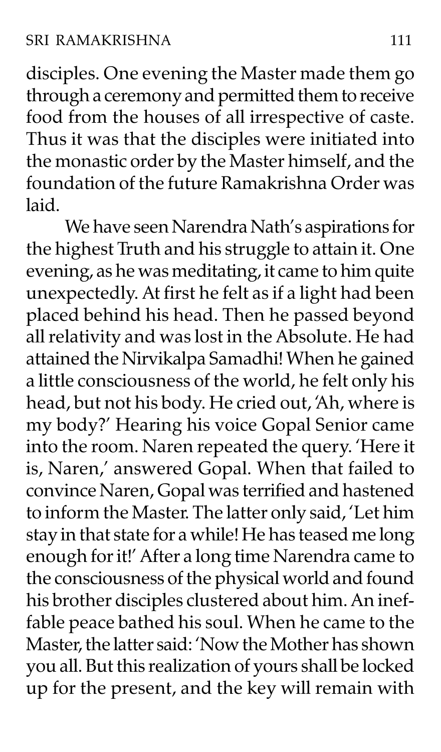disciples. One evening the Master made them go through a ceremony and permitted them to receive food from the houses of all irrespective of caste. Thus it was that the disciples were initiated into the monastic order by the Master himself, and the foundation of the future Ramakrishna Order was laid.

We have seen Narendra Nath's aspirations for the highest Truth and his struggle to attain it. One evening, as he was meditating, it came to him quite unexpectedly. At first he felt as if a light had been placed behind his head. Then he passed beyond all relativity and was lost in the Absolute. He had attained the Nirvikalpa Samadhi! When he gained a little consciousness of the world, he felt only his head, but not his body. He cried out, 'Ah, where is my body?' Hearing his voice Gopal Senior came into the room. Naren repeated the query. 'Here it is, Naren,' answered Gopal. When that failed to convince Naren, Gopal was terrified and hastened to inform the Master. The latter only said, 'Let him stay in that state for a while! He has teased me long enough for it!' After a long time Narendra came to the consciousness of the physical world and found his brother disciples clustered about him. An ineffable peace bathed his soul. When he came to the Master, the latter said: 'Now the Mother has shown you all. But this realization of yours shall be locked up for the present, and the key will remain with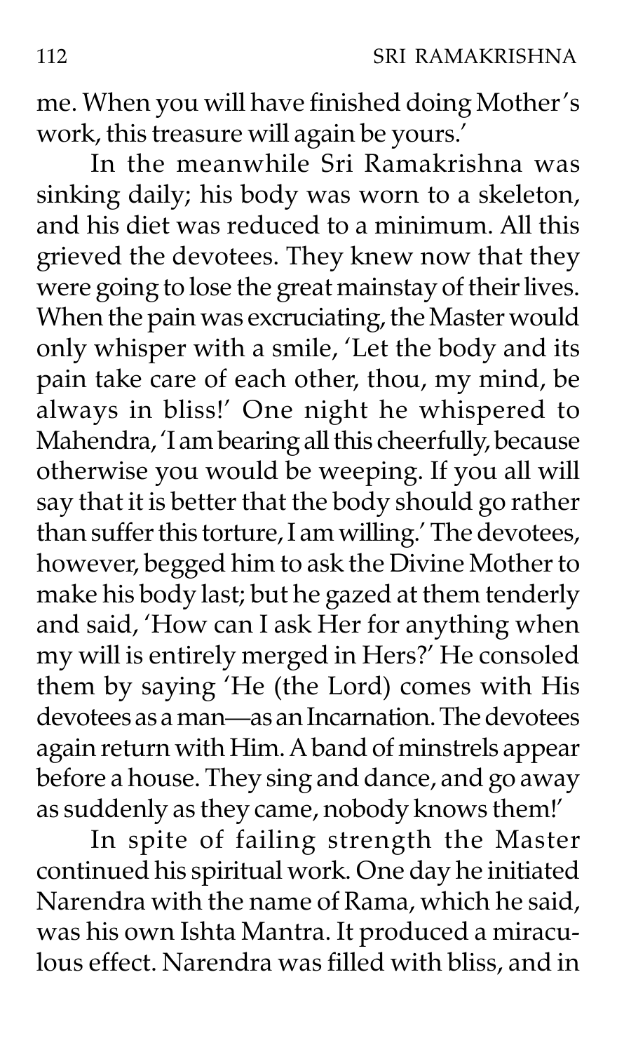me. When you will have finished doing Mother's work, this treasure will again be yours.'

In the meanwhile Sri Ramakrishna was sinking daily; his body was worn to a skeleton, and his diet was reduced to a minimum. All this grieved the devotees. They knew now that they were going to lose the great mainstay of their lives. When the pain was excruciating, the Master would only whisper with a smile, 'Let the body and its pain take care of each other, thou, my mind, be always in bliss!' One night he whispered to Mahendra, 'I am bearing all this cheerfully, because otherwise you would be weeping. If you all will say that it is better that the body should go rather than suffer this torture, I am willing.' The devotees, however, begged him to ask the Divine Mother to make his body last; but he gazed at them tenderly and said, 'How can I ask Her for anything when my will is entirely merged in Hers?' He consoled them by saying 'He (the Lord) comes with His devotees as a man—as an Incarnation. The devotees again return with Him. A band of minstrels appear before a house. They sing and dance, and go away as suddenly as they came, nobody knows them!'

In spite of failing strength the Master continued his spiritual work. One day he initiated Narendra with the name of Rama, which he said, was his own Ishta Mantra. It produced a miraculous effect. Narendra was filled with bliss, and in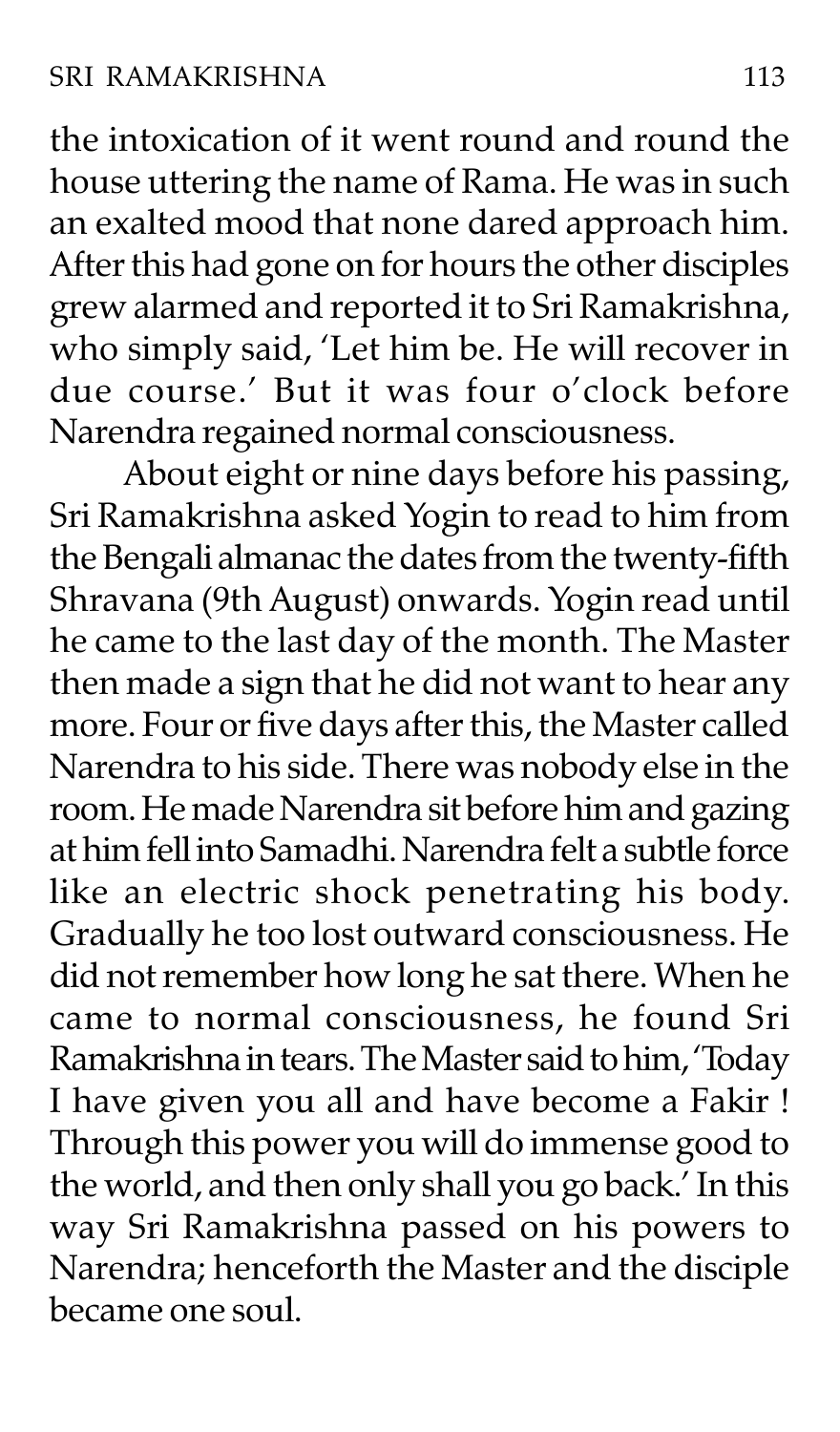the intoxication of it went round and round the house uttering the name of Rama. He was in such an exalted mood that none dared approach him. After this had gone on for hours the other disciples grew alarmed and reported it to Sri Ramakrishna, who simply said, 'Let him be. He will recover in due course.' But it was four o'clock before Narendra regained normal consciousness.

About eight or nine days before his passing, Sri Ramakrishna asked Yogin to read to him from the Bengali almanac the dates from the twenty-fifth Shravana (9th August) onwards. Yogin read until he came to the last day of the month. The Master then made a sign that he did not want to hear any more. Four or five days after this, the Master called Narendra to his side. There was nobody else in the room. He made Narendra sit before him and gazing at him fell into Samadhi. Narendra felt a subtle force like an electric shock penetrating his body. Gradually he too lost outward consciousness. He did not remember how long he sat there. When he came to normal consciousness, he found Sri Ramakrishna in tears. The Master said to him, 'Today I have given you all and have become a Fakir ! Through this power you will do immense good to the world, and then only shall you go back.' In this way Sri Ramakrishna passed on his powers to Narendra; henceforth the Master and the disciple became one soul.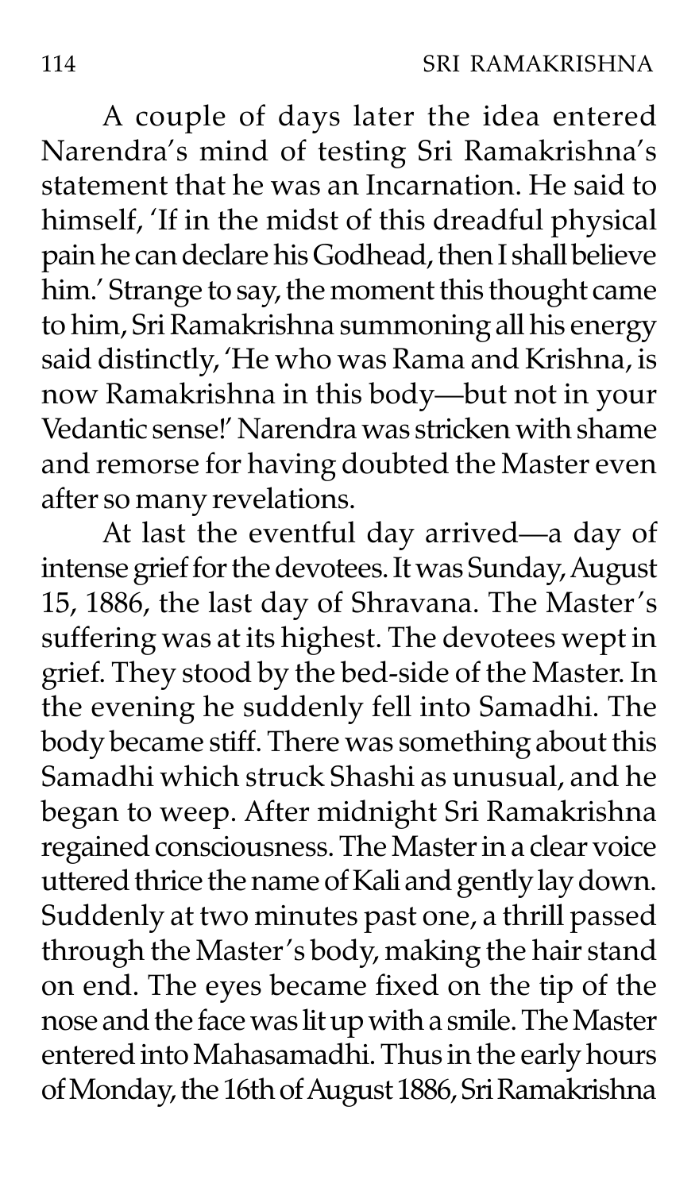A couple of days later the idea entered Narendra's mind of testing Sri Ramakrishna's statement that he was an Incarnation. He said to himself, 'If in the midst of this dreadful physical pain he can declare his Godhead, then I shall believe him.' Strange to say, the moment this thought came to him, Sri Ramakrishna summoning all his energy said distinctly, 'He who was Rama and Krishna, is now Ramakrishna in this body—but not in your Vedantic sense!' Narendra was stricken with shame and remorse for having doubted the Master even after so many revelations.

At last the eventful day arrived—a day of intense grief for the devotees. It was Sunday, August 15, 1886, the last day of Shravana. The Master's suffering was at its highest. The devotees wept in grief. They stood by the bed-side of the Master. In the evening he suddenly fell into Samadhi. The body became stiff. There was something about this Samadhi which struck Shashi as unusual, and he began to weep. After midnight Sri Ramakrishna regained consciousness. The Master in a clear voice uttered thrice the name of Kali and gently lay down. Suddenly at two minutes past one, a thrill passed through the Master's body, making the hair stand on end. The eyes became fixed on the tip of the nose and the face was lit up with a smile. The Master entered into Mahasamadhi. Thus in the early hours of Monday, the 16th of August 1886, Sri Ramakrishna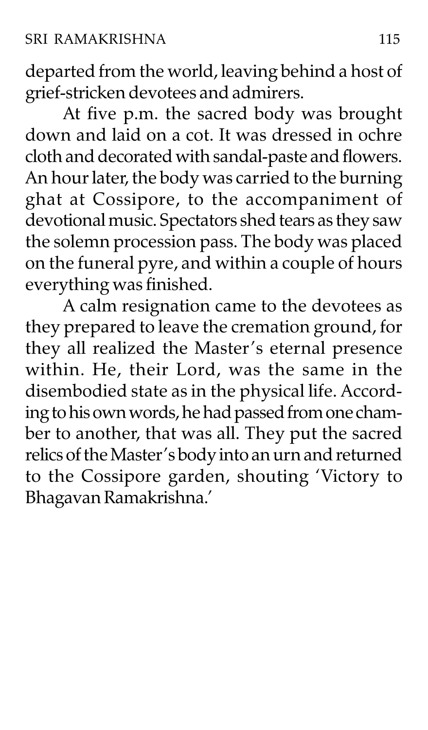departed from the world, leaving behind a host of grief-stricken devotees and admirers.

At five p.m. the sacred body was brought down and laid on a cot. It was dressed in ochre cloth and decorated with sandal-paste and flowers. An hour later, the body was carried to the burning ghat at Cossipore, to the accompaniment of devotional music. Spectators shed tears as they saw the solemn procession pass. The body was placed on the funeral pyre, and within a couple of hours everything was finished.

A calm resignation came to the devotees as they prepared to leave the cremation ground, for they all realized the Master's eternal presence within. He, their Lord, was the same in the disembodied state as in the physical life. According to his own words, he had passed from one chamber to another, that was all. They put the sacred relics of the Master's body into an urn and returned to the Cossipore garden, shouting 'Victory to Bhagavan Ramakrishna.'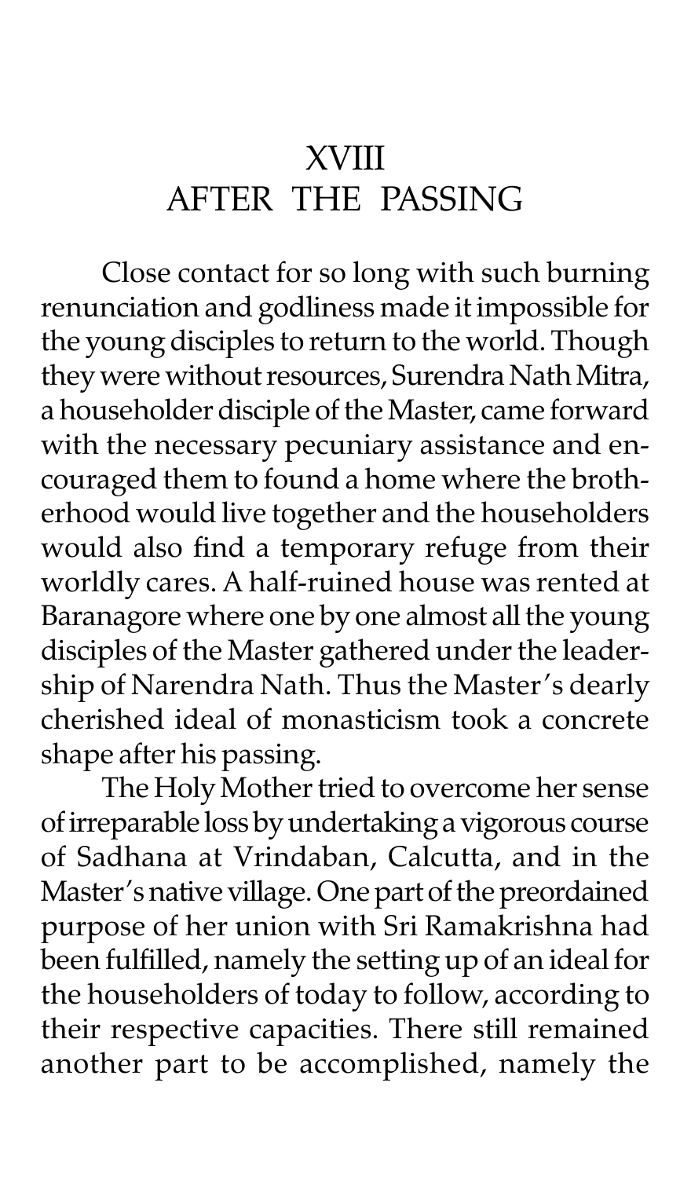# XVIII
# AFTER THE PASSING

Close contact for so long with such burning renunciation and godliness made it impossible for the young disciples to return to the world. Though they were without resources, Surendra Nath Mitra, a householder disciple of the Master, came forward with the necessary pecuniary assistance and encouraged them to found a home where the brotherhood would live together and the householders would also find a temporary refuge from their worldly cares. A half-ruined house was rented at Baranagore where one by one almost all the young disciples of the Master gathered under the leadership of Narendra Nath. Thus the Master's dearly cherished ideal of monasticism took a concrete shape after his passing.

The Holy Mother tried to overcome her sense of irreparable loss by undertaking a vigorous course of Sadhana at Vrindaban, Calcutta, and in the Master's native village. One part of the preordained purpose of her union with Sri Ramakrishna had been fulfilled, namely the setting up of an ideal for the householders of today to follow, according to their respective capacities. There still remained another part to be accomplished, namely the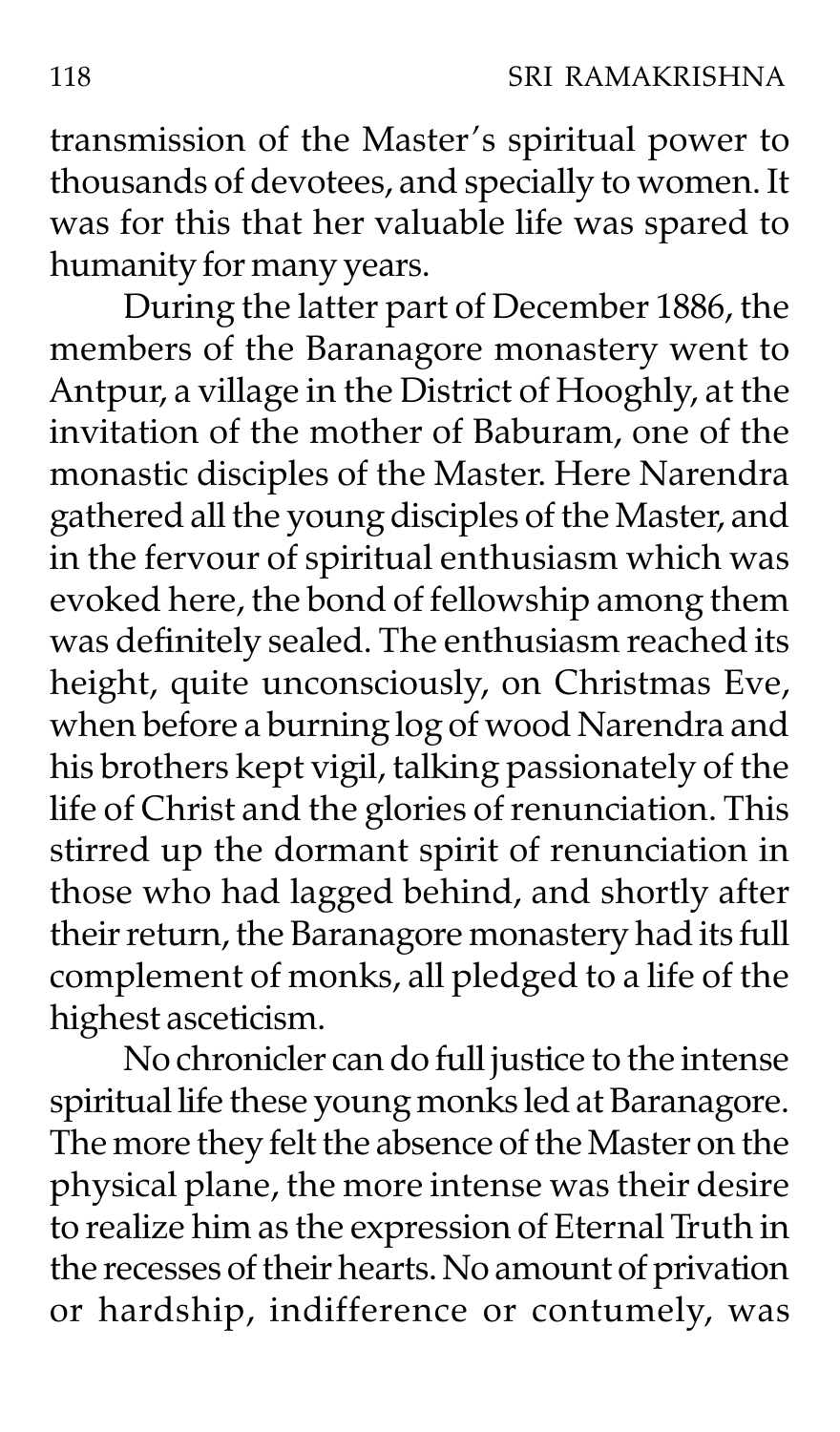transmission of the Master's spiritual power to thousands of devotees, and specially to women. It was for this that her valuable life was spared to humanity for many years.

During the latter part of December 1886, the members of the Baranagore monastery went to Antpur, a village in the District of Hooghly, at the invitation of the mother of Baburam, one of the monastic disciples of the Master. Here Narendra gathered all the young disciples of the Master, and in the fervour of spiritual enthusiasm which was evoked here, the bond of fellowship among them was definitely sealed. The enthusiasm reached its height, quite unconsciously, on Christmas Eve, when before a burning log of wood Narendra and his brothers kept vigil, talking passionately of the life of Christ and the glories of renunciation. This stirred up the dormant spirit of renunciation in those who had lagged behind, and shortly after their return, the Baranagore monastery had its full complement of monks, all pledged to a life of the highest asceticism.

No chronicler can do full justice to the intense spiritual life these young monks led at Baranagore. The more they felt the absence of the Master on the physical plane, the more intense was their desire to realize him as the expression of Eternal Truth in the recesses of their hearts. No amount of privation or hardship, indifference or contumely, was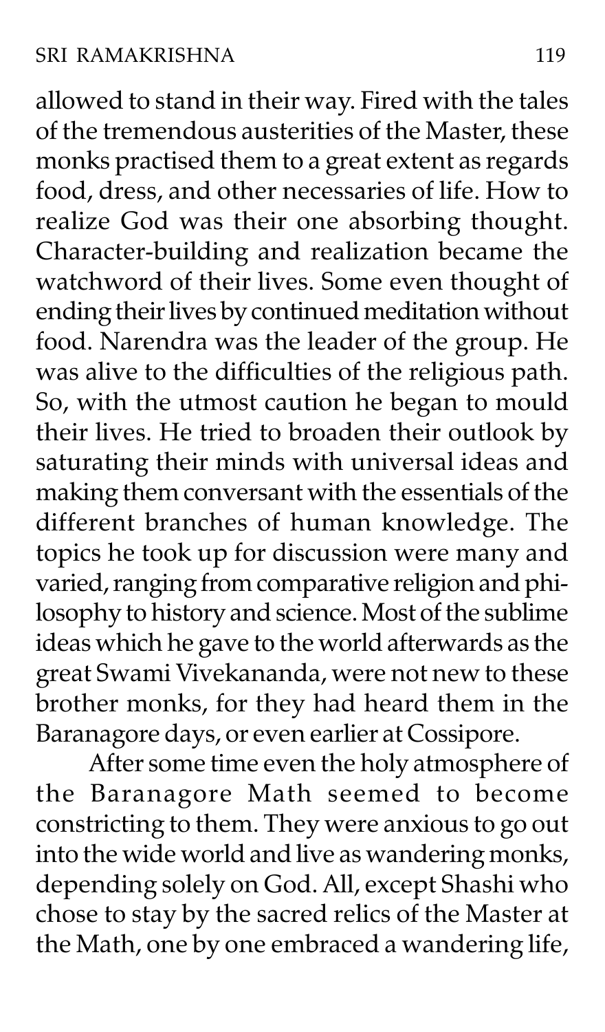allowed to stand in their way. Fired with the tales of the tremendous austerities of the Master, these monks practised them to a great extent as regards food, dress, and other necessaries of life. How to realize God was their one absorbing thought. Character-building and realization became the watchword of their lives. Some even thought of ending their lives by continued meditation without food. Narendra was the leader of the group. He was alive to the difficulties of the religious path. So, with the utmost caution he began to mould their lives. He tried to broaden their outlook by saturating their minds with universal ideas and making them conversant with the essentials of the different branches of human knowledge. The topics he took up for discussion were many and varied, ranging from comparative religion and philosophy to history and science. Most of the sublime ideas which he gave to the world afterwards as the great Swami Vivekananda, were not new to these brother monks, for they had heard them in the Baranagore days, or even earlier at Cossipore.

After some time even the holy atmosphere of the Baranagore Math seemed to become constricting to them. They were anxious to go out into the wide world and live as wandering monks, depending solely on God. All, except Shashi who chose to stay by the sacred relics of the Master at the Math, one by one embraced a wandering life,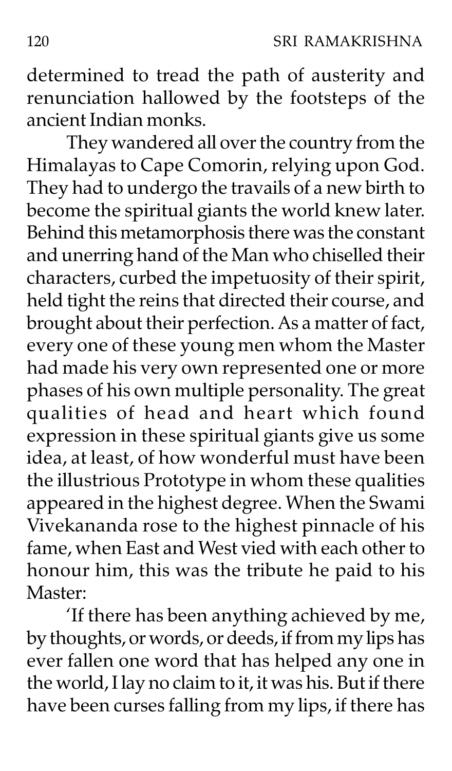determined to tread the path of austerity and renunciation hallowed by the footsteps of the ancient Indian monks.

They wandered all over the country from the Himalayas to Cape Comorin, relying upon God. They had to undergo the travails of a new birth to become the spiritual giants the world knew later. Behind this metamorphosis there was the constant and unerring hand of the Man who chiselled their characters, curbed the impetuosity of their spirit, held tight the reins that directed their course, and brought about their perfection. As a matter of fact, every one of these young men whom the Master had made his very own represented one or more phases of his own multiple personality. The great qualities of head and heart which found expression in these spiritual giants give us some idea, at least, of how wonderful must have been the illustrious Prototype in whom these qualities appeared in the highest degree. When the Swami Vivekananda rose to the highest pinnacle of his fame, when East and West vied with each other to honour him, this was the tribute he paid to his Master:

'If there has been anything achieved by me, by thoughts, or words, or deeds, if from my lips has ever fallen one word that has helped any one in the world, I lay no claim to it, it was his. But if there have been curses falling from my lips, if there has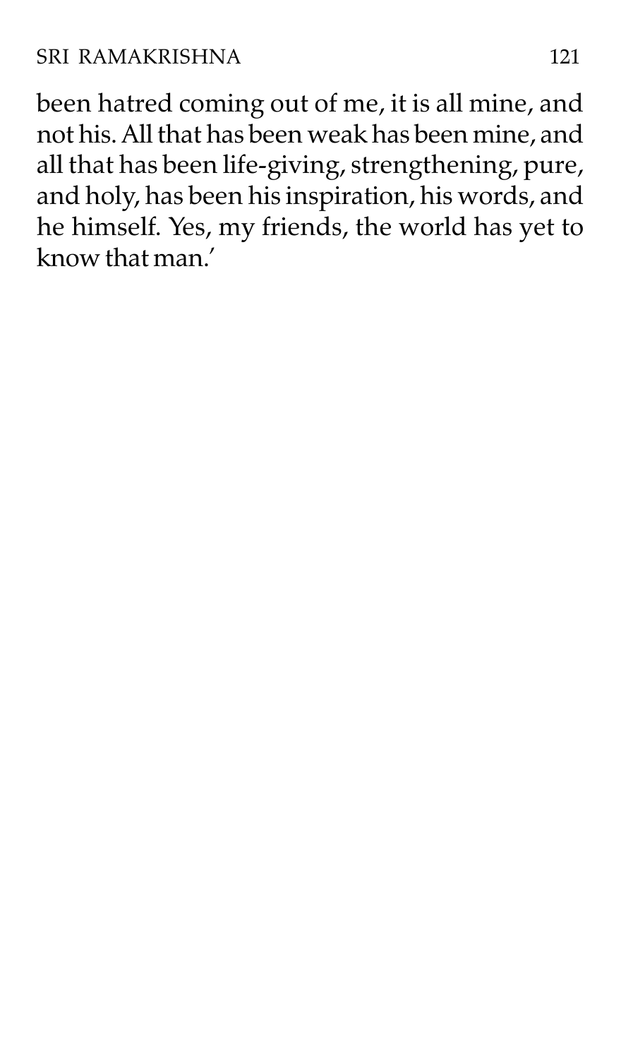been hatred coming out of me, it is all mine, and not his. All that has been weak has been mine, and all that has been life-giving, strengthening, pure, and holy, has been his inspiration, his words, and he himself. Yes, my friends, the world has yet to know that man.'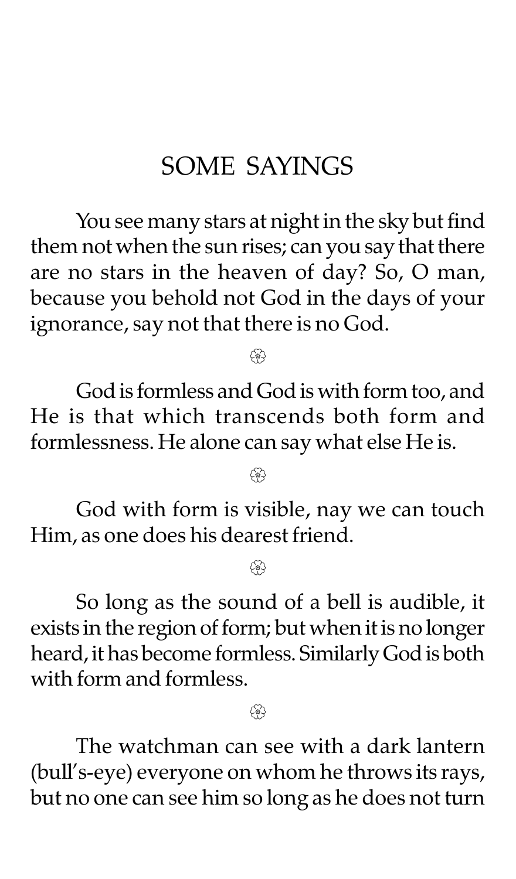## SOME SAYINGS

You see many stars at night in the sky but find them not when the sun rises; can you say that there are no stars in the heaven of day? So, O man, because you behold not God in the days of your ignorance, say not that there is no God.

❀

God is formless and God is with form too, and He is that which transcends both form and formlessness. He alone can say what else He is.

❀

God with form is visible, nay we can touch Him, as one does his dearest friend.

❀

So long as the sound of a bell is audible, it exists in the region of form; but when it is no longer heard, it has become formless. Similarly God is both with form and formless.

❀

The watchman can see with a dark lantern (bull's-eye) everyone on whom he throws its rays, but no one can see him so long as he does not turn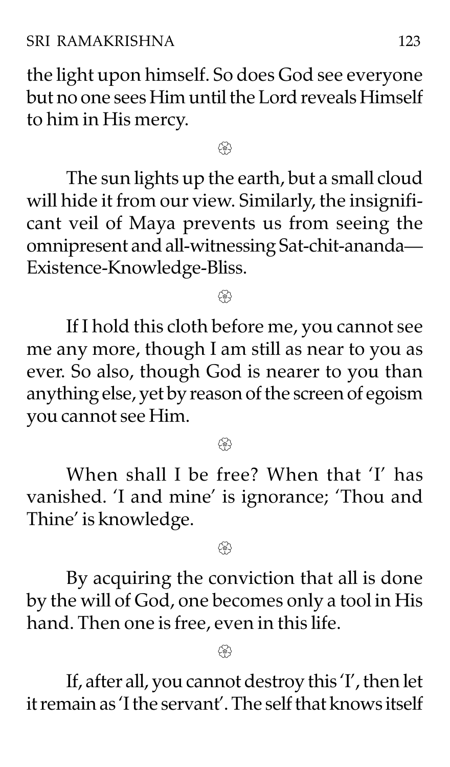the light upon himself. So does God see everyone but no one sees Him until the Lord reveals Himself to him in His mercy.

❀

The sun lights up the earth, but a small cloud will hide it from our view. Similarly, the insignificant veil of Maya prevents us from seeing the omnipresent and all-witnessing Sat-chit-ananda—Existence-Knowledge-Bliss.

❀

If I hold this cloth before me, you cannot see me any more, though I am still as near to you as ever. So also, though God is nearer to you than anything else, yet by reason of the screen of egoism you cannot see Him.

❀

When shall I be free? When that 'I' has vanished. 'I and mine' is ignorance; 'Thou and Thine' is knowledge.

❀

By acquiring the conviction that all is done by the will of God, one becomes only a tool in His hand. Then one is free, even in this life.

❀

If, after all, you cannot destroy this 'I', then let it remain as 'I the servant'. The self that knows itself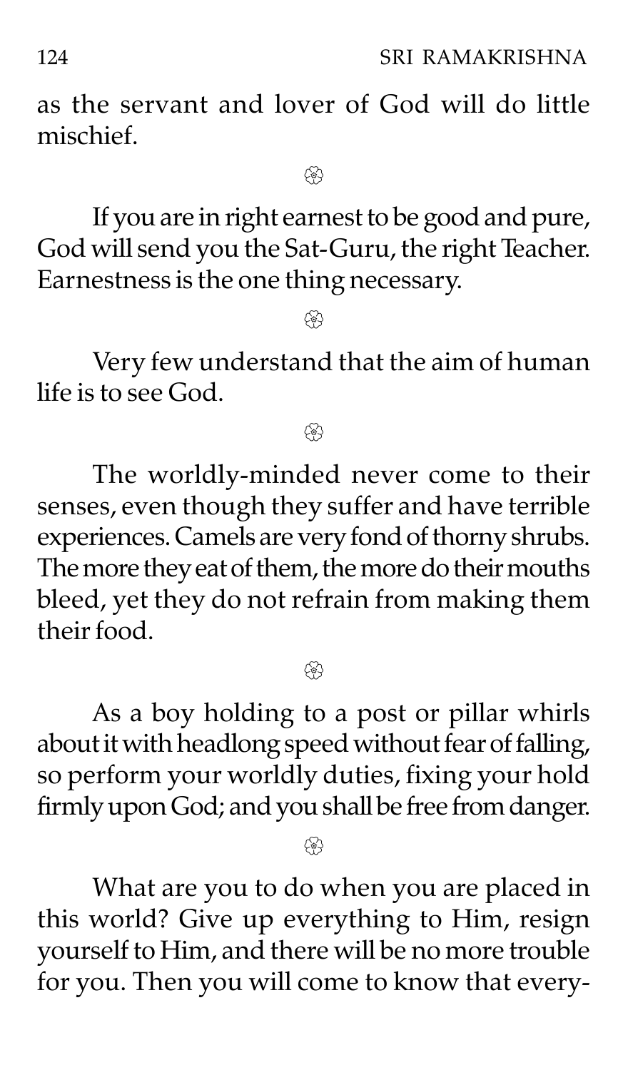as the servant and lover of God will do little mischief.

❀

If you are in right earnest to be good and pure, God will send you the Sat-Guru, the right Teacher. Earnestness is the one thing necessary.

❀

Very few understand that the aim of human life is to see God.

❀

The worldly-minded never come to their senses, even though they suffer and have terrible experiences. Camels are very fond of thorny shrubs. The more they eat of them, the more do their mouths bleed, yet they do not refrain from making them their food.

❀

As a boy holding to a post or pillar whirls about it with headlong speed without fear of falling, so perform your worldly duties, fixing your hold firmly upon God; and you shall be free from danger.

❀

What are you to do when you are placed in this world? Give up everything to Him, resign yourself to Him, and there will be no more trouble for you. Then you will come to know that every-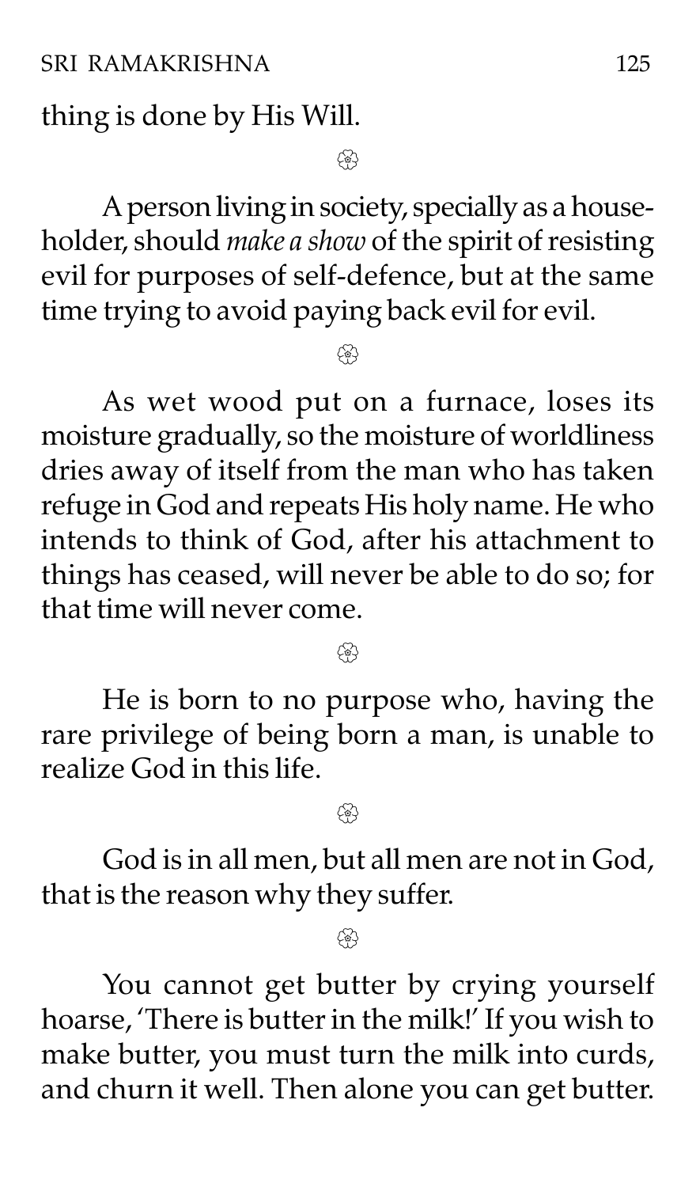thing is done by His Will.

❀

A person living in society, specially as a householder, should *make a show* of the spirit of resisting evil for purposes of self-defence, but at the same time trying to avoid paying back evil for evil.

❀

As wet wood put on a furnace, loses its moisture gradually, so the moisture of worldliness dries away of itself from the man who has taken refuge in God and repeats His holy name. He who intends to think of God, after his attachment to things has ceased, will never be able to do so; for that time will never come.

❀

He is born to no purpose who, having the rare privilege of being born a man, is unable to realize God in this life.

❀

God is in all men, but all men are not in God, that is the reason why they suffer.

❀

You cannot get butter by crying yourself hoarse, 'There is butter in the milk!' If you wish to make butter, you must turn the milk into curds, and churn it well. Then alone you can get butter.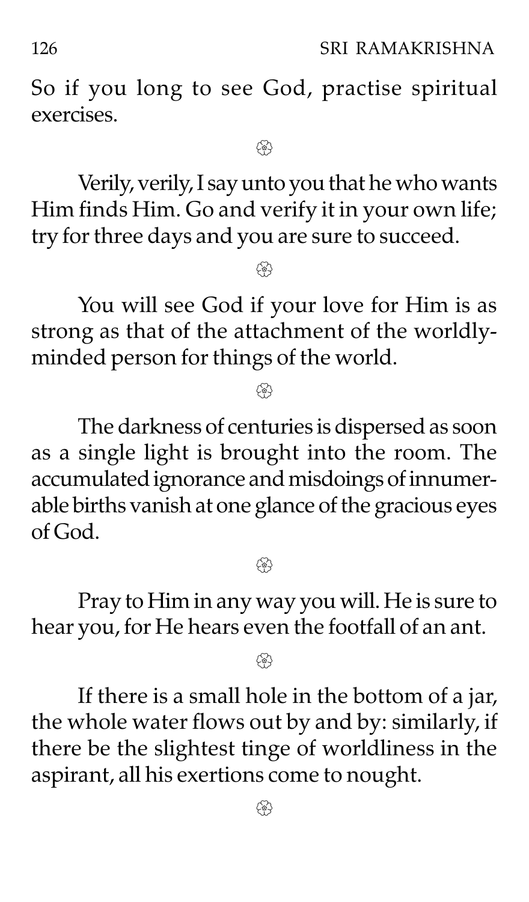So if you long to see God, practise spiritual exercises.

❀

Verily, verily, I say unto you that he who wants Him finds Him. Go and verify it in your own life; try for three days and you are sure to succeed.

❀

You will see God if your love for Him is as strong as that of the attachment of the worldly-minded person for things of the world.

❀

The darkness of centuries is dispersed as soon as a single light is brought into the room. The accumulated ignorance and misdoings of innumerable births vanish at one glance of the gracious eyes of God.

❀

Pray to Him in any way you will. He is sure to hear you, for He hears even the footfall of an ant.

❀

If there is a small hole in the bottom of a jar, the whole water flows out by and by: similarly, if there be the slightest tinge of worldliness in the aspirant, all his exertions come to nought.

❀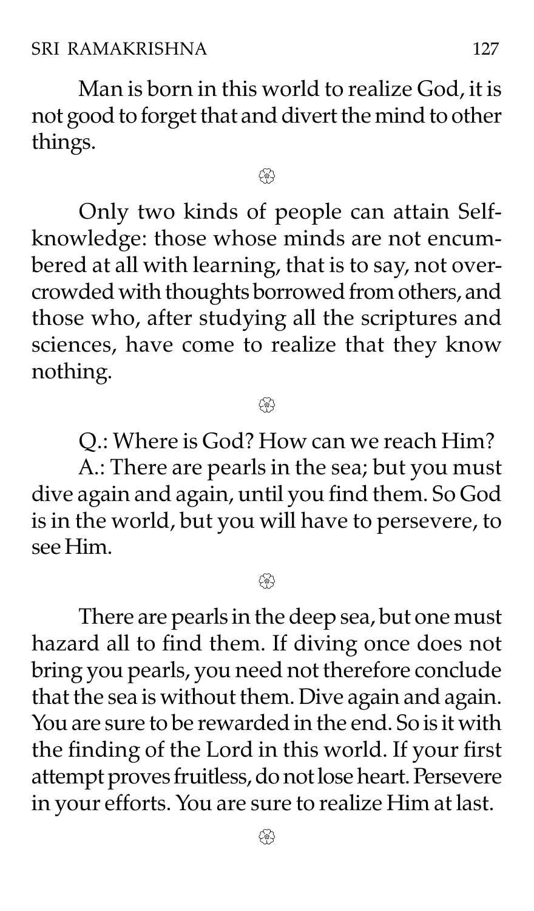Man is born in this world to realize God, it is not good to forget that and divert the mind to other things.

۞

Only two kinds of people can attain Self-knowledge: those whose minds are not encumbered at all with learning, that is to say, not overcrowded with thoughts borrowed from others, and those who, after studying all the scriptures and sciences, have come to realize that they know nothing.

۞

Q.: Where is God? How can we reach Him?

A.: There are pearls in the sea; but you must dive again and again, until you find them. So God is in the world, but you will have to persevere, to see Him.

۞

There are pearls in the deep sea, but one must hazard all to find them. If diving once does not bring you pearls, you need not therefore conclude that the sea is without them. Dive again and again. You are sure to be rewarded in the end. So is it with the finding of the Lord in this world. If your first attempt proves fruitless, do not lose heart. Persevere in your efforts. You are sure to realize Him at last.

۞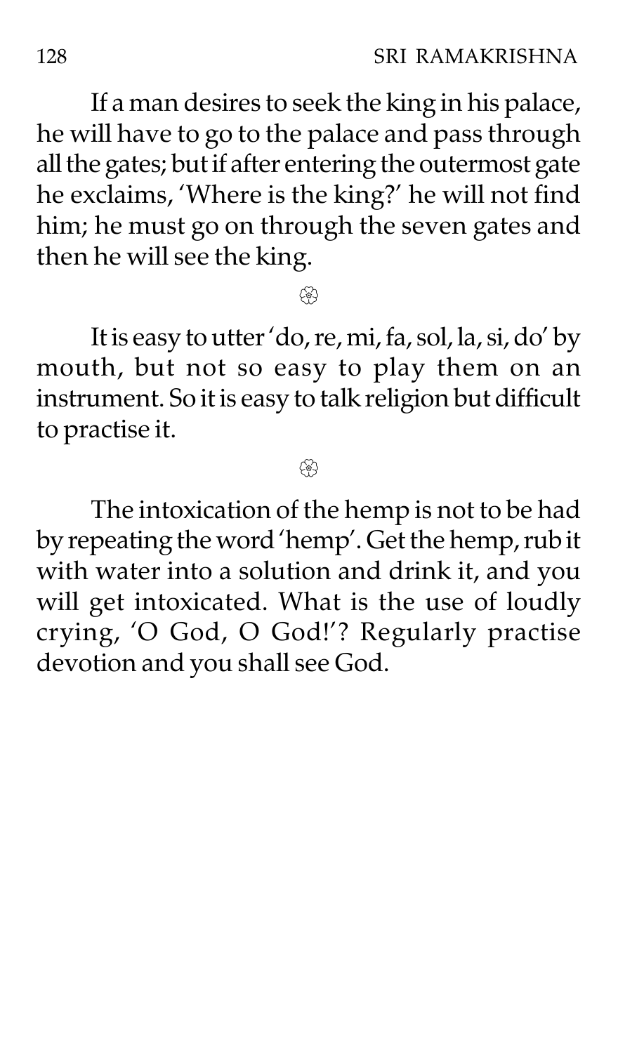If a man desires to seek the king in his palace, he will have to go to the palace and pass through all the gates; but if after entering the outermost gate he exclaims, 'Where is the king?' he will not find him; he must go on through the seven gates and then he will see the king.

❀

It is easy to utter 'do, re, mi, fa, sol, la, si, do' by mouth, but not so easy to play them on an instrument. So it is easy to talk religion but difficult to practise it.

❀

The intoxication of the hemp is not to be had by repeating the word 'hemp'. Get the hemp, rub it with water into a solution and drink it, and you will get intoxicated. What is the use of loudly crying, 'O God, O God!'? Regularly practise devotion and you shall see God.